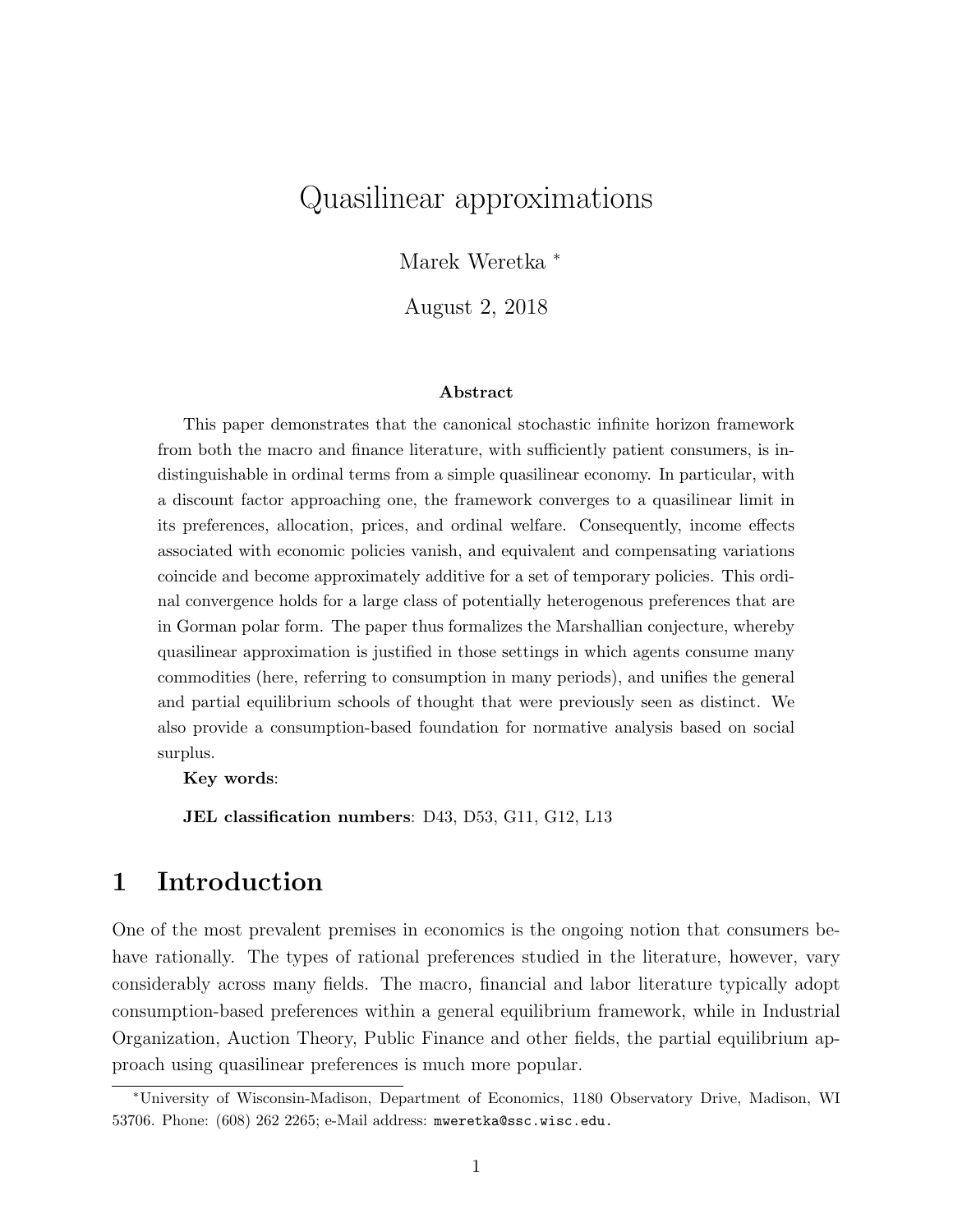# Quasilinear approximations

Marek Weretka [*]

August 2, 2018

### Abstract

This paper demonstrates that the canonical stochastic infinite horizon framework from both the macro and finance literature, with sufficiently patient consumers, is indistinguishable in ordinal terms from a simple quasilinear economy. In particular, with a discount factor approaching one, the framework converges to a quasilinear limit in its preferences, allocation, prices, and ordinal welfare. Consequently, income effects associated with economic policies vanish, and equivalent and compensating variations coincide and become approximately additive for a set of temporary policies. This ordinal convergence holds for a large class of potentially heterogenous preferences that are in Gorman polar form. The paper thus formalizes the Marshallian conjecture, whereby quasilinear approximation is justified in those settings in which agents consume many commodities (here, referring to consumption in many periods), and unifies the general and partial equilibrium schools of thought that were previously seen as distinct. We also provide a consumption-based foundation for normative analysis based on social surplus.

**Key words**:

**JEL classification numbers**: D43, D53, G11, G12, L13

## 1 Introduction

One of the most prevalent premises in economics is the ongoing notion that consumers behave rationally. The types of rational preferences studied in the literature, however, vary considerably across many fields. The macro, financial and labor literature typically adopt consumption-based preferences within a general equilibrium framework, while in Industrial Organization, Auction Theory, Public Finance and other fields, the partial equilibrium approach using quasilinear preferences is much more popular.

[*] University of Wisconsin-Madison, Department of Economics, 1180 Observatory Drive, Madison, WI 53706. Phone: (608) 262 2265; e-Mail address: mweretka@ssc.wisc.edu.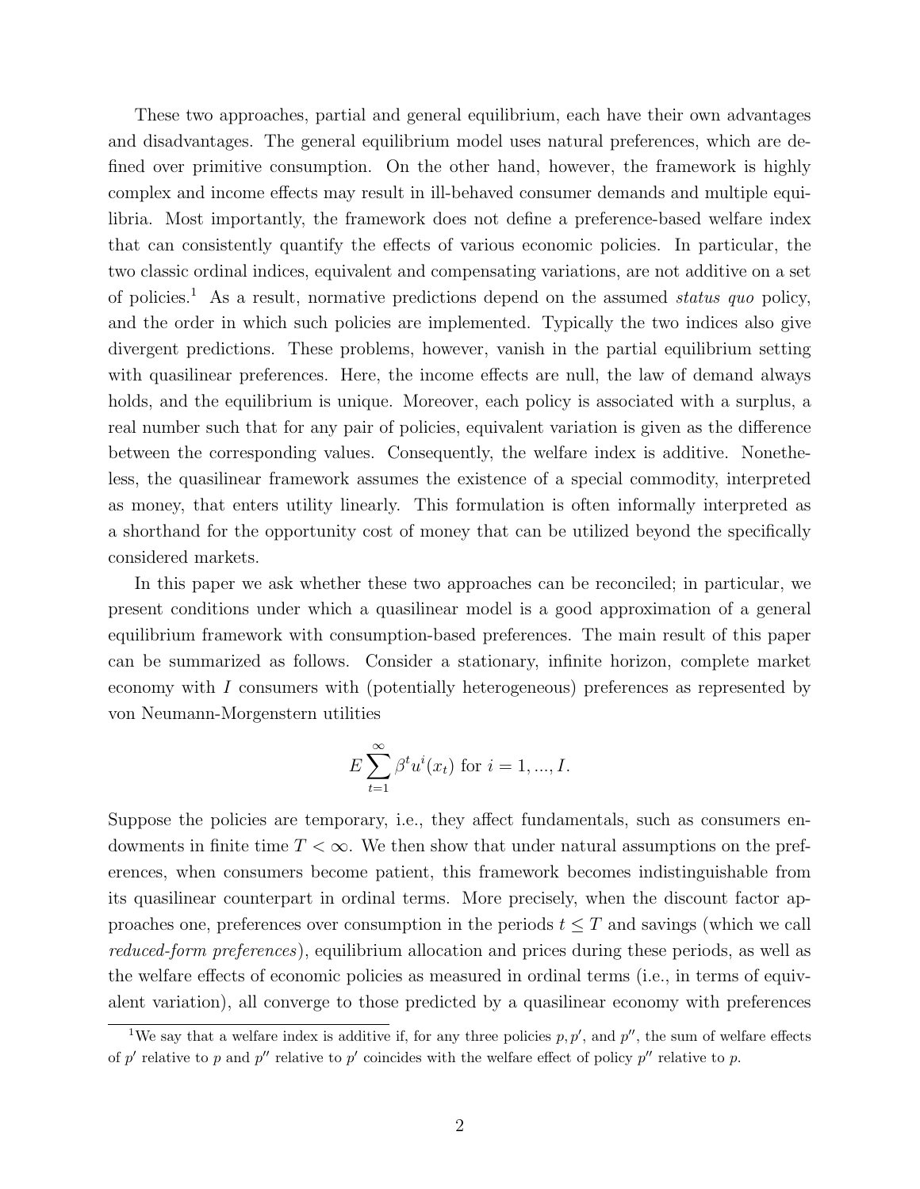These two approaches, partial and general equilibrium, each have their own advantages and disadvantages. The general equilibrium model uses natural preferences, which are defined over primitive consumption. On the other hand, however, the framework is highly complex and income effects may result in ill-behaved consumer demands and multiple equilibria. Most importantly, the framework does not define a preference-based welfare index that can consistently quantify the effects of various economic policies. In particular, the two classic ordinal indices, equivalent and compensating variations, are not additive on a set of policies.[1] As a result, normative predictions depend on the assumed *status quo* policy, and the order in which such policies are implemented. Typically the two indices also give divergent predictions. These problems, however, vanish in the partial equilibrium setting with quasilinear preferences. Here, the income effects are null, the law of demand always holds, and the equilibrium is unique. Moreover, each policy is associated with a surplus, a real number such that for any pair of policies, equivalent variation is given as the difference between the corresponding values. Consequently, the welfare index is additive. Nonetheless, the quasilinear framework assumes the existence of a special commodity, interpreted as money, that enters utility linearly. This formulation is often informally interpreted as a shorthand for the opportunity cost of money that can be utilized beyond the specifically considered markets.

In this paper we ask whether these two approaches can be reconciled; in particular, we present conditions under which a quasilinear model is a good approximation of a general equilibrium framework with consumption-based preferences. The main result of this paper can be summarized as follows. Consider a stationary, infinite horizon, complete market economy with $I$ consumers with (potentially heterogeneous) preferences as represented by von Neumann-Morgenstern utilities

$$E\sum_{t=1}^{\infty}\beta^{t}u^{i}(x_{t}) \text{ for } i=1,...,I.$$

Suppose the policies are temporary, i.e., they affect fundamentals, such as consumers endowments in finite time $T<\infty$. We then show that under natural assumptions on the preferences, when consumers become patient, this framework becomes indistinguishable from its quasilinear counterpart in ordinal terms. More precisely, when the discount factor approaches one, preferences over consumption in the periods $t \leq T$ and savings (which we call *reduced-form preferences*), equilibrium allocation and prices during these periods, as well as the welfare effects of economic policies as measured in ordinal terms (i.e., in terms of equivalent variation), all converge to those predicted by a quasilinear economy with preferences

[1] We say that a welfare index is additive if, for any three policies $p, p'$, and $p''$, the sum of welfare effects of $p'$ relative to $p$ and $p''$ relative to $p'$ coincides with the welfare effect of policy $p''$ relative to $p$.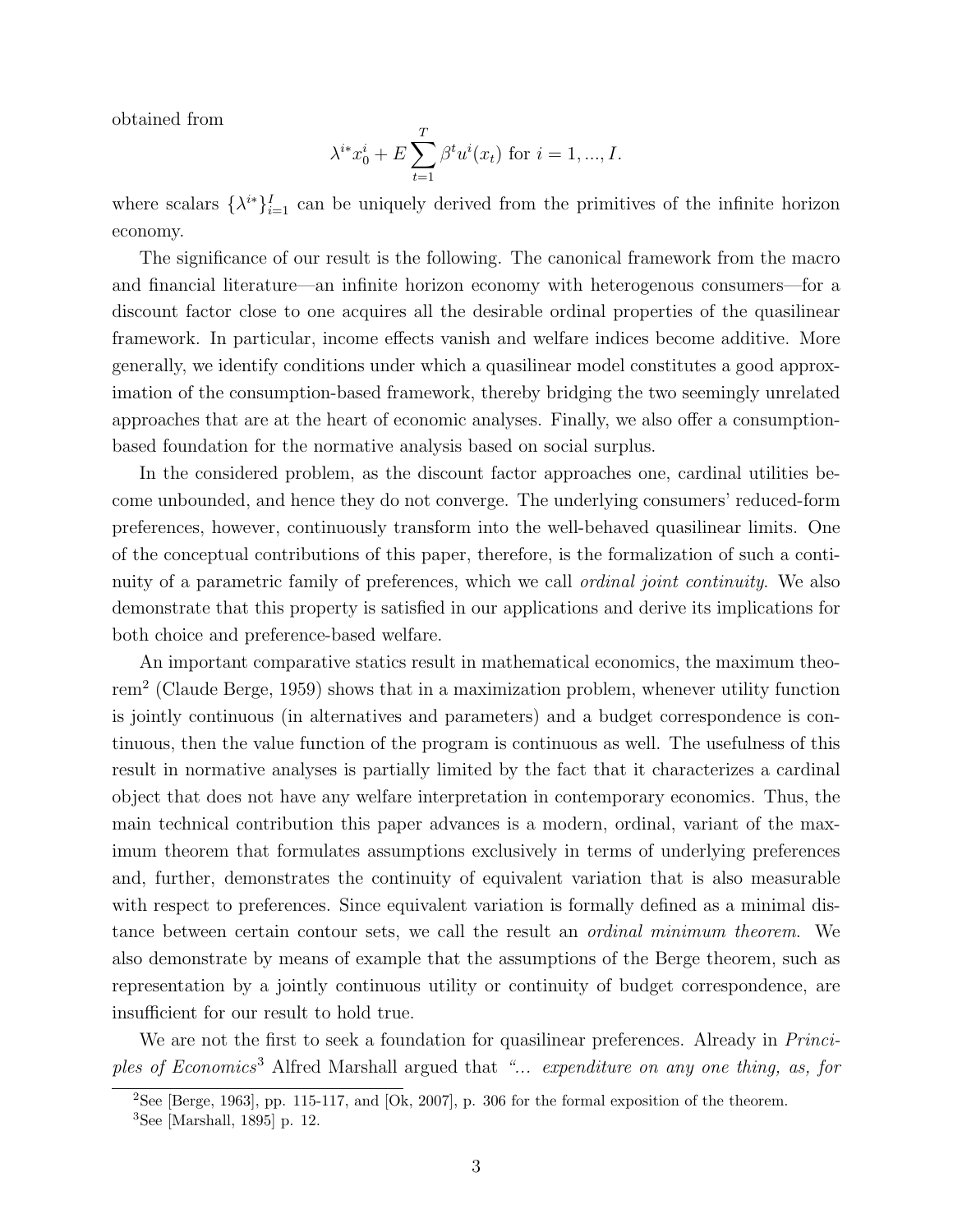obtained from

$$\lambda^{i*}x_0^i + E\sum_{t=1}^{T}\beta^t u^i(x_t) \text{ for } i = 1, ..., I.$$

where scalars $\{\lambda^{i*}\}_{i=1}^{I}$ can be uniquely derived from the primitives of the infinite horizon economy.

The significance of our result is the following. The canonical framework from the macro and financial literature—an infinite horizon economy with heterogenous consumers—for a discount factor close to one acquires all the desirable ordinal properties of the quasilinear framework. In particular, income effects vanish and welfare indices become additive. More generally, we identify conditions under which a quasilinear model constitutes a good approximation of the consumption-based framework, thereby bridging the two seemingly unrelated approaches that are at the heart of economic analyses. Finally, we also offer a consumption-based foundation for the normative analysis based on social surplus.

In the considered problem, as the discount factor approaches one, cardinal utilities become unbounded, and hence they do not converge. The underlying consumers' reduced-form preferences, however, continuously transform into the well-behaved quasilinear limits. One of the conceptual contributions of this paper, therefore, is the formalization of such a continuity of a parametric family of preferences, which we call *ordinal joint continuity*. We also demonstrate that this property is satisfied in our applications and derive its implications for both choice and preference-based welfare.

An important comparative statics result in mathematical economics, the maximum theorem[2] (Claude Berge, 1959) shows that in a maximization problem, whenever utility function is jointly continuous (in alternatives and parameters) and a budget correspondence is continuous, then the value function of the program is continuous as well. The usefulness of this result in normative analyses is partially limited by the fact that it characterizes a cardinal object that does not have any welfare interpretation in contemporary economics. Thus, the main technical contribution this paper advances is a modern, ordinal, variant of the maximum theorem that formulates assumptions exclusively in terms of underlying preferences and, further, demonstrates the continuity of equivalent variation that is also measurable with respect to preferences. Since equivalent variation is formally defined as a minimal distance between certain contour sets, we call the result an *ordinal minimum theorem*. We also demonstrate by means of example that the assumptions of the Berge theorem, such as representation by a jointly continuous utility or continuity of budget correspondence, are insufficient for our result to hold true.

We are not the first to seek a foundation for quasilinear preferences. Already in *Principles of Economics*[3] Alfred Marshall argued that *"... expenditure on any one thing, as, for*

[2] See [Berge, 1963], pp. 115-117, and [Ok, 2007], p. 306 for the formal exposition of the theorem.

[3] See [Marshall, 1895] p. 12.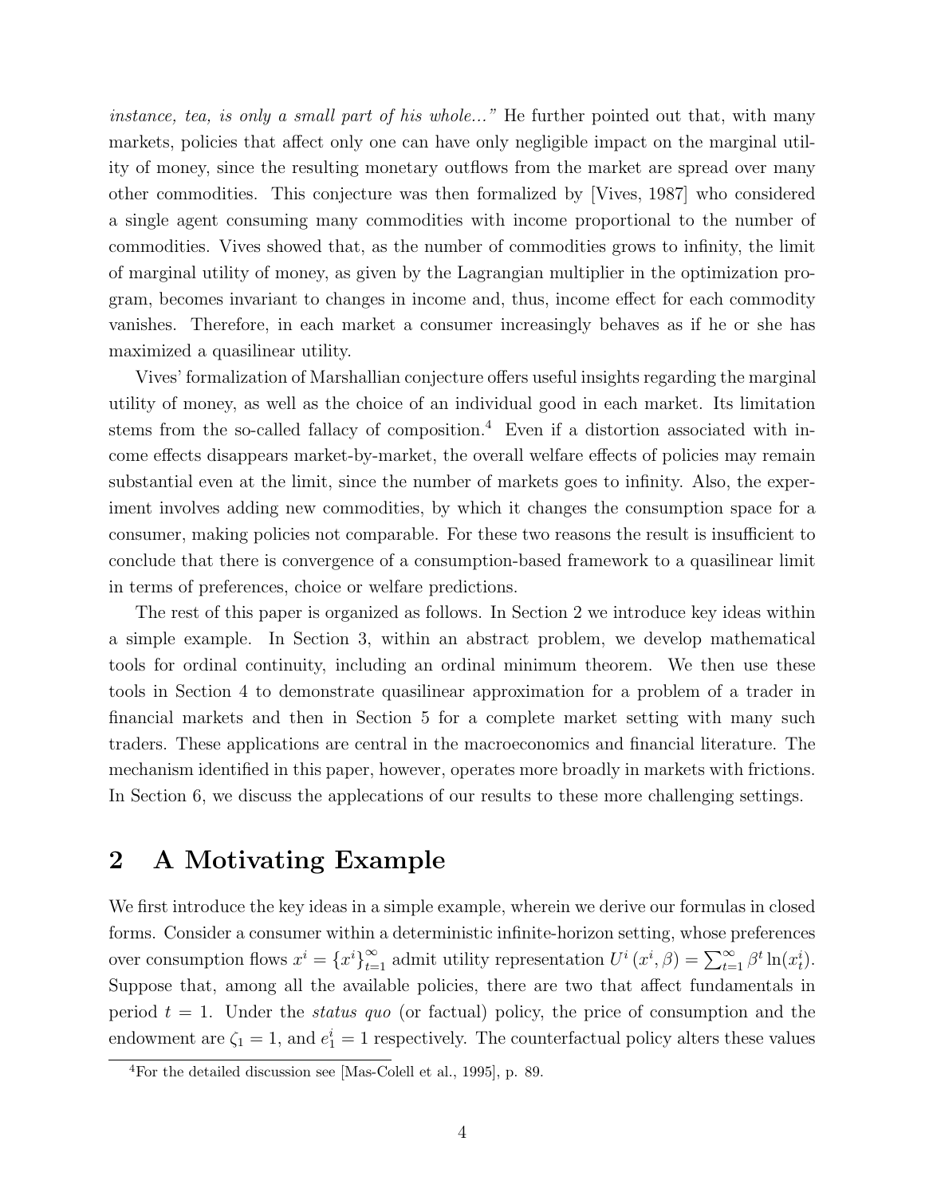*instance, tea, is only a small part of his whole..."* He further pointed out that, with many markets, policies that affect only one can have only negligible impact on the marginal utility of money, since the resulting monetary outflows from the market are spread over many other commodities. This conjecture was then formalized by [Vives, 1987] who considered a single agent consuming many commodities with income proportional to the number of commodities. Vives showed that, as the number of commodities grows to infinity, the limit of marginal utility of money, as given by the Lagrangian multiplier in the optimization program, becomes invariant to changes in income and, thus, income effect for each commodity vanishes. Therefore, in each market a consumer increasingly behaves as if he or she has maximized a quasilinear utility.

Vives' formalization of Marshallian conjecture offers useful insights regarding the marginal utility of money, as well as the choice of an individual good in each market. Its limitation stems from the so-called fallacy of composition.[4] Even if a distortion associated with income effects disappears market-by-market, the overall welfare effects of policies may remain substantial even at the limit, since the number of markets goes to infinity. Also, the experiment involves adding new commodities, by which it changes the consumption space for a consumer, making policies not comparable. For these two reasons the result is insufficient to conclude that there is convergence of a consumption-based framework to a quasilinear limit in terms of preferences, choice or welfare predictions.

The rest of this paper is organized as follows. In Section 2 we introduce key ideas within a simple example. In Section 3, within an abstract problem, we develop mathematical tools for ordinal continuity, including an ordinal minimum theorem. We then use these tools in Section 4 to demonstrate quasilinear approximation for a problem of a trader in financial markets and then in Section 5 for a complete market setting with many such traders. These applications are central in the macroeconomics and financial literature. The mechanism identified in this paper, however, operates more broadly in markets with frictions. In Section 6, we discuss the applecations of our results to these more challenging settings.

## 2 A Motivating Example

We first introduce the key ideas in a simple example, wherein we derive our formulas in closed forms. Consider a consumer within a deterministic infinite-horizon setting, whose preferences over consumption flows $x^i = \{x^i\}_{t=1}^{\infty}$ admit utility representation $U^i(x^i, \beta) = \sum_{t=1}^{\infty} \beta^t \ln(x^i_t)$. Suppose that, among all the available policies, there are two that affect fundamentals in period $t = 1$. Under the *status quo* (or factual) policy, the price of consumption and the endowment are $\zeta_1 = 1$, and $e^i_1 = 1$ respectively. The counterfactual policy alters these values

[4] For the detailed discussion see [Mas-Colell et al., 1995], p. 89.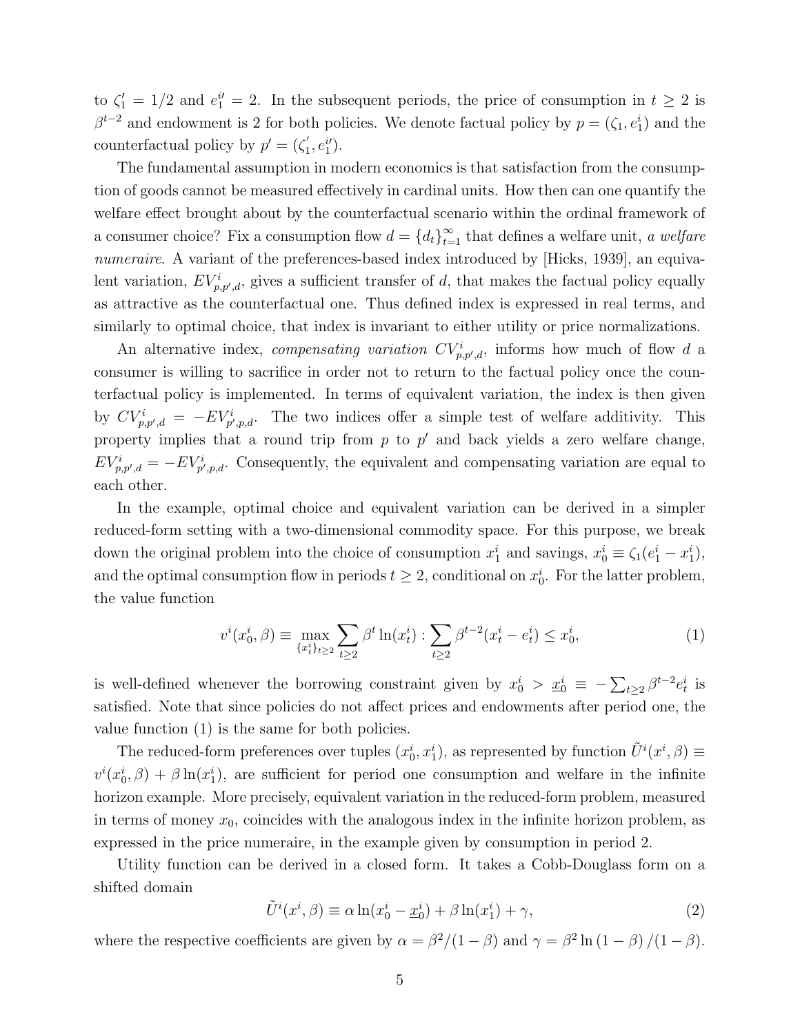to $\zeta_1' = 1/2$ and $e_1^{i\prime} = 2$. In the subsequent periods, the price of consumption in $t \geq 2$ is $\beta^{t-2}$ and endowment is 2 for both policies. We denote factual policy by $p = (\zeta_1, e_1^i)$ and the counterfactual policy by $p' = (\zeta_1', e_1^{i\prime})$.

The fundamental assumption in modern economics is that satisfaction from the consumption of goods cannot be measured effectively in cardinal units. How then can one quantify the welfare effect brought about by the counterfactual scenario within the ordinal framework of a consumer choice? Fix a consumption flow $d = \{d_t\}_{t=1}^{\infty}$ that defines a welfare unit, *a welfare numeraire*. A variant of the preferences-based index introduced by [Hicks, 1939], an equivalent variation, $EV^i_{p,p',d}$, gives a sufficient transfer of $d$, that makes the factual policy equally as attractive as the counterfactual one. Thus defined index is expressed in real terms, and similarly to optimal choice, that index is invariant to either utility or price normalizations.

An alternative index, *compensating variation* $CV^i_{p,p',d}$, informs how much of flow $d$ a consumer is willing to sacrifice in order not to return to the factual policy once the counterfactual policy is implemented. In terms of equivalent variation, the index is then given by $CV^i_{p,p',d} = -EV^i_{p',p,d}$. The two indices offer a simple test of welfare additivity. This property implies that a round trip from $p$ to $p'$ and back yields a zero welfare change, $EV^i_{p,p',d} = -EV^i_{p',p,d}$. Consequently, the equivalent and compensating variation are equal to each other.

In the example, optimal choice and equivalent variation can be derived in a simpler reduced-form setting with a two-dimensional commodity space. For this purpose, we break down the original problem into the choice of consumption $x_1^i$ and savings, $x_0^i \equiv \zeta_1(e_1^i - x_1^i)$, and the optimal consumption flow in periods $t \geq 2$, conditional on $x_0^i$. For the latter problem, the value function

$$v^i(x_0^i, \beta) \equiv \max_{\{x_t^i\}_{t\geq 2}} \sum_{t\geq 2} \beta^t \ln(x_t^i) : \sum_{t\geq 2} \beta^{t-2}(x_t^i - e_t^i) \leq x_0^i, \tag{1}$$

is well-defined whenever the borrowing constraint given by $x_0^i > \underline{x}_0^i \equiv -\sum_{t\geq 2} \beta^{t-2} e_t^i$ is satisfied. Note that since policies do not affect prices and endowments after period one, the value function (1) is the same for both policies.

The reduced-form preferences over tuples $(x_0^i, x_1^i)$, as represented by function $\tilde{U}^i(x^i, \beta) \equiv v^i(x_0^i, \beta) + \beta \ln(x_1^i)$, are sufficient for period one consumption and welfare in the infinite horizon example. More precisely, equivalent variation in the reduced-form problem, measured in terms of money $x_0$, coincides with the analogous index in the infinite horizon problem, as expressed in the price numeraire, in the example given by consumption in period 2.

Utility function can be derived in a closed form. It takes a Cobb-Douglass form on a shifted domain

$$\tilde{U}^i(x^i, \beta) \equiv \alpha \ln(x_0^i - \underline{x}_0^i) + \beta \ln(x_1^i) + \gamma, \tag{2}$$

where the respective coefficients are given by $\alpha = \beta^2/(1-\beta)$ and $\gamma = \beta^2 \ln(1-\beta)/(1-\beta)$.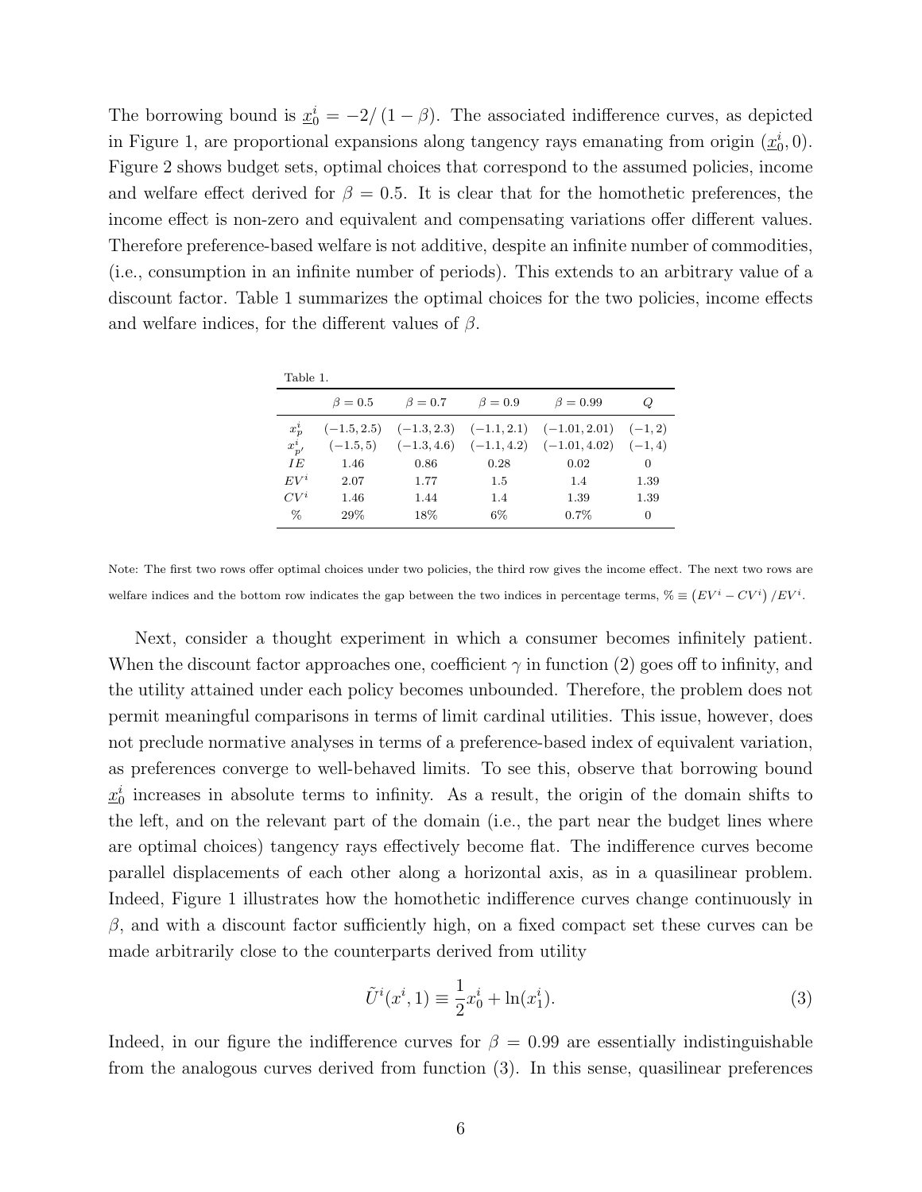The borrowing bound is $\underline{x}_0^i = -2/(1-\beta)$. The associated indifference curves, as depicted in Figure 1, are proportional expansions along tangency rays emanating from origin $(\underline{x}_0^i, 0)$. Figure 2 shows budget sets, optimal choices that correspond to the assumed policies, income and welfare effect derived for $\beta = 0.5$. It is clear that for the homothetic preferences, the income effect is non-zero and equivalent and compensating variations offer different values. Therefore preference-based welfare is not additive, despite an infinite number of commodities, (i.e., consumption in an infinite number of periods). This extends to an arbitrary value of a discount factor. Table 1 summarizes the optimal choices for the two policies, income effects and welfare indices, for the different values of $\beta$.

Table 1.

| | $\beta = 0.5$ | $\beta = 0.7$ | $\beta = 0.9$ | $\beta = 0.99$ | $Q$ |
|---|---|---|---|---|---|
| $x_p^i$ | $(-1.5, 2.5)$ | $(-1.3, 2.3)$ | $(-1.1, 2.1)$ | $(-1.01, 2.01)$ | $(-1, 2)$ |
| $x_{p'}^i$ | $(-1.5, 5)$ | $(-1.3, 4.6)$ | $(-1.1, 4.2)$ | $(-1.01, 4.02)$ | $(-1, 4)$ |
| $IE$ | 1.46 | 0.86 | 0.28 | 0.02 | 0 |
| $EV^i$ | 2.07 | 1.77 | 1.5 | 1.4 | 1.39 |
| $CV^i$ | 1.46 | 1.44 | 1.4 | 1.39 | 1.39 |
| % | 29% | 18% | 6% | 0.7% | 0 |

Note: The first two rows offer optimal choices under two policies, the third row gives the income effect. The next two rows are welfare indices and the bottom row indicates the gap between the two indices in percentage terms, $\% \equiv \left(EV^i - CV^i\right)/EV^i$.

Next, consider a thought experiment in which a consumer becomes infinitely patient. When the discount factor approaches one, coefficient $\gamma$ in function (2) goes off to infinity, and the utility attained under each policy becomes unbounded. Therefore, the problem does not permit meaningful comparisons in terms of limit cardinal utilities. This issue, however, does not preclude normative analyses in terms of a preference-based index of equivalent variation, as preferences converge to well-behaved limits. To see this, observe that borrowing bound $\underline{x}_0^i$ increases in absolute terms to infinity. As a result, the origin of the domain shifts to the left, and on the relevant part of the domain (i.e., the part near the budget lines where are optimal choices) tangency rays effectively become flat. The indifference curves become parallel displacements of each other along a horizontal axis, as in a quasilinear problem. Indeed, Figure 1 illustrates how the homothetic indifference curves change continuously in $\beta$, and with a discount factor sufficiently high, on a fixed compact set these curves can be made arbitrarily close to the counterparts derived from utility

$$\tilde{U}^i(x^i, 1) \equiv \frac{1}{2}x_0^i + \ln(x_1^i). \tag{3}$$

Indeed, in our figure the indifference curves for $\beta = 0.99$ are essentially indistinguishable from the analogous curves derived from function (3). In this sense, quasilinear preferences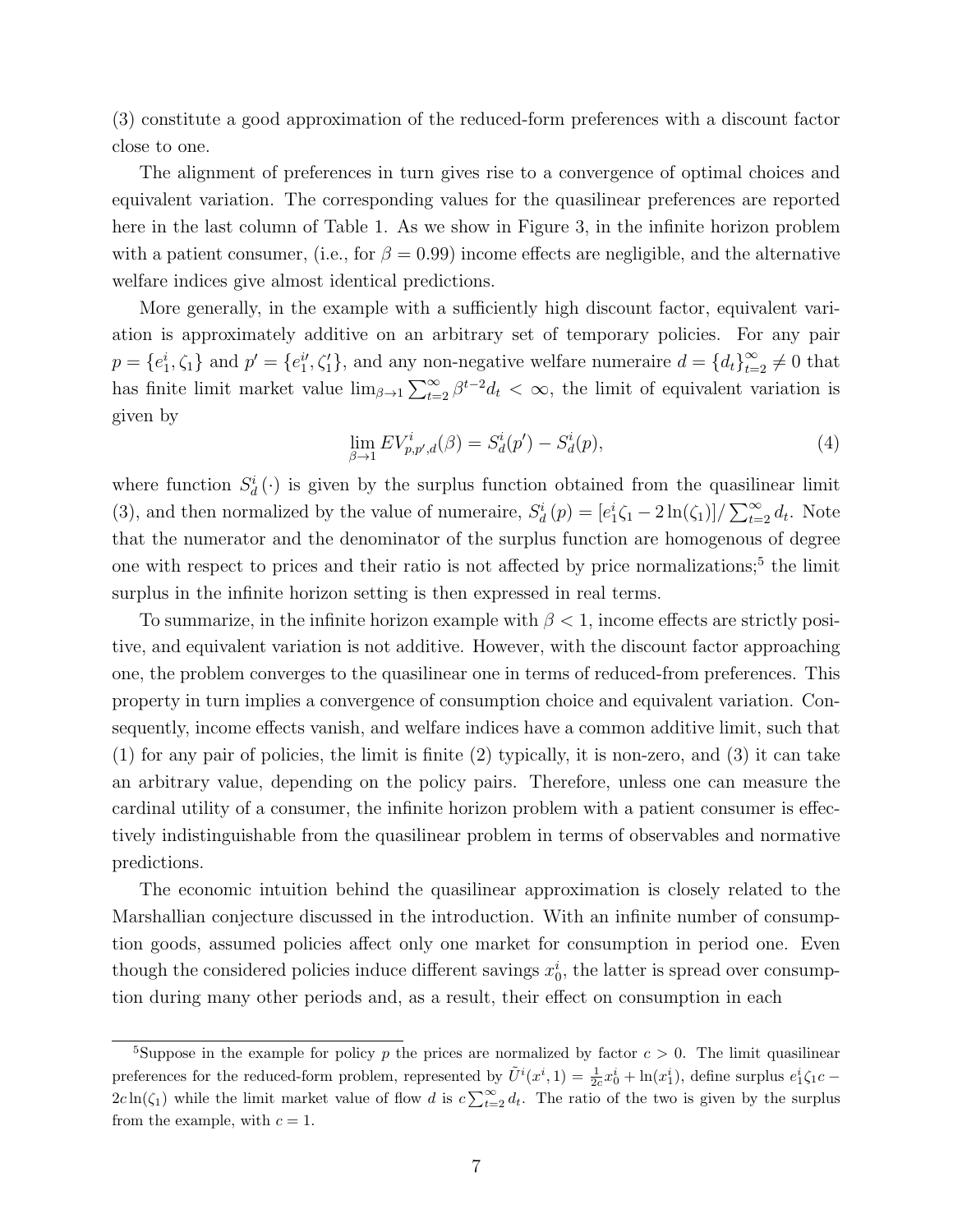(3) constitute a good approximation of the reduced-form preferences with a discount factor close to one.

The alignment of preferences in turn gives rise to a convergence of optimal choices and equivalent variation. The corresponding values for the quasilinear preferences are reported here in the last column of Table 1. As we show in Figure 3, in the infinite horizon problem with a patient consumer, (i.e., for $\beta = 0.99$) income effects are negligible, and the alternative welfare indices give almost identical predictions.

More generally, in the example with a sufficiently high discount factor, equivalent variation is approximately additive on an arbitrary set of temporary policies. For any pair $p = \{e_1^i, \zeta_1\}$ and $p' = \{e_1^{i\prime}, \zeta_1'\}$, and any non-negative welfare numeraire $d = \{d_t\}_{t=2}^{\infty} \neq 0$ that has finite limit market value $\lim_{\beta \to 1} \sum_{t=2}^{\infty} \beta^{t-2} d_t < \infty$, the limit of equivalent variation is given by

$$\lim_{\beta \to 1} EV_{p,p',d}^i(\beta) = S_d^i(p') - S_d^i(p), \tag{4}$$

where function $S_d^i(\cdot)$ is given by the surplus function obtained from the quasilinear limit (3), and then normalized by the value of numeraire, $S_d^i(p) = [e_1^i \zeta_1 - 2\ln(\zeta_1)] / \sum_{t=2}^{\infty} d_t$. Note that the numerator and the denominator of the surplus function are homogenous of degree one with respect to prices and their ratio is not affected by price normalizations;[5] the limit surplus in the infinite horizon setting is then expressed in real terms.

To summarize, in the infinite horizon example with $\beta < 1$, income effects are strictly positive, and equivalent variation is not additive. However, with the discount factor approaching one, the problem converges to the quasilinear one in terms of reduced-from preferences. This property in turn implies a convergence of consumption choice and equivalent variation. Consequently, income effects vanish, and welfare indices have a common additive limit, such that (1) for any pair of policies, the limit is finite (2) typically, it is non-zero, and (3) it can take an arbitrary value, depending on the policy pairs. Therefore, unless one can measure the cardinal utility of a consumer, the infinite horizon problem with a patient consumer is effectively indistinguishable from the quasilinear problem in terms of observables and normative predictions.

The economic intuition behind the quasilinear approximation is closely related to the Marshallian conjecture discussed in the introduction. With an infinite number of consumption goods, assumed policies affect only one market for consumption in period one. Even though the considered policies induce different savings $x_0^i$, the latter is spread over consumption during many other periods and, as a result, their effect on consumption in each

[5] Suppose in the example for policy $p$ the prices are normalized by factor $c > 0$. The limit quasilinear preferences for the reduced-form problem, represented by $\tilde{U}^i(x^i, 1) = \frac{1}{2c} x_0^i + \ln(x_1^i)$, define surplus $e_1^i \zeta_1 c - 2c \ln(\zeta_1)$ while the limit market value of flow $d$ is $c \sum_{t=2}^{\infty} d_t$. The ratio of the two is given by the surplus from the example, with $c = 1$.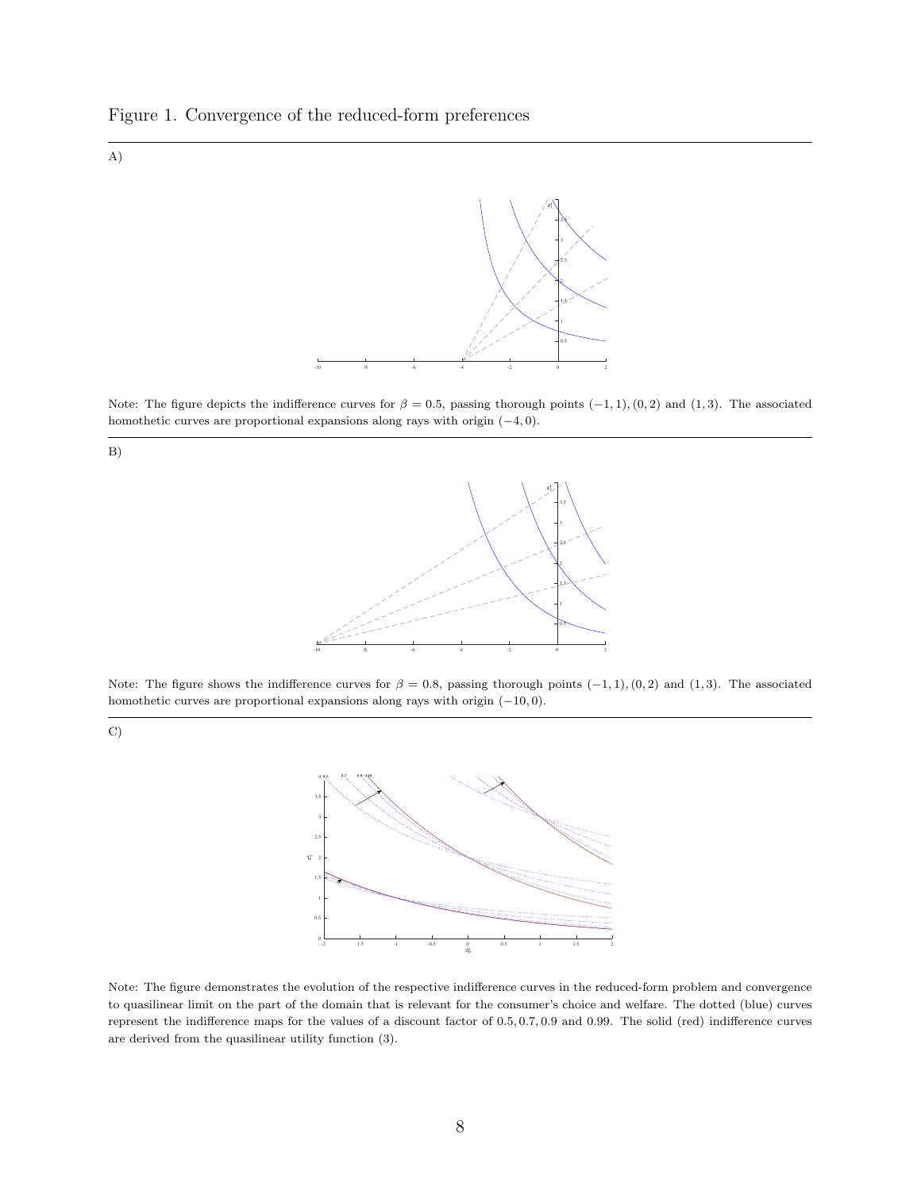Figure 1. Convergence of the reduced-form preferences

A)

Note: The figure depicts the indifference curves for $\beta = 0.5$, passing thorough points $(-1, 1), (0, 2)$ and $(1, 3)$. The associated homothetic curves are proportional expansions along rays with origin $(-4, 0)$.

B)

Note: The figure shows the indifference curves for $\beta = 0.8$, passing thorough points $(-1, 1), (0, 2)$ and $(1, 3)$. The associated homothetic curves are proportional expansions along rays with origin $(-10, 0)$.

C)

Note: The figure demonstrates the evolution of the respective indifference curves in the reduced-form problem and convergence to quasilinear limit on the part of the domain that is relevant for the consumer's choice and welfare. The dotted (blue) curves represent the indifference maps for the values of a discount factor of 0.5, 0.7, 0.9 and 0.99. The solid (red) indifference curves are derived from the quasilinear utility function (3).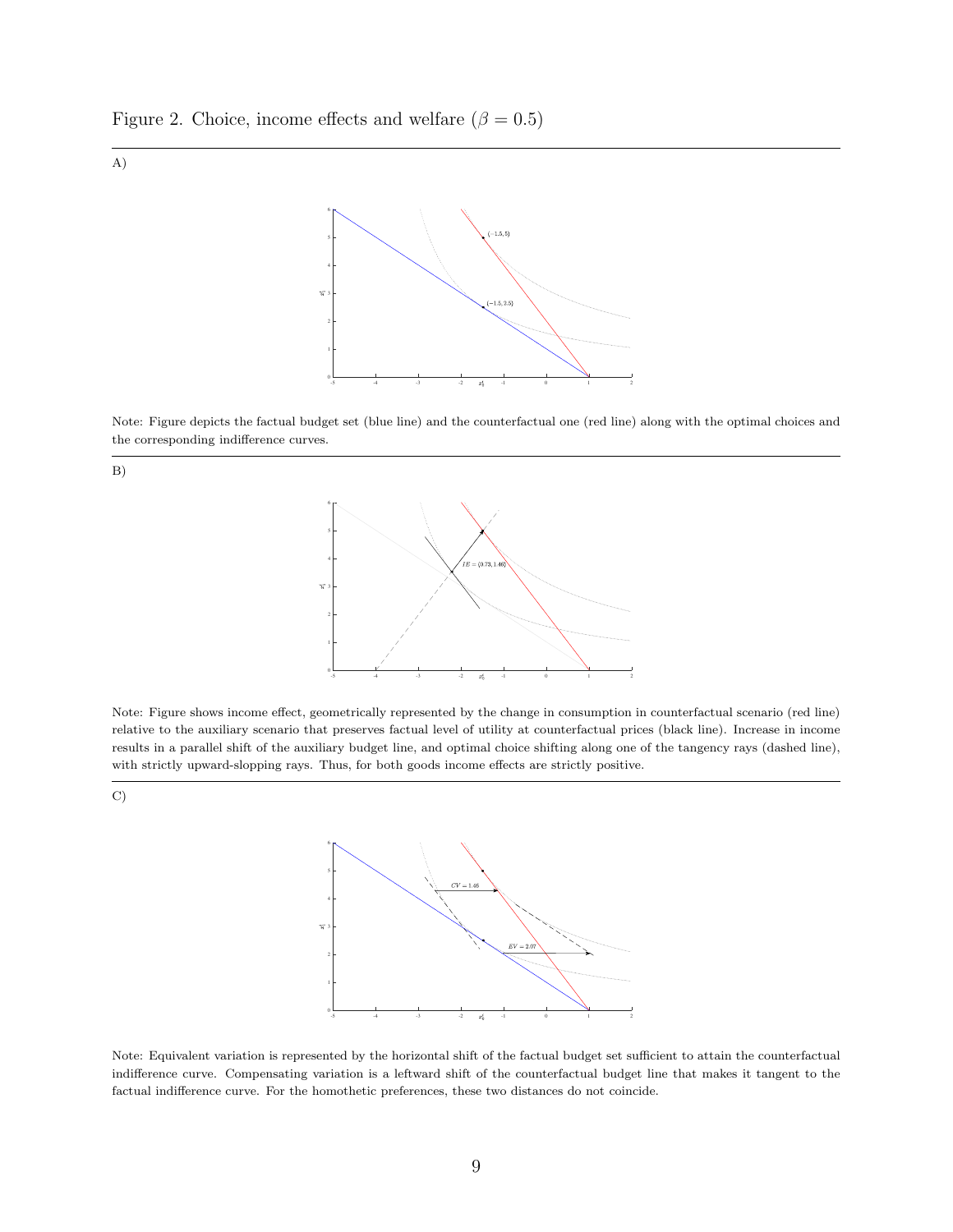Figure 2. Choice, income effects and welfare ($\beta = 0.5$)

A)

Note: Figure depicts the factual budget set (blue line) and the counterfactual one (red line) along with the optimal choices and the corresponding indifference curves.

B)

Note: Figure shows income effect, geometrically represented by the change in consumption in counterfactual scenario (red line) relative to the auxiliary scenario that preserves factual level of utility at counterfactual prices (black line). Increase in income results in a parallel shift of the auxiliary budget line, and optimal choice shifting along one of the tangency rays (dashed line), with strictly upward-slopping rays. Thus, for both goods income effects are strictly positive.

C)

Note: Equivalent variation is represented by the horizontal shift of the factual budget set sufficient to attain the counterfactual indifference curve. Compensating variation is a leftward shift of the counterfactual budget line that makes it tangent to the factual indifference curve. For the homothetic preferences, these two distances do not coincide.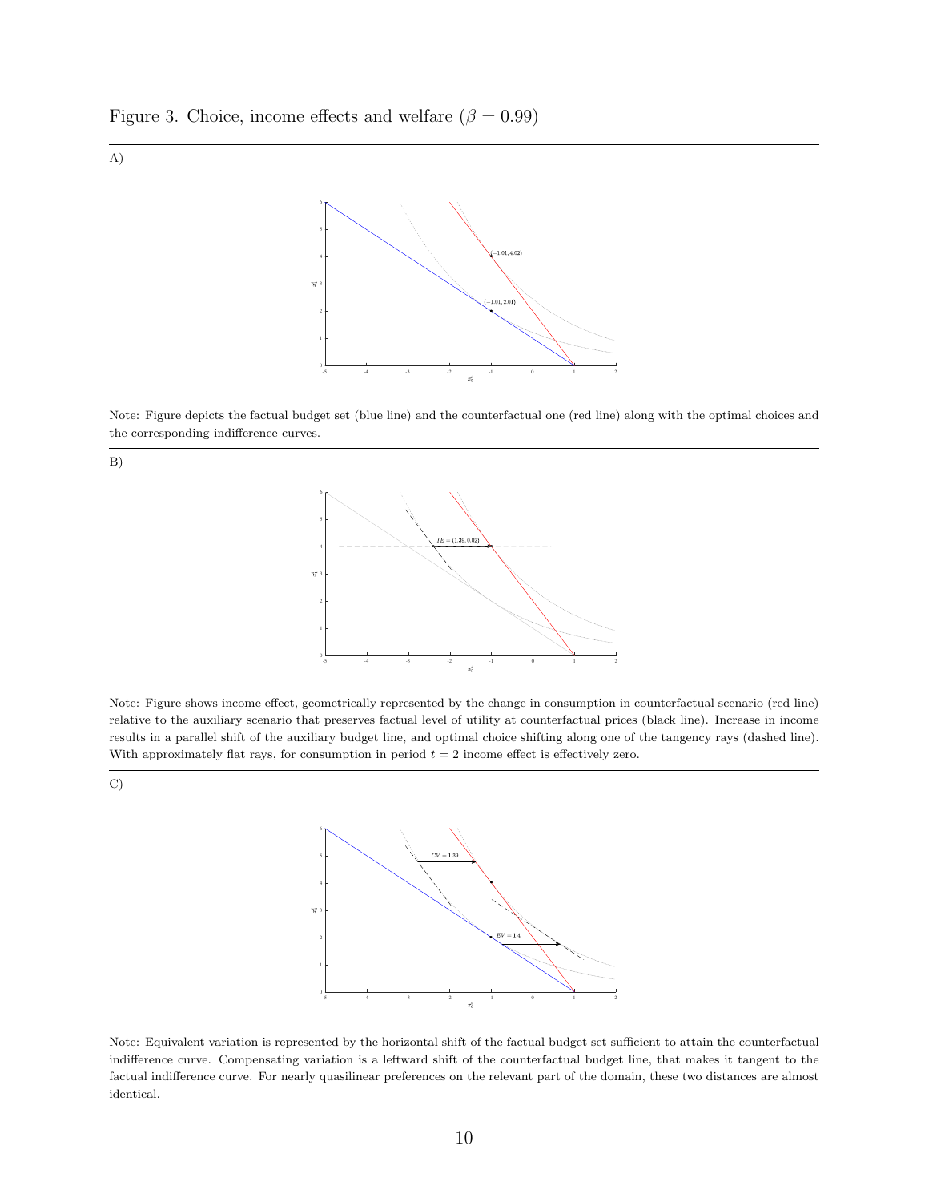Figure 3. Choice, income effects and welfare ($\beta = 0.99$)

A)

Note: Figure depicts the factual budget set (blue line) and the counterfactual one (red line) along with the optimal choices and the corresponding indifference curves.

B)

Note: Figure shows income effect, geometrically represented by the change in consumption in counterfactual scenario (red line) relative to the auxiliary scenario that preserves factual level of utility at counterfactual prices (black line). Increase in income results in a parallel shift of the auxiliary budget line, and optimal choice shifting along one of the tangency rays (dashed line). With approximately flat rays, for consumption in period $t = 2$ income effect is effectively zero.

C)

Note: Equivalent variation is represented by the horizontal shift of the factual budget set sufficient to attain the counterfactual indifference curve. Compensating variation is a leftward shift of the counterfactual budget line, that makes it tangent to the factual indifference curve. For nearly quasilinear preferences on the relevant part of the domain, these two distances are almost identical.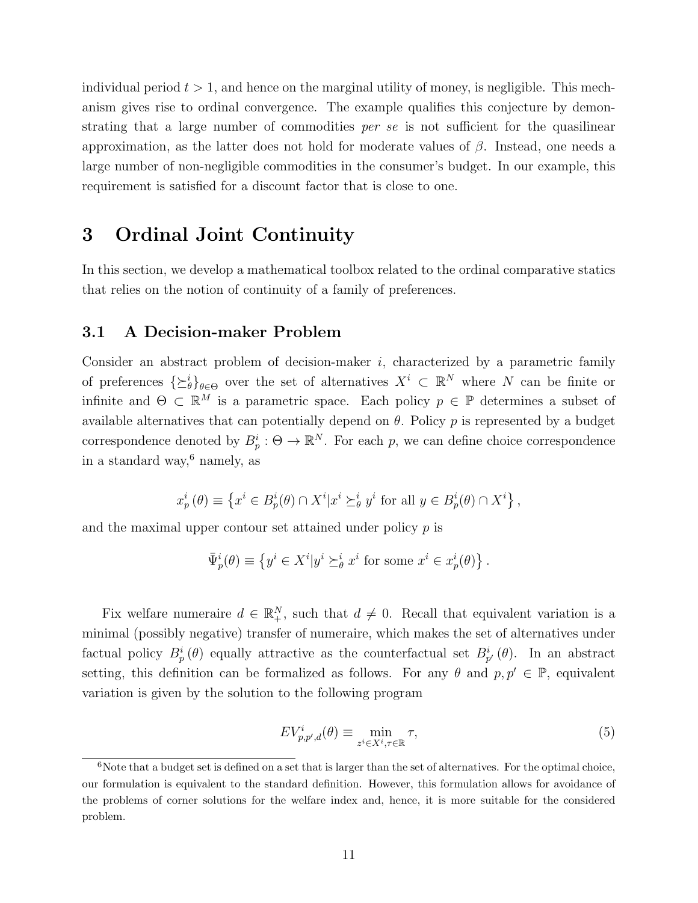individual period $t > 1$, and hence on the marginal utility of money, is negligible. This mechanism gives rise to ordinal convergence. The example qualifies this conjecture by demonstrating that a large number of commodities *per se* is not sufficient for the quasilinear approximation, as the latter does not hold for moderate values of $\beta$. Instead, one needs a large number of non-negligible commodities in the consumer's budget. In our example, this requirement is satisfied for a discount factor that is close to one.

# 3 Ordinal Joint Continuity

In this section, we develop a mathematical toolbox related to the ordinal comparative statics that relies on the notion of continuity of a family of preferences.

## 3.1 A Decision-maker Problem

Consider an abstract problem of decision-maker $i$, characterized by a parametric family of preferences $\{\succeq^i_\theta\}_{\theta \in \Theta}$ over the set of alternatives $X^i \subset \mathbb{R}^N$ where $N$ can be finite or infinite and $\Theta \subset \mathbb{R}^M$ is a parametric space. Each policy $p \in \mathbb{P}$ determines a subset of available alternatives that can potentially depend on $\theta$. Policy $p$ is represented by a budget correspondence denoted by $B^i_p : \Theta \to \mathbb{R}^N$. For each $p$, we can define choice correspondence in a standard way,[6] namely, as

$$x^i_p(\theta) \equiv \left\{ x^i \in B^i_p(\theta) \cap X^i | x^i \succeq^i_\theta y^i \text{ for all } y \in B^i_p(\theta) \cap X^i \right\},$$

and the maximal upper contour set attained under policy $p$ is

$$\bar{\Psi}^i_p(\theta) \equiv \left\{ y^i \in X^i | y^i \succeq^i_\theta x^i \text{ for some } x^i \in x^i_p(\theta) \right\}.$$

Fix welfare numeraire $d \in \mathbb{R}^N_+$, such that $d \neq 0$. Recall that equivalent variation is a minimal (possibly negative) transfer of numeraire, which makes the set of alternatives under factual policy $B^i_p(\theta)$ equally attractive as the counterfactual set $B^i_{p'}(\theta)$. In an abstract setting, this definition can be formalized as follows. For any $\theta$ and $p, p' \in \mathbb{P}$, equivalent variation is given by the solution to the following program

$$EV^i_{p,p',d}(\theta) \equiv \min_{z^i \in X^i, \tau \in \mathbb{R}} \tau, \tag{5}$$

[6] Note that a budget set is defined on a set that is larger than the set of alternatives. For the optimal choice, our formulation is equivalent to the standard definition. However, this formulation allows for avoidance of the problems of corner solutions for the welfare index and, hence, it is more suitable for the considered problem.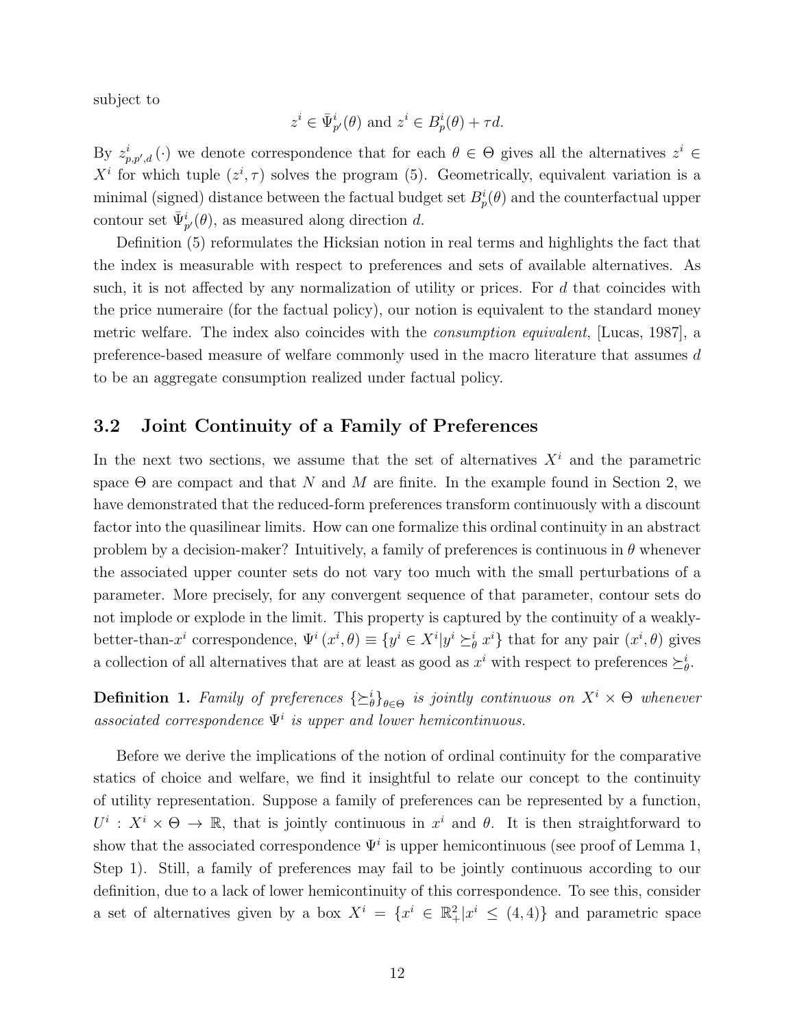subject to

$$z^i \in \bar{\Psi}^i_{p'}(\theta) \text{ and } z^i \in B^i_p(\theta) + \tau d.$$

By $z^i_{p,p',d}(\cdot)$ we denote correspondence that for each $\theta \in \Theta$ gives all the alternatives $z^i \in X^i$ for which tuple $(z^i, \tau)$ solves the program (5). Geometrically, equivalent variation is a minimal (signed) distance between the factual budget set $B^i_p(\theta)$ and the counterfactual upper contour set $\bar{\Psi}^i_{p'}(\theta)$, as measured along direction $d$.

Definition (5) reformulates the Hicksian notion in real terms and highlights the fact that the index is measurable with respect to preferences and sets of available alternatives. As such, it is not affected by any normalization of utility or prices. For $d$ that coincides with the price numeraire (for the factual policy), our notion is equivalent to the standard money metric welfare. The index also coincides with the *consumption equivalent*, [Lucas, 1987], a preference-based measure of welfare commonly used in the macro literature that assumes $d$ to be an aggregate consumption realized under factual policy.

## 3.2 Joint Continuity of a Family of Preferences

In the next two sections, we assume that the set of alternatives $X^i$ and the parametric space $\Theta$ are compact and that $N$ and $M$ are finite. In the example found in Section 2, we have demonstrated that the reduced-form preferences transform continuously with a discount factor into the quasilinear limits. How can one formalize this ordinal continuity in an abstract problem by a decision-maker? Intuitively, a family of preferences is continuous in $\theta$ whenever the associated upper counter sets do not vary too much with the small perturbations of a parameter. More precisely, for any convergent sequence of that parameter, contour sets do not implode or explode in the limit. This property is captured by the continuity of a weakly-better-than-$x^i$ correspondence, $\Psi^i(x^i, \theta) \equiv \{y^i \in X^i | y^i \succeq^i_\theta x^i\}$ that for any pair $(x^i, \theta)$ gives a collection of all alternatives that are at least as good as $x^i$ with respect to preferences $\succeq^i_\theta$.

**Definition 1.** *Family of preferences $\{\succeq^i_\theta\}_{\theta\in\Theta}$ is jointly continuous on $X^i \times \Theta$ whenever associated correspondence $\Psi^i$ is upper and lower hemicontinuous.*

Before we derive the implications of the notion of ordinal continuity for the comparative statics of choice and welfare, we find it insightful to relate our concept to the continuity of utility representation. Suppose a family of preferences can be represented by a function, $U^i : X^i \times \Theta \to \mathbb{R}$, that is jointly continuous in $x^i$ and $\theta$. It is then straightforward to show that the associated correspondence $\Psi^i$ is upper hemicontinuous (see proof of Lemma 1, Step 1). Still, a family of preferences may fail to be jointly continuous according to our definition, due to a lack of lower hemicontinuity of this correspondence. To see this, consider a set of alternatives given by a box $X^i = \{x^i \in \mathbb{R}^2_+ | x^i \leq (4, 4)\}$ and parametric space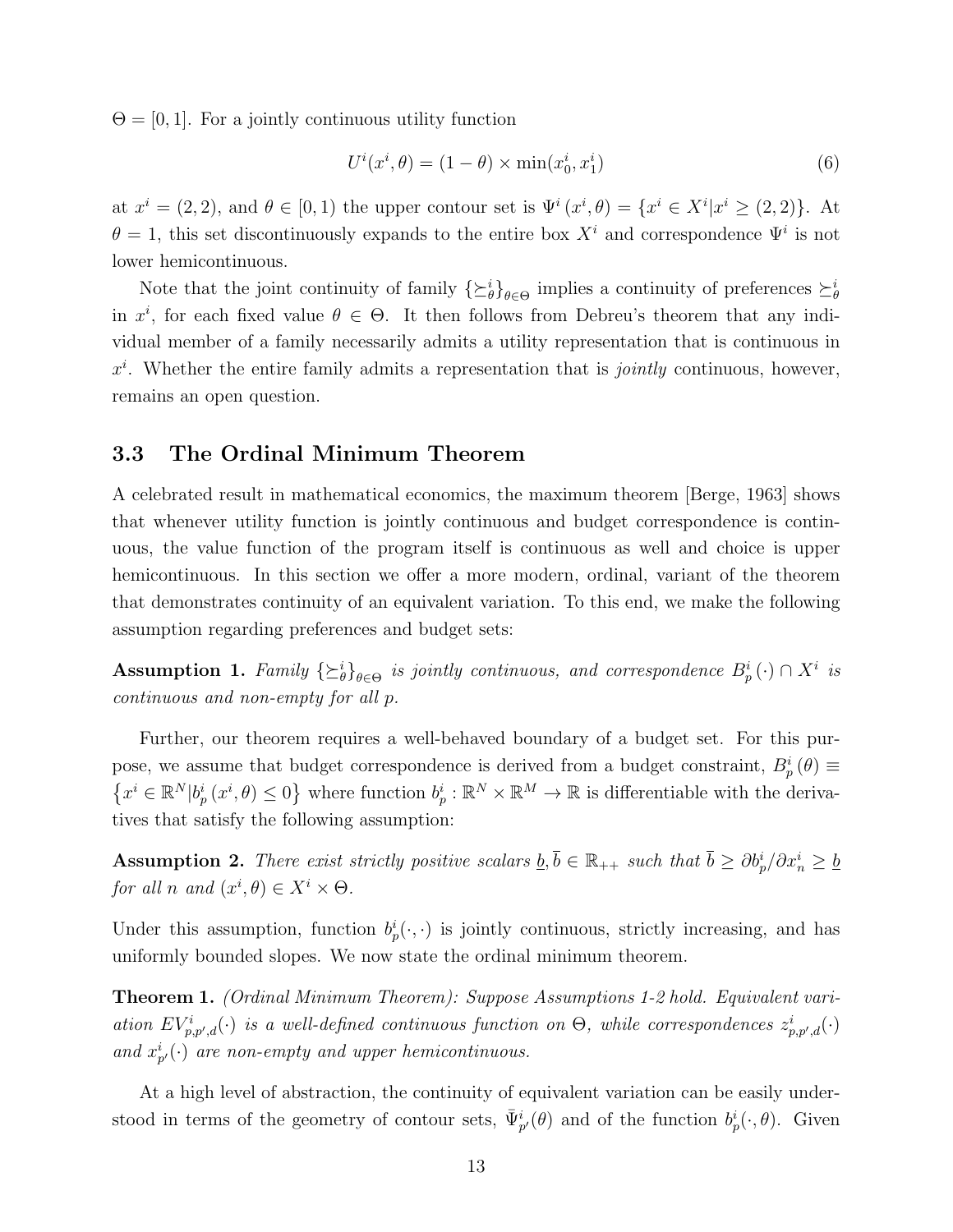$\Theta = [0,1]$. For a jointly continuous utility function

$$U^i(x^i, \theta) = (1 - \theta) \times \min(x_0^i, x_1^i) \tag{6}$$

at $x^i = (2,2)$, and $\theta \in [0,1)$ the upper contour set is $\Psi^i(x^i, \theta) = \{x^i \in X^i | x^i \geq (2,2)\}$. At $\theta = 1$, this set discontinuously expands to the entire box $X^i$ and correspondence $\Psi^i$ is not lower hemicontinuous.

Note that the joint continuity of family $\{\succeq_\theta^i\}_{\theta \in \Theta}$ implies a continuity of preferences $\succeq_\theta^i$ in $x^i$, for each fixed value $\theta \in \Theta$. It then follows from Debreu's theorem that any individual member of a family necessarily admits a utility representation that is continuous in $x^i$. Whether the entire family admits a representation that is *jointly* continuous, however, remains an open question.

### 3.3 The Ordinal Minimum Theorem

A celebrated result in mathematical economics, the maximum theorem [Berge, 1963] shows that whenever utility function is jointly continuous and budget correspondence is continuous, the value function of the program itself is continuous as well and choice is upper hemicontinuous. In this section we offer a more modern, ordinal, variant of the theorem that demonstrates continuity of an equivalent variation. To this end, we make the following assumption regarding preferences and budget sets:

**Assumption 1.** *Family $\{\succeq_\theta^i\}_{\theta \in \Theta}$ is jointly continuous, and correspondence $B_p^i(\cdot) \cap X^i$ is continuous and non-empty for all $p$.*

Further, our theorem requires a well-behaved boundary of a budget set. For this purpose, we assume that budget correspondence is derived from a budget constraint, $B_p^i(\theta) \equiv \{x^i \in \mathbb{R}^N | b_p^i(x^i, \theta) \leq 0\}$ where function $b_p^i : \mathbb{R}^N \times \mathbb{R}^M \to \mathbb{R}$ is differentiable with the derivatives that satisfy the following assumption:

**Assumption 2.** *There exist strictly positive scalars $\underline{b}, \overline{b} \in \mathbb{R}_{++}$ such that $\overline{b} \geq \partial b_p^i / \partial x_n^i \geq \underline{b}$ for all $n$ and $(x^i, \theta) \in X^i \times \Theta$.*

Under this assumption, function $b_p^i(\cdot, \cdot)$ is jointly continuous, strictly increasing, and has uniformly bounded slopes. We now state the ordinal minimum theorem.

**Theorem 1.** *(Ordinal Minimum Theorem): Suppose Assumptions 1-2 hold. Equivalent variation $EV_{p,p',d}^i(\cdot)$ is a well-defined continuous function on $\Theta$, while correspondences $z_{p,p',d}^i(\cdot)$ and $x_{p'}^i(\cdot)$ are non-empty and upper hemicontinuous.*

At a high level of abstraction, the continuity of equivalent variation can be easily understood in terms of the geometry of contour sets, $\bar{\Psi}_{p'}^i(\theta)$ and of the function $b_p^i(\cdot, \theta)$. Given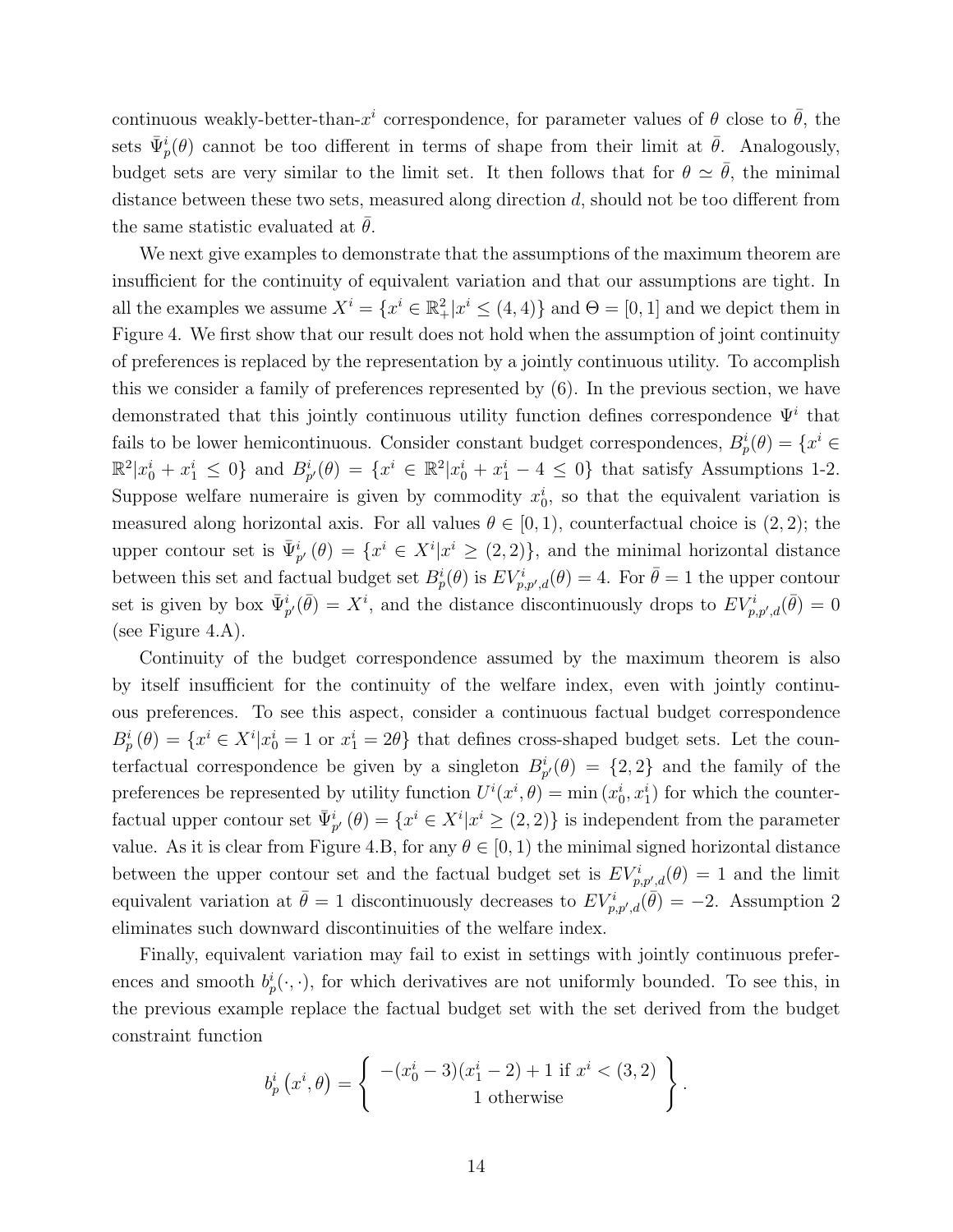continuous weakly-better-than-$x^i$ correspondence, for parameter values of $\theta$ close to $\bar{\theta}$, the sets $\bar{\Psi}^i_p(\theta)$ cannot be too different in terms of shape from their limit at $\bar{\theta}$. Analogously, budget sets are very similar to the limit set. It then follows that for $\theta \simeq \bar{\theta}$, the minimal distance between these two sets, measured along direction $d$, should not be too different from the same statistic evaluated at $\bar{\theta}$.

We next give examples to demonstrate that the assumptions of the maximum theorem are insufficient for the continuity of equivalent variation and that our assumptions are tight. In all the examples we assume $X^i = \{x^i \in \mathbb{R}^2_+ | x^i \leq (4,4)\}$ and $\Theta = [0,1]$ and we depict them in Figure 4. We first show that our result does not hold when the assumption of joint continuity of preferences is replaced by the representation by a jointly continuous utility. To accomplish this we consider a family of preferences represented by (6). In the previous section, we have demonstrated that this jointly continuous utility function defines correspondence $\Psi^i$ that fails to be lower hemicontinuous. Consider constant budget correspondences, $B^i_p(\theta) = \{x^i \in \mathbb{R}^2 | x^i_0 + x^i_1 \leq 0\}$ and $B^i_{p'}(\theta) = \{x^i \in \mathbb{R}^2 | x^i_0 + x^i_1 - 4 \leq 0\}$ that satisfy Assumptions 1-2. Suppose welfare numeraire is given by commodity $x^i_0$, so that the equivalent variation is measured along horizontal axis. For all values $\theta \in [0,1)$, counterfactual choice is $(2,2)$; the upper contour set is $\bar{\Psi}^i_{p'}(\theta) = \{x^i \in X^i | x^i \geq (2,2)\}$, and the minimal horizontal distance between this set and factual budget set $B^i_p(\theta)$ is $EV^i_{p,p',d}(\theta) = 4$. For $\bar{\theta} = 1$ the upper contour set is given by box $\bar{\Psi}^i_{p'}(\bar{\theta}) = X^i$, and the distance discontinuously drops to $EV^i_{p,p',d}(\bar{\theta}) = 0$ (see Figure 4.A).

Continuity of the budget correspondence assumed by the maximum theorem is also by itself insufficient for the continuity of the welfare index, even with jointly continuous preferences. To see this aspect, consider a continuous factual budget correspondence $B^i_p(\theta) = \{x^i \in X^i | x^i_0 = 1 \text{ or } x^i_1 = 2\theta\}$ that defines cross-shaped budget sets. Let the counterfactual correspondence be given by a singleton $B^i_{p'}(\theta) = \{2,2\}$ and the family of the preferences be represented by utility function $U^i(x^i, \theta) = \min(x^i_0, x^i_1)$ for which the counterfactual upper contour set $\bar{\Psi}^i_{p'}(\theta) = \{x^i \in X^i | x^i \geq (2,2)\}$ is independent from the parameter value. As it is clear from Figure 4.B, for any $\theta \in [0,1)$ the minimal signed horizontal distance between the upper contour set and the factual budget set is $EV^i_{p,p',d}(\theta) = 1$ and the limit equivalent variation at $\bar{\theta} = 1$ discontinuously decreases to $EV^i_{p,p',d}(\bar{\theta}) = -2$. Assumption 2 eliminates such downward discontinuities of the welfare index.

Finally, equivalent variation may fail to exist in settings with jointly continuous preferences and smooth $b^i_p(\cdot,\cdot)$, for which derivatives are not uniformly bounded. To see this, in the previous example replace the factual budget set with the set derived from the budget constraint function

$$b^i_p\left(x^i, \theta\right) = \left\{ \begin{array}{c} -(x^i_0 - 3)(x^i_1 - 2) + 1 \text{ if } x^i < (3,2) \\ 1 \text{ otherwise} \end{array} \right\}.$$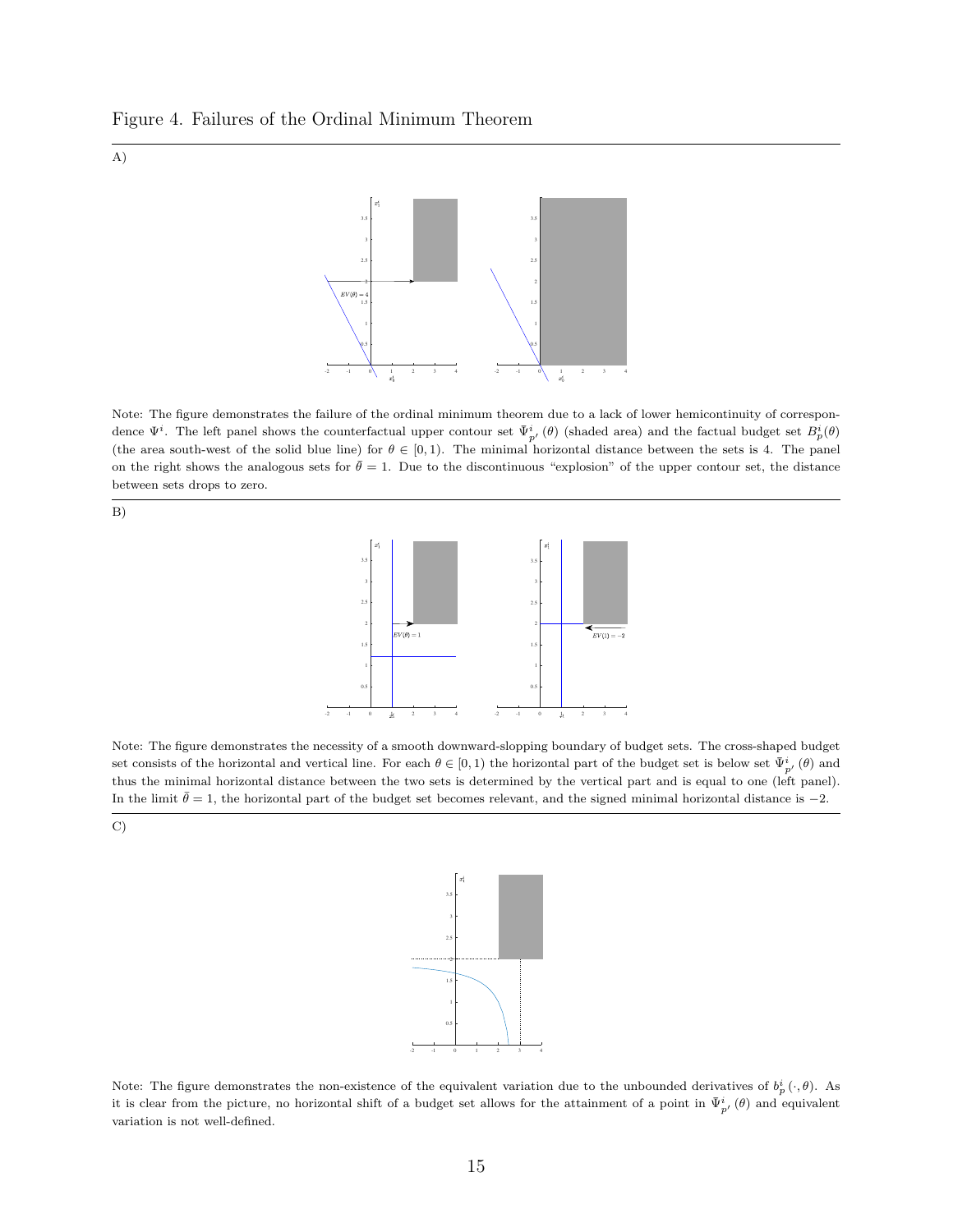Figure 4. Failures of the Ordinal Minimum Theorem

A)

Note: The figure demonstrates the failure of the ordinal minimum theorem due to a lack of lower hemicontinuity of correspondence $\Psi^i$. The left panel shows the counterfactual upper contour set $\bar{\Psi}^i_{p'}(\theta)$ (shaded area) and the factual budget set $B^i_p(\theta)$ (the area south-west of the solid blue line) for $\theta \in [0, 1)$. The minimal horizontal distance between the sets is 4. The panel on the right shows the analogous sets for $\bar{\theta} = 1$. Due to the discontinuous "explosion" of the upper contour set, the distance between sets drops to zero.

B)

Note: The figure demonstrates the necessity of a smooth downward-slopping boundary of budget sets. The cross-shaped budget set consists of the horizontal and vertical line. For each $\theta \in [0, 1)$ the horizontal part of the budget set is below set $\bar{\Psi}^i_{p'}(\theta)$ and thus the minimal horizontal distance between the two sets is determined by the vertical part and is equal to one (left panel). In the limit $\bar{\theta} = 1$, the horizontal part of the budget set becomes relevant, and the signed minimal horizontal distance is $-2$.

C)

Note: The figure demonstrates the non-existence of the equivalent variation due to the unbounded derivatives of $b^i_p(\cdot, \theta)$. As it is clear from the picture, no horizontal shift of a budget set allows for the attainment of a point in $\Psi^i_{p'}(\theta)$ and equivalent variation is not well-defined.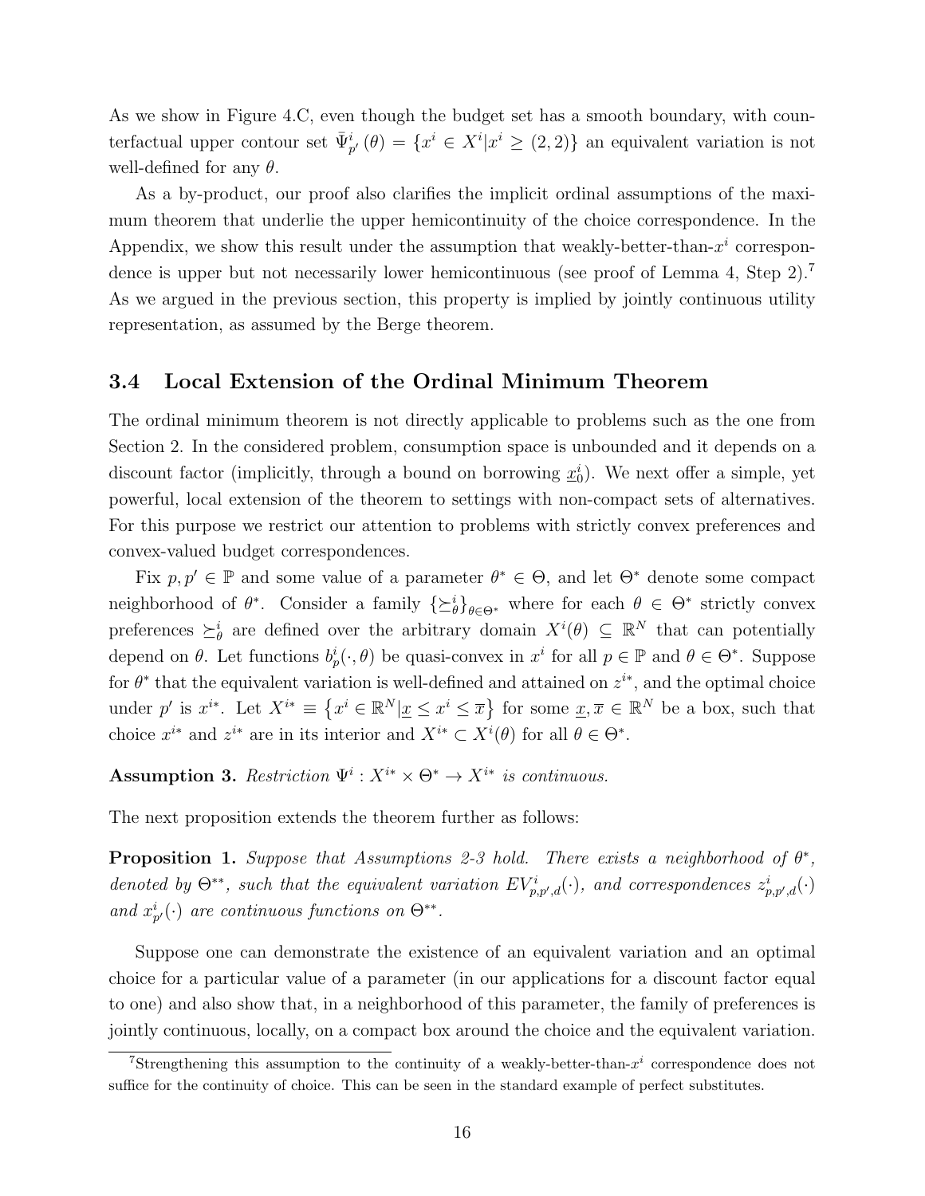As we show in Figure 4.C, even though the budget set has a smooth boundary, with counterfactual upper contour set $\bar{\Psi}^i_{p'}(\theta) = \{x^i \in X^i | x^i \geq (2,2)\}$ an equivalent variation is not well-defined for any $\theta$.

As a by-product, our proof also clarifies the implicit ordinal assumptions of the maximum theorem that underlie the upper hemicontinuity of the choice correspondence. In the Appendix, we show this result under the assumption that weakly-better-than-$x^i$ correspondence is upper but not necessarily lower hemicontinuous (see proof of Lemma 4, Step 2).[7] As we argued in the previous section, this property is implied by jointly continuous utility representation, as assumed by the Berge theorem.

## 3.4 Local Extension of the Ordinal Minimum Theorem

The ordinal minimum theorem is not directly applicable to problems such as the one from Section 2. In the considered problem, consumption space is unbounded and it depends on a discount factor (implicitly, through a bound on borrowing $\underline{x}^i_0$). We next offer a simple, yet powerful, local extension of the theorem to settings with non-compact sets of alternatives. For this purpose we restrict our attention to problems with strictly convex preferences and convex-valued budget correspondences.

Fix $p, p' \in \mathbb{P}$ and some value of a parameter $\theta^* \in \Theta$, and let $\Theta^*$ denote some compact neighborhood of $\theta^*$. Consider a family $\{\succeq^i_\theta\}_{\theta \in \Theta^*}$ where for each $\theta \in \Theta^*$ strictly convex preferences $\succeq^i_\theta$ are defined over the arbitrary domain $X^i(\theta) \subseteq \mathbb{R}^N$ that can potentially depend on $\theta$. Let functions $b^i_p(\cdot, \theta)$ be quasi-convex in $x^i$ for all $p \in \mathbb{P}$ and $\theta \in \Theta^*$. Suppose for $\theta^*$ that the equivalent variation is well-defined and attained on $z^{i*}$, and the optimal choice under $p'$ is $x^{i*}$. Let $X^{i*} \equiv \{x^i \in \mathbb{R}^N | \underline{x} \leq x^i \leq \overline{x}\}$ for some $\underline{x}, \overline{x} \in \mathbb{R}^N$ be a box, such that choice $x^{i*}$ and $z^{i*}$ are in its interior and $X^{i*} \subset X^i(\theta)$ for all $\theta \in \Theta^*$.

**Assumption 3.** *Restriction $\Psi^i : X^{i*} \times \Theta^* \to X^{i*}$ is continuous.*

The next proposition extends the theorem further as follows:

**Proposition 1.** *Suppose that Assumptions 2-3 hold. There exists a neighborhood of $\theta^*$, denoted by $\Theta^{**}$, such that the equivalent variation $EV^i_{p,p',d}(\cdot)$, and correspondences $z^i_{p,p',d}(\cdot)$ and $x^i_{p'}(\cdot)$ are continuous functions on $\Theta^{**}$.*

Suppose one can demonstrate the existence of an equivalent variation and an optimal choice for a particular value of a parameter (in our applications for a discount factor equal to one) and also show that, in a neighborhood of this parameter, the family of preferences is jointly continuous, locally, on a compact box around the choice and the equivalent variation.

[7] Strengthening this assumption to the continuity of a weakly-better-than-$x^i$ correspondence does not suffice for the continuity of choice. This can be seen in the standard example of perfect substitutes.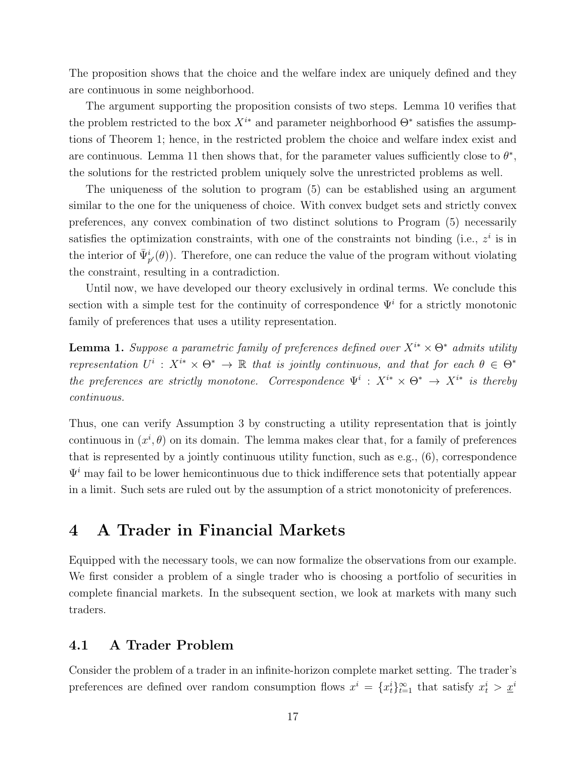The proposition shows that the choice and the welfare index are uniquely defined and they are continuous in some neighborhood.

The argument supporting the proposition consists of two steps. Lemma 10 verifies that the problem restricted to the box $X^{i*}$ and parameter neighborhood $\Theta^*$ satisfies the assumptions of Theorem 1; hence, in the restricted problem the choice and welfare index exist and are continuous. Lemma 11 then shows that, for the parameter values sufficiently close to $\theta^*$, the solutions for the restricted problem uniquely solve the unrestricted problems as well.

The uniqueness of the solution to program (5) can be established using an argument similar to the one for the uniqueness of choice. With convex budget sets and strictly convex preferences, any convex combination of two distinct solutions to Program (5) necessarily satisfies the optimization constraints, with one of the constraints not binding (i.e., $z^i$ is in the interior of $\bar{\Psi}^i_{p'}(\theta)$). Therefore, one can reduce the value of the program without violating the constraint, resulting in a contradiction.

Until now, we have developed our theory exclusively in ordinal terms. We conclude this section with a simple test for the continuity of correspondence $\Psi^i$ for a strictly monotonic family of preferences that uses a utility representation.

**Lemma 1.** *Suppose a parametric family of preferences defined over $X^{i*} \times \Theta^*$ admits utility representation $U^i : X^{i*} \times \Theta^* \to \mathbb{R}$ that is jointly continuous, and that for each $\theta \in \Theta^*$ the preferences are strictly monotone. Correspondence $\Psi^i : X^{i*} \times \Theta^* \to X^{i*}$ is thereby continuous.*

Thus, one can verify Assumption 3 by constructing a utility representation that is jointly continuous in $(x^i, \theta)$ on its domain. The lemma makes clear that, for a family of preferences that is represented by a jointly continuous utility function, such as e.g., (6), correspondence $\Psi^i$ may fail to be lower hemicontinuous due to thick indifference sets that potentially appear in a limit. Such sets are ruled out by the assumption of a strict monotonicity of preferences.

# 4 A Trader in Financial Markets

Equipped with the necessary tools, we can now formalize the observations from our example. We first consider a problem of a single trader who is choosing a portfolio of securities in complete financial markets. In the subsequent section, we look at markets with many such traders.

## 4.1 A Trader Problem

Consider the problem of a trader in an infinite-horizon complete market setting. The trader's preferences are defined over random consumption flows $x^i = \{x^i_t\}_{t=1}^{\infty}$ that satisfy $x^i_t > \underline{x}^i$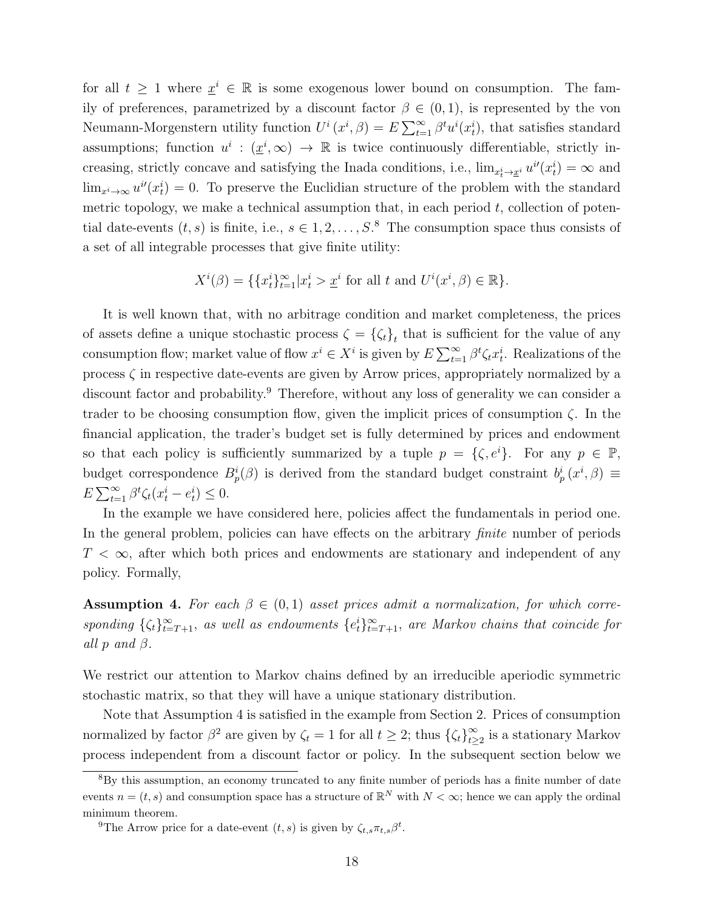for all $t \geq 1$ where $\underline{x}^i \in \mathbb{R}$ is some exogenous lower bound on consumption. The family of preferences, parametrized by a discount factor $\beta \in (0,1)$, is represented by the von Neumann-Morgenstern utility function $U^i(x^i, \beta) = E\sum_{t=1}^{\infty} \beta^t u^i(x_t^i)$, that satisfies standard assumptions; function $u^i : (\underline{x}^i, \infty) \to \mathbb{R}$ is twice continuously differentiable, strictly increasing, strictly concave and satisfying the Inada conditions, i.e., $\lim_{x_t^i \to \underline{x}^i} u^{i\prime}(x_t^i) = \infty$ and $\lim_{x^i \to \infty} u^{i\prime}(x_t^i) = 0$. To preserve the Euclidian structure of the problem with the standard metric topology, we make a technical assumption that, in each period $t$, collection of potential date-events $(t,s)$ is finite, i.e., $s \in 1, 2, \ldots, S$.[8] The consumption space thus consists of a set of all integrable processes that give finite utility:

$$X^i(\beta) = \{\{x_t^i\}_{t=1}^{\infty} | x_t^i > \underline{x}^i \text{ for all } t \text{ and } U^i(x^i, \beta) \in \mathbb{R}\}.$$

It is well known that, with no arbitrage condition and market completeness, the prices of assets define a unique stochastic process $\zeta = \{\zeta_t\}_t$ that is sufficient for the value of any consumption flow; market value of flow $x^i \in X^i$ is given by $E\sum_{t=1}^{\infty} \beta^t \zeta_t x_t^i$. Realizations of the process $\zeta$ in respective date-events are given by Arrow prices, appropriately normalized by a discount factor and probability.[9] Therefore, without any loss of generality we can consider a trader to be choosing consumption flow, given the implicit prices of consumption $\zeta$. In the financial application, the trader's budget set is fully determined by prices and endowment so that each policy is sufficiently summarized by a tuple $p = \{\zeta, e^i\}$. For any $p \in \mathbb{P}$, budget correspondence $B_p^i(\beta)$ is derived from the standard budget constraint $b_p^i(x^i, \beta) \equiv E\sum_{t=1}^{\infty} \beta^t \zeta_t (x_t^i - e_t^i) \leq 0$.

In the example we have considered here, policies affect the fundamentals in period one. In the general problem, policies can have effects on the arbitrary *finite* number of periods $T < \infty$, after which both prices and endowments are stationary and independent of any policy. Formally,

**Assumption 4.** *For each $\beta \in (0,1)$ asset prices admit a normalization, for which corresponding $\{\zeta_t\}_{t=T+1}^{\infty}$, as well as endowments $\{e_t^i\}_{t=T+1}^{\infty}$, are Markov chains that coincide for all $p$ and $\beta$.*

We restrict our attention to Markov chains defined by an irreducible aperiodic symmetric stochastic matrix, so that they will have a unique stationary distribution.

Note that Assumption 4 is satisfied in the example from Section 2. Prices of consumption normalized by factor $\beta^2$ are given by $\zeta_t = 1$ for all $t \geq 2$; thus $\{\zeta_t\}_{t\geq 2}^{\infty}$ is a stationary Markov process independent from a discount factor or policy. In the subsequent section below we

[8] By this assumption, an economy truncated to any finite number of periods has a finite number of date events $n = (t,s)$ and consumption space has a structure of $\mathbb{R}^N$ with $N < \infty$; hence we can apply the ordinal minimum theorem.

[9] The Arrow price for a date-event $(t,s)$ is given by $\zeta_{t,s}\pi_{t,s}\beta^t$.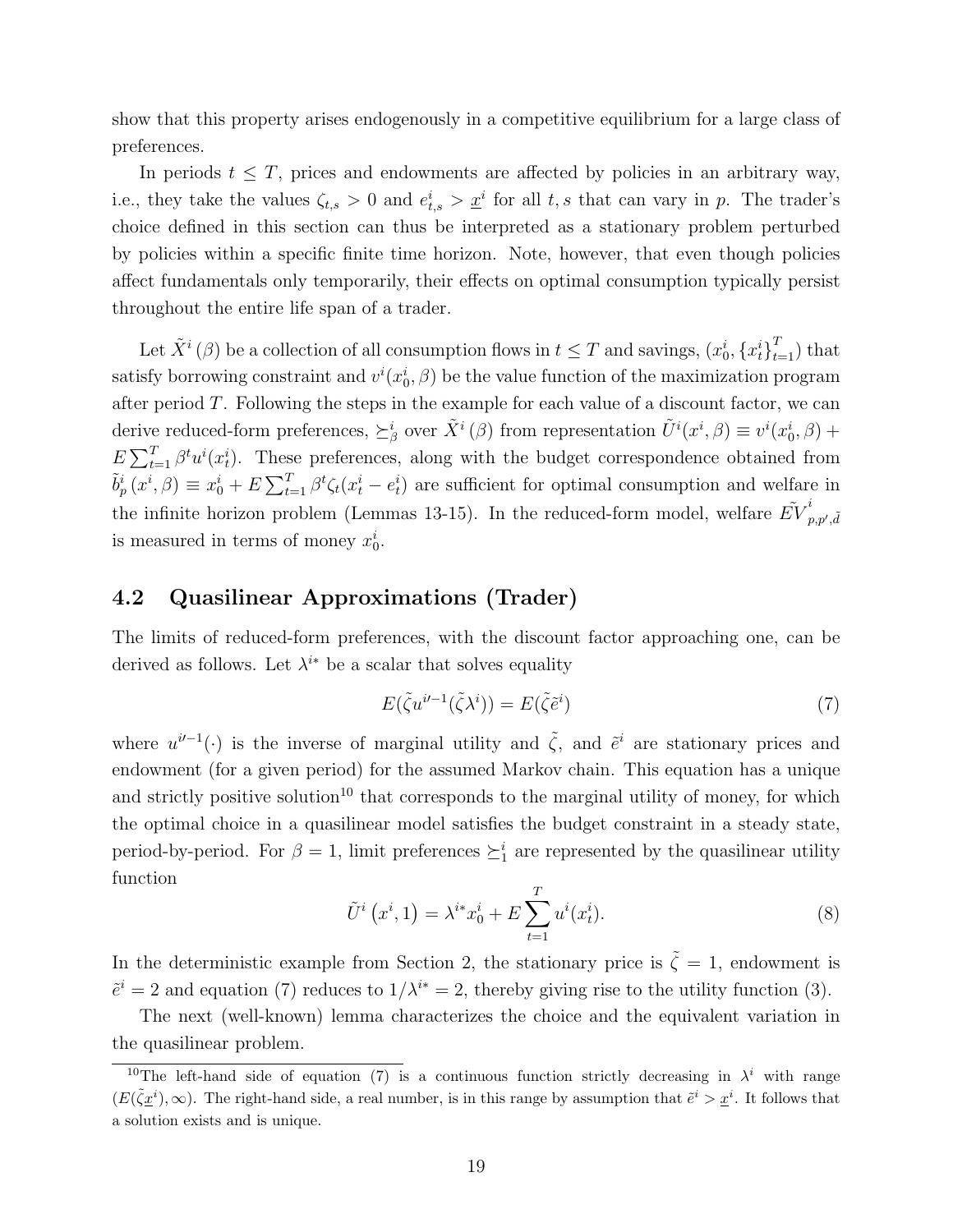show that this property arises endogenously in a competitive equilibrium for a large class of preferences.

In periods $t \leq T$, prices and endowments are affected by policies in an arbitrary way, i.e., they take the values $\zeta_{t,s} > 0$ and $e^i_{t,s} > \underline{x}^i$ for all $t, s$ that can vary in $p$. The trader's choice defined in this section can thus be interpreted as a stationary problem perturbed by policies within a specific finite time horizon. Note, however, that even though policies affect fundamentals only temporarily, their effects on optimal consumption typically persist throughout the entire life span of a trader.

Let $\tilde{X}^i(\beta)$ be a collection of all consumption flows in $t \leq T$ and savings, $(x^i_0, \{x^i_t\}_{t=1}^T)$ that satisfy borrowing constraint and $v^i(x^i_0, \beta)$ be the value function of the maximization program after period $T$. Following the steps in the example for each value of a discount factor, we can derive reduced-form preferences, $\succeq^i_\beta$ over $\tilde{X}^i(\beta)$ from representation $\tilde{U}^i(x^i, \beta) \equiv v^i(x^i_0, \beta) + E\sum_{t=1}^T \beta^t u^i(x^i_t)$. These preferences, along with the budget correspondence obtained from $\tilde{b}^i_p(x^i, \beta) \equiv x^i_0 + E\sum_{t=1}^T \beta^t \zeta_t(x^i_t - e^i_t)$ are sufficient for optimal consumption and welfare in the infinite horizon problem (Lemmas 13-15). In the reduced-form model, welfare $\tilde{EV}^i_{p,p',\tilde{d}}$ is measured in terms of money $x^i_0$.

## 4.2 Quasilinear Approximations (Trader)

The limits of reduced-form preferences, with the discount factor approaching one, can be derived as follows. Let $\lambda^{i*}$ be a scalar that solves equality

$$E(\tilde{\zeta} u^{i\prime -1}(\tilde{\zeta}\lambda^i)) = E(\tilde{\zeta}\tilde{e}^i) \tag{7}$$

where $u^{i\prime -1}(\cdot)$ is the inverse of marginal utility and $\tilde{\zeta}$, and $\tilde{e}^i$ are stationary prices and endowment (for a given period) for the assumed Markov chain. This equation has a unique and strictly positive solution[10] that corresponds to the marginal utility of money, for which the optimal choice in a quasilinear model satisfies the budget constraint in a steady state, period-by-period. For $\beta = 1$, limit preferences $\succeq^i_1$ are represented by the quasilinear utility function

$$\tilde{U}^i\left(x^i, 1\right) = \lambda^{i*} x^i_0 + E\sum_{t=1}^T u^i(x^i_t). \tag{8}$$

In the deterministic example from Section 2, the stationary price is $\tilde{\zeta} = 1$, endowment is $\tilde{e}^i = 2$ and equation (7) reduces to $1/\lambda^{i*} = 2$, thereby giving rise to the utility function (3).

The next (well-known) lemma characterizes the choice and the equivalent variation in the quasilinear problem.

[10] The left-hand side of equation (7) is a continuous function strictly decreasing in $\lambda^i$ with range $(E(\tilde{\zeta}\underline{x}^i), \infty)$. The right-hand side, a real number, is in this range by assumption that $\tilde{e}^i > \underline{x}^i$. It follows that a solution exists and is unique.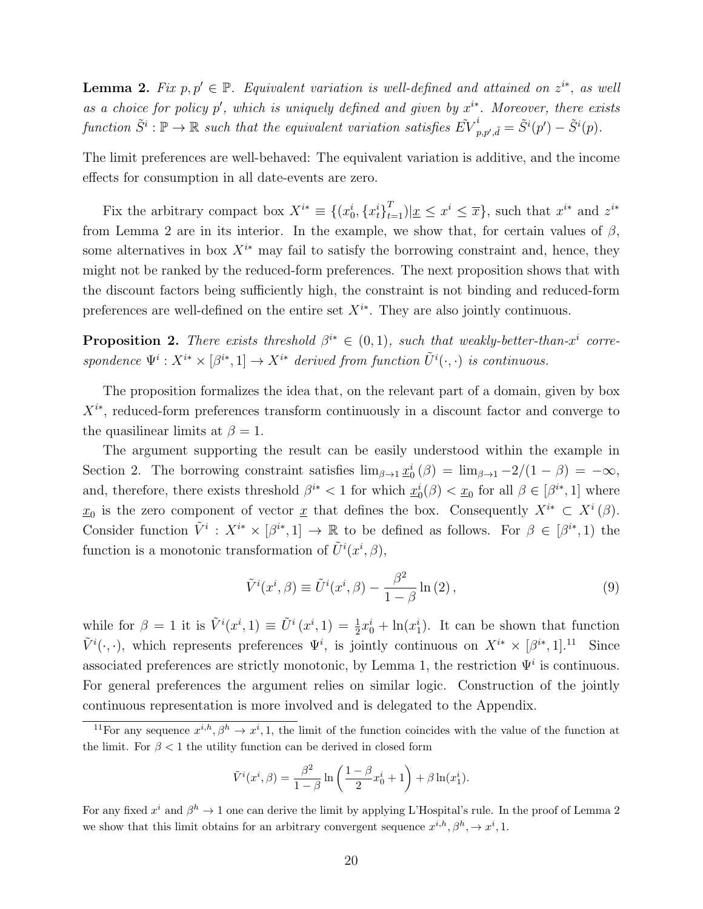**Lemma 2.** *Fix $p, p' \in \mathbb{P}$. Equivalent variation is well-defined and attained on $z^{i*}$, as well as a choice for policy $p'$, which is uniquely defined and given by $x^{i*}$. Moreover, there exists function $\tilde{S}^i : \mathbb{P} \to \mathbb{R}$ such that the equivalent variation satisfies $\tilde{EV}^i_{p,p',\tilde{d}} = \tilde{S}^i(p') - \tilde{S}^i(p)$.*

The limit preferences are well-behaved: The equivalent variation is additive, and the income effects for consumption in all date-events are zero.

Fix the arbitrary compact box $X^{i*} \equiv \{(x_0^i, \{x_t^i\}_{t=1}^T) | \underline{x} \leq x^i \leq \overline{x}\}$, such that $x^{i*}$ and $z^{i*}$ from Lemma 2 are in its interior. In the example, we show that, for certain values of $\beta$, some alternatives in box $X^{i*}$ may fail to satisfy the borrowing constraint and, hence, they might not be ranked by the reduced-form preferences. The next proposition shows that with the discount factors being sufficiently high, the constraint is not binding and reduced-form preferences are well-defined on the entire set $X^{i*}$. They are also jointly continuous.

**Proposition 2.** *There exists threshold $\beta^{i*} \in (0, 1)$, such that weakly-better-than-$x^i$ correspondence $\Psi^i : X^{i*} \times [\beta^{i*}, 1] \to X^{i*}$ derived from function $\tilde{U}^i(\cdot, \cdot)$ is continuous.*

The proposition formalizes the idea that, on the relevant part of a domain, given by box $X^{i*}$, reduced-form preferences transform continuously in a discount factor and converge to the quasilinear limits at $\beta = 1$.

The argument supporting the result can be easily understood within the example in Section 2. The borrowing constraint satisfies $\lim_{\beta \to 1} \underline{x}_0^i(\beta) = \lim_{\beta \to 1} -2/(1-\beta) = -\infty$, and, therefore, there exists threshold $\beta^{i*} < 1$ for which $\underline{x}_0^i(\beta) < \underline{x}_0$ for all $\beta \in [\beta^{i*}, 1]$ where $\underline{x}_0$ is the zero component of vector $\underline{x}$ that defines the box. Consequently $X^{i*} \subset X^i(\beta)$. Consider function $\tilde{V}^i : X^{i*} \times [\beta^{i*}, 1] \to \mathbb{R}$ to be defined as follows. For $\beta \in [\beta^{i*}, 1)$ the function is a monotonic transformation of $\tilde{U}^i(x^i, \beta)$,

$$\tilde{V}^i(x^i, \beta) \equiv \tilde{U}^i(x^i, \beta) - \frac{\beta^2}{1-\beta} \ln(2), \tag{9}$$

while for $\beta = 1$ it is $\tilde{V}^i(x^i, 1) \equiv \tilde{U}^i(x^i, 1) = \frac{1}{2}x_0^i + \ln(x_1^i)$. It can be shown that function $\tilde{V}^i(\cdot, \cdot)$, which represents preferences $\Psi^i$, is jointly continuous on $X^{i*} \times [\beta^{i*}, 1]$.[11] Since associated preferences are strictly monotonic, by Lemma 1, the restriction $\Psi^i$ is continuous. For general preferences the argument relies on similar logic. Construction of the jointly continuous representation is more involved and is delegated to the Appendix.

[11] For any sequence $x^{i,h}, \beta^h \to x^i, 1$, the limit of the function coincides with the value of the function at the limit. For $\beta < 1$ the utility function can be derived in closed form

$$\tilde{V}^i(x^i, \beta) = \frac{\beta^2}{1-\beta} \ln\left(\frac{1-\beta}{2}x_0^i + 1\right) + \beta \ln(x_1^i).$$

For any fixed $x^i$ and $\beta^h \to 1$ one can derive the limit by applying L'Hospital's rule. In the proof of Lemma 2 we show that this limit obtains for an arbitrary convergent sequence $x^{i,h}, \beta^h, \to x^i, 1$.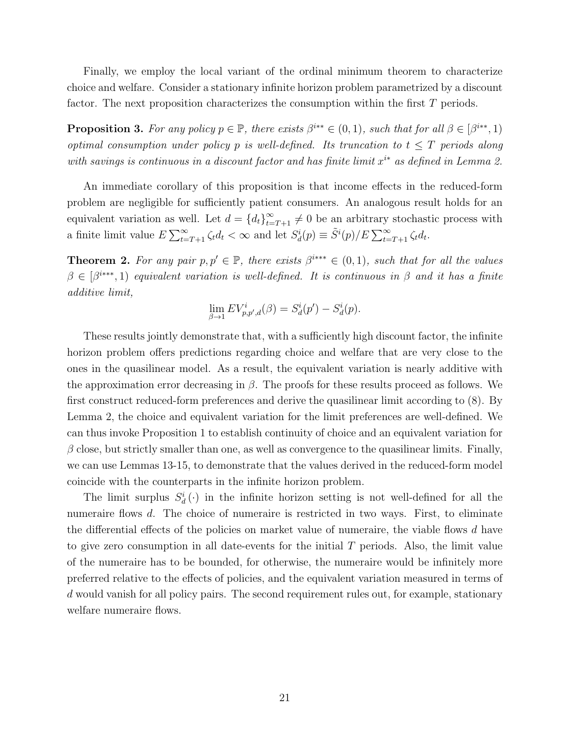Finally, we employ the local variant of the ordinal minimum theorem to characterize choice and welfare. Consider a stationary infinite horizon problem parametrized by a discount factor. The next proposition characterizes the consumption within the first $T$ periods.

**Proposition 3.** *For any policy $p \in \mathbb{P}$, there exists $\beta^{i**} \in (0, 1)$, such that for all $\beta \in [\beta^{i**}, 1)$ optimal consumption under policy $p$ is well-defined. Its truncation to $t \leq T$ periods along with savings is continuous in a discount factor and has finite limit $x^{i*}$ as defined in Lemma 2.*

An immediate corollary of this proposition is that income effects in the reduced-form problem are negligible for sufficiently patient consumers. An analogous result holds for an equivalent variation as well. Let $d = \{d_t\}_{t=T+1}^{\infty} \neq 0$ be an arbitrary stochastic process with a finite limit value $E \sum_{t=T+1}^{\infty} \zeta_t d_t < \infty$ and let $S_d^i(p) \equiv \tilde{S}^i(p)/E \sum_{t=T+1}^{\infty} \zeta_t d_t$.

**Theorem 2.** *For any pair $p, p' \in \mathbb{P}$, there exists $\beta^{i***} \in (0, 1)$, such that for all the values $\beta \in [\beta^{i***}, 1)$ equivalent variation is well-defined. It is continuous in $\beta$ and it has a finite additive limit,*

$$\lim_{\beta \to 1} EV_{p,p',d}^i(\beta) = S_d^i(p') - S_d^i(p).$$

These results jointly demonstrate that, with a sufficiently high discount factor, the infinite horizon problem offers predictions regarding choice and welfare that are very close to the ones in the quasilinear model. As a result, the equivalent variation is nearly additive with the approximation error decreasing in $\beta$. The proofs for these results proceed as follows. We first construct reduced-form preferences and derive the quasilinear limit according to (8). By Lemma 2, the choice and equivalent variation for the limit preferences are well-defined. We can thus invoke Proposition 1 to establish continuity of choice and an equivalent variation for $\beta$ close, but strictly smaller than one, as well as convergence to the quasilinear limits. Finally, we can use Lemmas 13-15, to demonstrate that the values derived in the reduced-form model coincide with the counterparts in the infinite horizon problem.

The limit surplus $S_d^i(\cdot)$ in the infinite horizon setting is not well-defined for all the numeraire flows $d$. The choice of numeraire is restricted in two ways. First, to eliminate the differential effects of the policies on market value of numeraire, the viable flows $d$ have to give zero consumption in all date-events for the initial $T$ periods. Also, the limit value of the numeraire has to be bounded, for otherwise, the numeraire would be infinitely more preferred relative to the effects of policies, and the equivalent variation measured in terms of $d$ would vanish for all policy pairs. The second requirement rules out, for example, stationary welfare numeraire flows.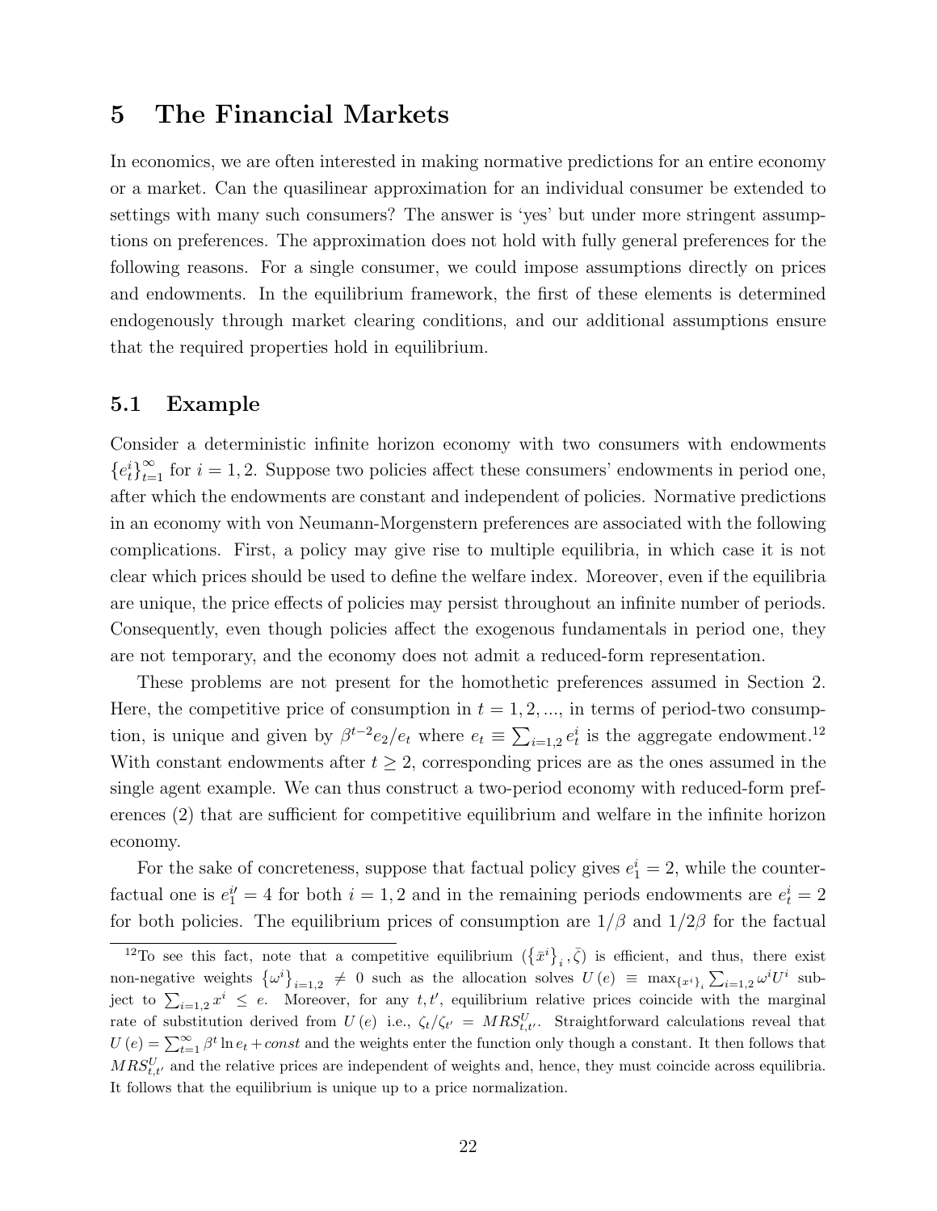## 5 The Financial Markets

In economics, we are often interested in making normative predictions for an entire economy or a market. Can the quasilinear approximation for an individual consumer be extended to settings with many such consumers? The answer is 'yes' but under more stringent assumptions on preferences. The approximation does not hold with fully general preferences for the following reasons. For a single consumer, we could impose assumptions directly on prices and endowments. In the equilibrium framework, the first of these elements is determined endogenously through market clearing conditions, and our additional assumptions ensure that the required properties hold in equilibrium.

### 5.1 Example

Consider a deterministic infinite horizon economy with two consumers with endowments $\{e_t^i\}_{t=1}^{\infty}$ for $i = 1, 2$. Suppose two policies affect these consumers' endowments in period one, after which the endowments are constant and independent of policies. Normative predictions in an economy with von Neumann-Morgenstern preferences are associated with the following complications. First, a policy may give rise to multiple equilibria, in which case it is not clear which prices should be used to define the welfare index. Moreover, even if the equilibria are unique, the price effects of policies may persist throughout an infinite number of periods. Consequently, even though policies affect the exogenous fundamentals in period one, they are not temporary, and the economy does not admit a reduced-form representation.

These problems are not present for the homothetic preferences assumed in Section 2. Here, the competitive price of consumption in $t = 1, 2, ...$, in terms of period-two consumption, is unique and given by $\beta^{t-2} e_2 / e_t$ where $e_t \equiv \sum_{i=1,2} e_t^i$ is the aggregate endowment.[12] With constant endowments after $t \geq 2$, corresponding prices are as the ones assumed in the single agent example. We can thus construct a two-period economy with reduced-form preferences (2) that are sufficient for competitive equilibrium and welfare in the infinite horizon economy.

For the sake of concreteness, suppose that factual policy gives $e_1^i = 2$, while the counterfactual one is $e_1^{i\prime} = 4$ for both $i = 1, 2$ and in the remaining periods endowments are $e_t^i = 2$ for both policies. The equilibrium prices of consumption are $1/\beta$ and $1/2\beta$ for the factual

[12] To see this fact, note that a competitive equilibrium $(\{\bar{x}^i\}_i, \bar{\zeta})$ is efficient, and thus, there exist non-negative weights $\{\omega^i\}_{i=1,2} \neq 0$ such as the allocation solves $U(e) \equiv \max_{\{x^i\}_i} \sum_{i=1,2} \omega^i U^i$ subject to $\sum_{i=1,2} x^i \leq e$. Moreover, for any $t, t'$, equilibrium relative prices coincide with the marginal rate of substitution derived from $U(e)$ i.e., $\zeta_t / \zeta_{t'} = MRS_{t,t'}^U$. Straightforward calculations reveal that $U(e) = \sum_{t=1}^{\infty} \beta^t \ln e_t + const$ and the weights enter the function only though a constant. It then follows that $MRS_{t,t'}^U$ and the relative prices are independent of weights and, hence, they must coincide across equilibria. It follows that the equilibrium is unique up to a price normalization.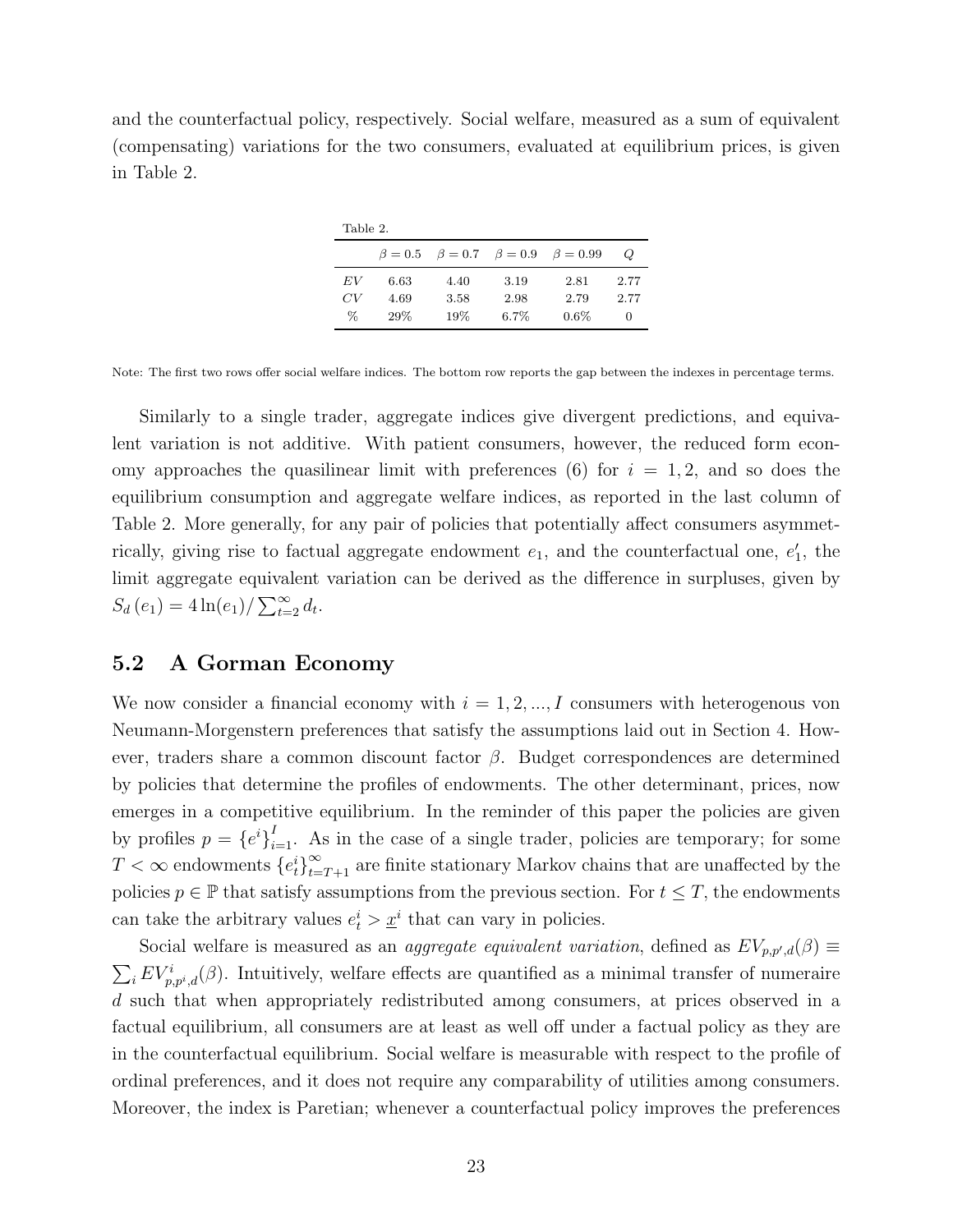and the counterfactual policy, respectively. Social welfare, measured as a sum of equivalent (compensating) variations for the two consumers, evaluated at equilibrium prices, is given in Table 2.

Table 2.

|  | $\beta = 0.5$ | $\beta = 0.7$ | $\beta = 0.9$ | $\beta = 0.99$ | $Q$ |
|---|---|---|---|---|---|
| $EV$ | 6.63 | 4.40 | 3.19 | 2.81 | 2.77 |
| $CV$ | 4.69 | 3.58 | 2.98 | 2.79 | 2.77 |
| % | 29% | 19% | 6.7% | 0.6% | 0 |

Note: The first two rows offer social welfare indices. The bottom row reports the gap between the indexes in percentage terms.

Similarly to a single trader, aggregate indices give divergent predictions, and equivalent variation is not additive. With patient consumers, however, the reduced form economy approaches the quasilinear limit with preferences (6) for $i = 1, 2$, and so does the equilibrium consumption and aggregate welfare indices, as reported in the last column of Table 2. More generally, for any pair of policies that potentially affect consumers asymmetrically, giving rise to factual aggregate endowment $e_1$, and the counterfactual one, $e_1'$, the limit aggregate equivalent variation can be derived as the difference in surpluses, given by $S_d(e_1) = 4\ln(e_1)/\sum_{t=2}^{\infty} d_t$.

## 5.2 A Gorman Economy

We now consider a financial economy with $i = 1, 2, ..., I$ consumers with heterogenous von Neumann-Morgenstern preferences that satisfy the assumptions laid out in Section 4. However, traders share a common discount factor $\beta$. Budget correspondences are determined by policies that determine the profiles of endowments. The other determinant, prices, now emerges in a competitive equilibrium. In the reminder of this paper the policies are given by profiles $p = \{e^i\}_{i=1}^{I}$. As in the case of a single trader, policies are temporary; for some $T < \infty$ endowments $\{e_t^i\}_{t=T+1}^{\infty}$ are finite stationary Markov chains that are unaffected by the policies $p \in \mathbb{P}$ that satisfy assumptions from the previous section. For $t \leq T$, the endowments can take the arbitrary values $e_t^i > \underline{x}^i$ that can vary in policies.

Social welfare is measured as an *aggregate equivalent variation*, defined as $EV_{p,p',d}(\beta) \equiv \sum_i EV^i_{p,p^i,d}(\beta)$. Intuitively, welfare effects are quantified as a minimal transfer of numeraire $d$ such that when appropriately redistributed among consumers, at prices observed in a factual equilibrium, all consumers are at least as well off under a factual policy as they are in the counterfactual equilibrium. Social welfare is measurable with respect to the profile of ordinal preferences, and it does not require any comparability of utilities among consumers. Moreover, the index is Paretian; whenever a counterfactual policy improves the preferences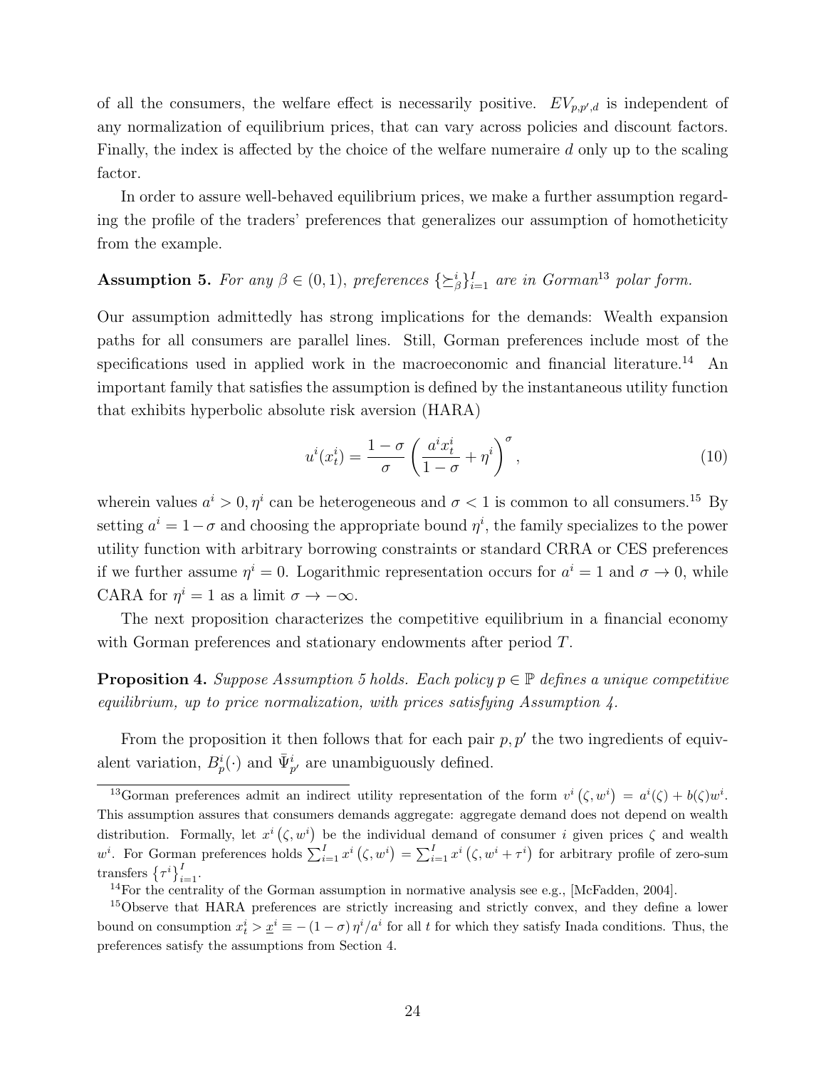of all the consumers, the welfare effect is necessarily positive. $EV_{p,p',d}$ is independent of any normalization of equilibrium prices, that can vary across policies and discount factors. Finally, the index is affected by the choice of the welfare numeraire $d$ only up to the scaling factor.

In order to assure well-behaved equilibrium prices, we make a further assumption regarding the profile of the traders' preferences that generalizes our assumption of homotheticity from the example.

**Assumption 5.** *For any $\beta \in (0,1)$, preferences $\{\succeq^i_\beta\}_{i=1}^I$ are in Gorman*[13] *polar form.*

Our assumption admittedly has strong implications for the demands: Wealth expansion paths for all consumers are parallel lines. Still, Gorman preferences include most of the specifications used in applied work in the macroeconomic and financial literature.[14] An important family that satisfies the assumption is defined by the instantaneous utility function that exhibits hyperbolic absolute risk aversion (HARA)

$$u^i(x^i_t) = \frac{1-\sigma}{\sigma}\left(\frac{a^i x^i_t}{1-\sigma} + \eta^i\right)^\sigma, \tag{10}$$

wherein values $a^i > 0, \eta^i$ can be heterogeneous and $\sigma < 1$ is common to all consumers.[15] By setting $a^i = 1-\sigma$ and choosing the appropriate bound $\eta^i$, the family specializes to the power utility function with arbitrary borrowing constraints or standard CRRA or CES preferences if we further assume $\eta^i = 0$. Logarithmic representation occurs for $a^i = 1$ and $\sigma \to 0$, while CARA for $\eta^i = 1$ as a limit $\sigma \to -\infty$.

The next proposition characterizes the competitive equilibrium in a financial economy with Gorman preferences and stationary endowments after period $T$.

**Proposition 4.** *Suppose Assumption 5 holds. Each policy $p \in \mathbb{P}$ defines a unique competitive equilibrium, up to price normalization, with prices satisfying Assumption 4.*

From the proposition it then follows that for each pair $p, p'$ the two ingredients of equivalent variation, $B^i_p(\cdot)$ and $\bar{\Psi}^i_{p'}$ are unambiguously defined.

---

[13] Gorman preferences admit an indirect utility representation of the form $v^i(\zeta, w^i) = a^i(\zeta) + b(\zeta)w^i$. This assumption assures that consumers demands aggregate: aggregate demand does not depend on wealth distribution. Formally, let $x^i(\zeta, w^i)$ be the individual demand of consumer $i$ given prices $\zeta$ and wealth $w^i$. For Gorman preferences holds $\sum_{i=1}^I x^i(\zeta, w^i) = \sum_{i=1}^I x^i(\zeta, w^i + \tau^i)$ for arbitrary profile of zero-sum transfers $\{\tau^i\}_{i=1}^I$.

[14] For the centrality of the Gorman assumption in normative analysis see e.g., [McFadden, 2004].

[15] Observe that HARA preferences are strictly increasing and strictly convex, and they define a lower bound on consumption $x^i_t > \underline{x}^i \equiv -(1-\sigma)\eta^i/a^i$ for all $t$ for which they satisfy Inada conditions. Thus, the preferences satisfy the assumptions from Section 4.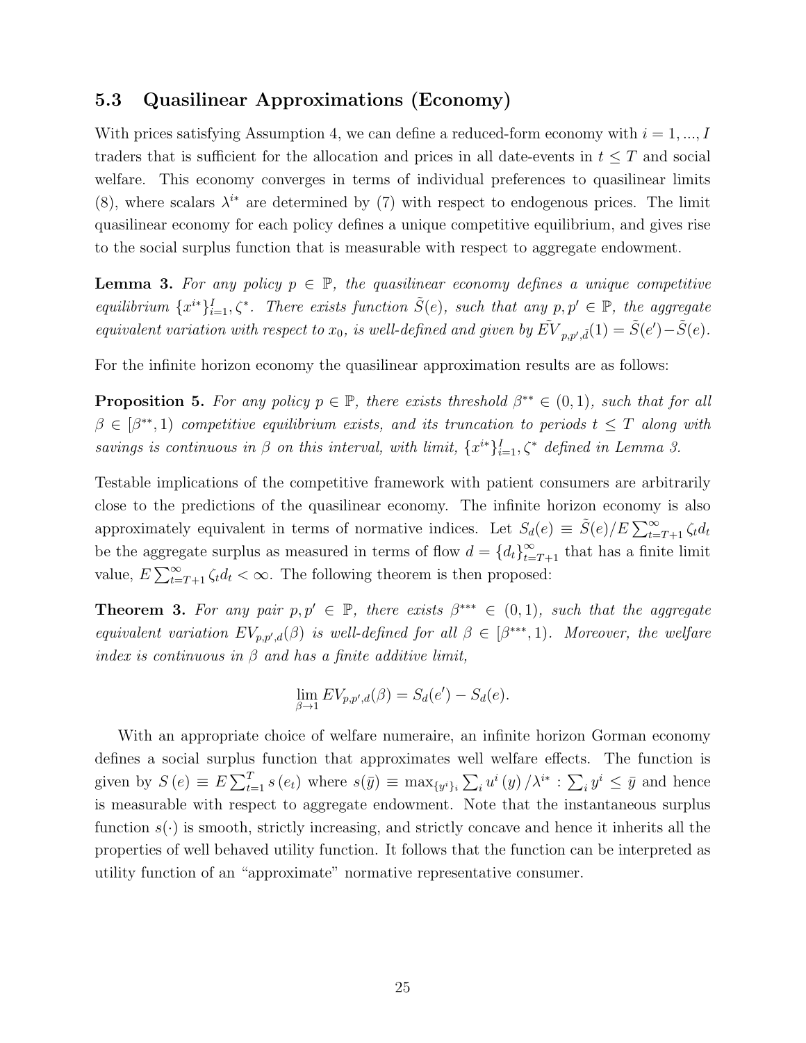### 5.3 Quasilinear Approximations (Economy)

With prices satisfying Assumption 4, we can define a reduced-form economy with $i = 1, ..., I$ traders that is sufficient for the allocation and prices in all date-events in $t \leq T$ and social welfare. This economy converges in terms of individual preferences to quasilinear limits (8), where scalars $\lambda^{i*}$ are determined by (7) with respect to endogenous prices. The limit quasilinear economy for each policy defines a unique competitive equilibrium, and gives rise to the social surplus function that is measurable with respect to aggregate endowment.

**Lemma 3.** *For any policy $p \in \mathbb{P}$, the quasilinear economy defines a unique competitive equilibrium $\{x^{i*}\}_{i=1}^{I}, \zeta^*$. There exists function $\tilde{S}(e)$, such that any $p, p' \in \mathbb{P}$, the aggregate equivalent variation with respect to $x_0$, is well-defined and given by $\tilde{EV}_{p,p',\tilde{d}}(1) = \tilde{S}(e') - \tilde{S}(e)$.*

For the infinite horizon economy the quasilinear approximation results are as follows:

**Proposition 5.** *For any policy $p \in \mathbb{P}$, there exists threshold $\beta^{**} \in (0, 1)$, such that for all $\beta \in [\beta^{**}, 1)$ competitive equilibrium exists, and its truncation to periods $t \leq T$ along with savings is continuous in $\beta$ on this interval, with limit, $\{x^{i*}\}_{i=1}^{I}, \zeta^*$ defined in Lemma 3.*

Testable implications of the competitive framework with patient consumers are arbitrarily close to the predictions of the quasilinear economy. The infinite horizon economy is also approximately equivalent in terms of normative indices. Let $S_d(e) \equiv \tilde{S}(e)/E\sum_{t=T+1}^{\infty}\zeta_t d_t$ be the aggregate surplus as measured in terms of flow $d = \{d_t\}_{t=T+1}^{\infty}$ that has a finite limit value, $E\sum_{t=T+1}^{\infty}\zeta_t d_t < \infty$. The following theorem is then proposed:

**Theorem 3.** *For any pair $p, p' \in \mathbb{P}$, there exists $\beta^{***} \in (0, 1)$, such that the aggregate equivalent variation $EV_{p,p',d}(\beta)$ is well-defined for all $\beta \in [\beta^{***}, 1)$. Moreover, the welfare index is continuous in $\beta$ and has a finite additive limit,*

$$\lim_{\beta \to 1} EV_{p,p',d}(\beta) = S_d(e') - S_d(e).$$

With an appropriate choice of welfare numeraire, an infinite horizon Gorman economy defines a social surplus function that approximates well welfare effects. The function is given by $S(e) \equiv E\sum_{t=1}^{T} s(e_t)$ where $s(\bar{y}) \equiv \max_{\{y^i\}_i} \sum_i u^i(y)/\lambda^{i*} : \sum_i y^i \leq \bar{y}$ and hence is measurable with respect to aggregate endowment. Note that the instantaneous surplus function $s(\cdot)$ is smooth, strictly increasing, and strictly concave and hence it inherits all the properties of well behaved utility function. It follows that the function can be interpreted as utility function of an "approximate" normative representative consumer.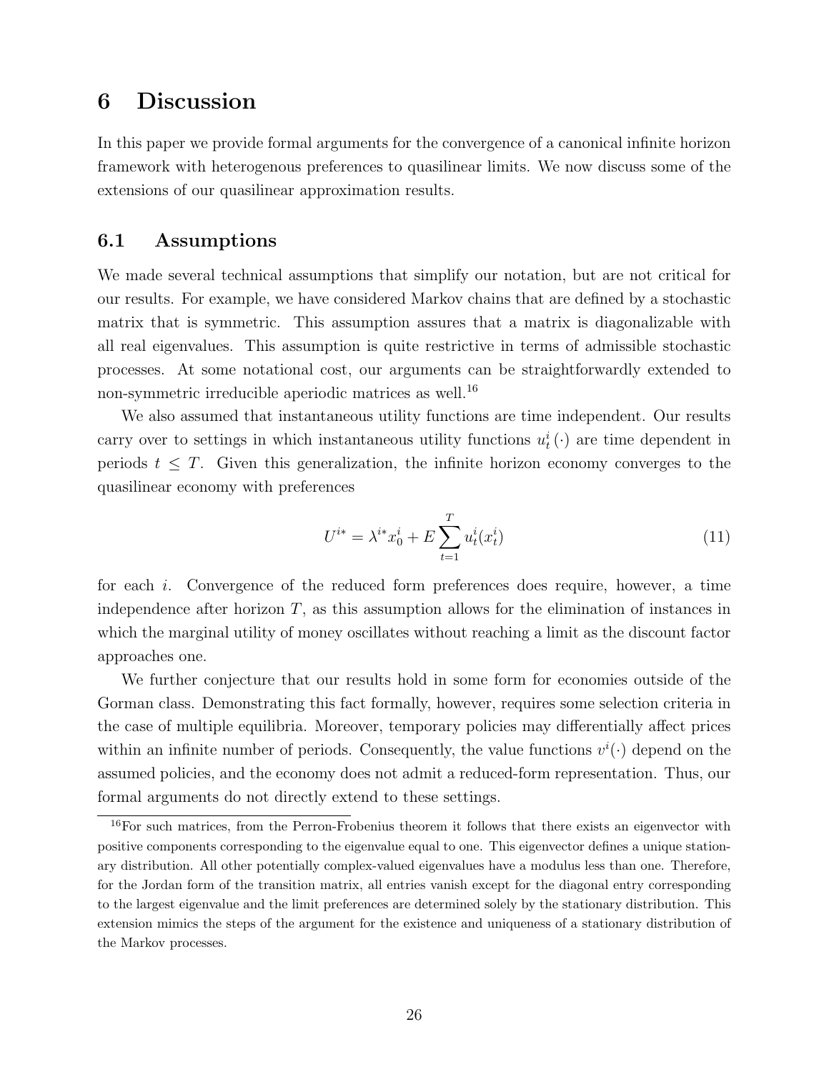# 6 Discussion

In this paper we provide formal arguments for the convergence of a canonical infinite horizon framework with heterogenous preferences to quasilinear limits. We now discuss some of the extensions of our quasilinear approximation results.

## 6.1 Assumptions

We made several technical assumptions that simplify our notation, but are not critical for our results. For example, we have considered Markov chains that are defined by a stochastic matrix that is symmetric. This assumption assures that a matrix is diagonalizable with all real eigenvalues. This assumption is quite restrictive in terms of admissible stochastic processes. At some notational cost, our arguments can be straightforwardly extended to non-symmetric irreducible aperiodic matrices as well.[16]

We also assumed that instantaneous utility functions are time independent. Our results carry over to settings in which instantaneous utility functions $u_t^i(\cdot)$ are time dependent in periods $t \leq T$. Given this generalization, the infinite horizon economy converges to the quasilinear economy with preferences

$$U^{i*} = \lambda^{i*} x_0^i + E \sum_{t=1}^{T} u_t^i(x_t^i) \tag{11}$$

for each $i$. Convergence of the reduced form preferences does require, however, a time independence after horizon $T$, as this assumption allows for the elimination of instances in which the marginal utility of money oscillates without reaching a limit as the discount factor approaches one.

We further conjecture that our results hold in some form for economies outside of the Gorman class. Demonstrating this fact formally, however, requires some selection criteria in the case of multiple equilibria. Moreover, temporary policies may differentially affect prices within an infinite number of periods. Consequently, the value functions $v^i(\cdot)$ depend on the assumed policies, and the economy does not admit a reduced-form representation. Thus, our formal arguments do not directly extend to these settings.

[16] For such matrices, from the Perron-Frobenius theorem it follows that there exists an eigenvector with positive components corresponding to the eigenvalue equal to one. This eigenvector defines a unique stationary distribution. All other potentially complex-valued eigenvalues have a modulus less than one. Therefore, for the Jordan form of the transition matrix, all entries vanish except for the diagonal entry corresponding to the largest eigenvalue and the limit preferences are determined solely by the stationary distribution. This extension mimics the steps of the argument for the existence and uniqueness of a stationary distribution of the Markov processes.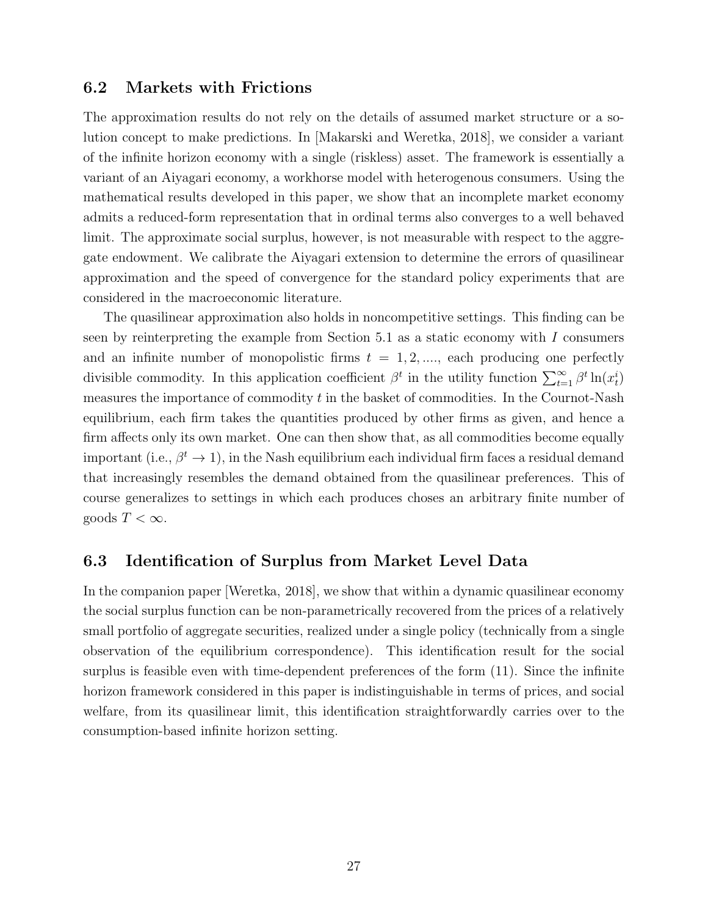### 6.2 Markets with Frictions

The approximation results do not rely on the details of assumed market structure or a solution concept to make predictions. In [Makarski and Weretka, 2018], we consider a variant of the infinite horizon economy with a single (riskless) asset. The framework is essentially a variant of an Aiyagari economy, a workhorse model with heterogenous consumers. Using the mathematical results developed in this paper, we show that an incomplete market economy admits a reduced-form representation that in ordinal terms also converges to a well behaved limit. The approximate social surplus, however, is not measurable with respect to the aggregate endowment. We calibrate the Aiyagari extension to determine the errors of quasilinear approximation and the speed of convergence for the standard policy experiments that are considered in the macroeconomic literature.

The quasilinear approximation also holds in noncompetitive settings. This finding can be seen by reinterpreting the example from Section 5.1 as a static economy with $I$ consumers and an infinite number of monopolistic firms $t = 1, 2, ....$, each producing one perfectly divisible commodity. In this application coefficient $\beta^t$ in the utility function $\sum_{t=1}^{\infty} \beta^t \ln(x_t^i)$ measures the importance of commodity $t$ in the basket of commodities. In the Cournot-Nash equilibrium, each firm takes the quantities produced by other firms as given, and hence a firm affects only its own market. One can then show that, as all commodities become equally important (i.e., $\beta^t \to 1$), in the Nash equilibrium each individual firm faces a residual demand that increasingly resembles the demand obtained from the quasilinear preferences. This of course generalizes to settings in which each produces choses an arbitrary finite number of goods $T < \infty$.

### 6.3 Identification of Surplus from Market Level Data

In the companion paper [Weretka, 2018], we show that within a dynamic quasilinear economy the social surplus function can be non-parametrically recovered from the prices of a relatively small portfolio of aggregate securities, realized under a single policy (technically from a single observation of the equilibrium correspondence). This identification result for the social surplus is feasible even with time-dependent preferences of the form (11). Since the infinite horizon framework considered in this paper is indistinguishable in terms of prices, and social welfare, from its quasilinear limit, this identification straightforwardly carries over to the consumption-based infinite horizon setting.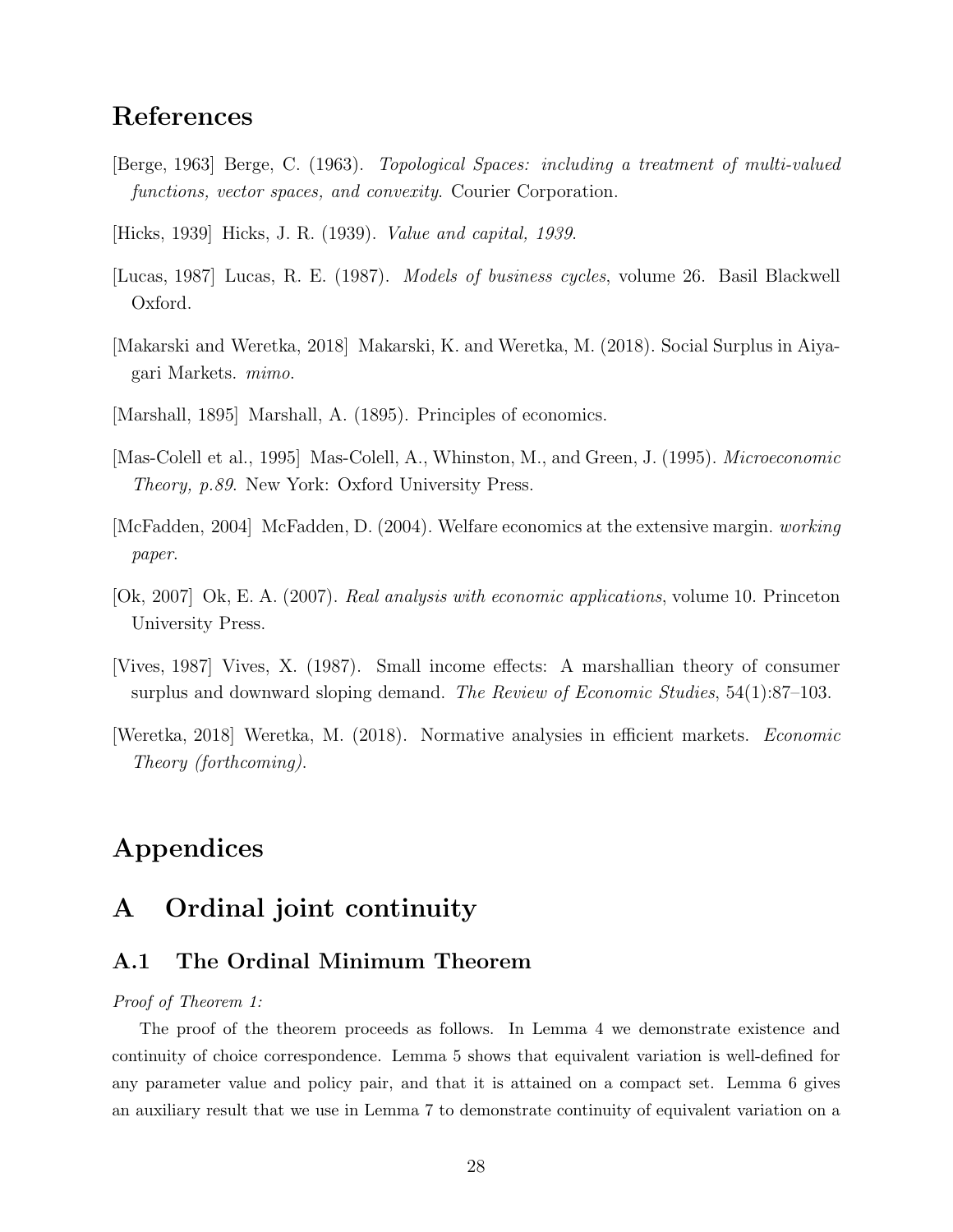# References

[Berge, 1963] Berge, C. (1963). *Topological Spaces: including a treatment of multi-valued functions, vector spaces, and convexity*. Courier Corporation.

[Hicks, 1939] Hicks, J. R. (1939). *Value and capital, 1939*.

[Lucas, 1987] Lucas, R. E. (1987). *Models of business cycles*, volume 26. Basil Blackwell Oxford.

[Makarski and Weretka, 2018] Makarski, K. and Weretka, M. (2018). Social Surplus in Aiyagari Markets. *mimo*.

[Marshall, 1895] Marshall, A. (1895). Principles of economics.

[Mas-Colell et al., 1995] Mas-Colell, A., Whinston, M., and Green, J. (1995). *Microeconomic Theory, p.89*. New York: Oxford University Press.

[McFadden, 2004] McFadden, D. (2004). Welfare economics at the extensive margin. *working paper*.

[Ok, 2007] Ok, E. A. (2007). *Real analysis with economic applications*, volume 10. Princeton University Press.

[Vives, 1987] Vives, X. (1987). Small income effects: A marshallian theory of consumer surplus and downward sloping demand. *The Review of Economic Studies*, 54(1):87–103.

[Weretka, 2018] Weretka, M. (2018). Normative analyses in efficient markets. *Economic Theory (forthcoming)*.

# Appendices

# A Ordinal joint continuity

## A.1 The Ordinal Minimum Theorem

*Proof of Theorem 1:*

The proof of the theorem proceeds as follows. In Lemma 4 we demonstrate existence and continuity of choice correspondence. Lemma 5 shows that equivalent variation is well-defined for any parameter value and policy pair, and that it is attained on a compact set. Lemma 6 gives an auxiliary result that we use in Lemma 7 to demonstrate continuity of equivalent variation on a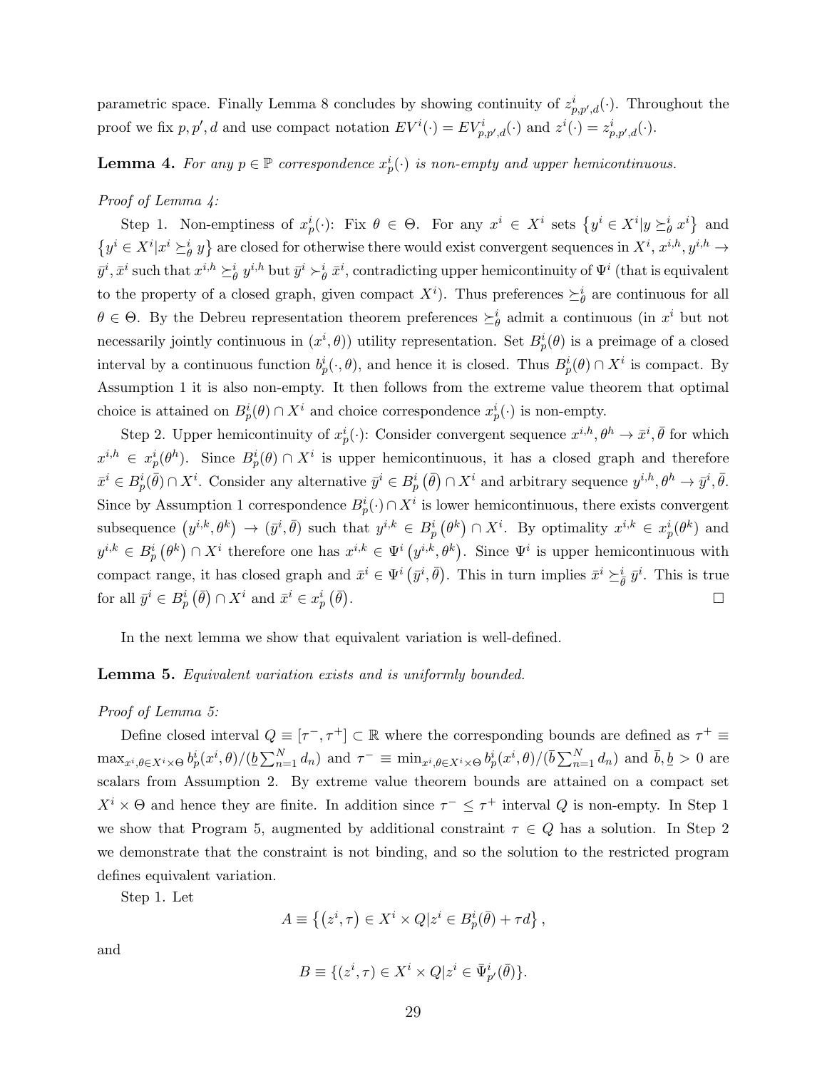parametric space. Finally Lemma 8 concludes by showing continuity of $z^i_{p,p',d}(\cdot)$. Throughout the proof we fix $p, p', d$ and use compact notation $EV^i(\cdot) = EV^i_{p,p',d}(\cdot)$ and $z^i(\cdot) = z^i_{p,p',d}(\cdot)$.

**Lemma 4.** *For any $p \in \mathbb{P}$ correspondence $x^i_p(\cdot)$ is non-empty and upper hemicontinuous.*

*Proof of Lemma 4:*

Step 1. Non-emptiness of $x^i_p(\cdot)$: Fix $\theta \in \Theta$. For any $x^i \in X^i$ sets $\{y^i \in X^i | y \succeq^i_\theta x^i\}$ and $\{y^i \in X^i | x^i \succeq^i_\theta y\}$ are closed for otherwise there would exist convergent sequences in $X^i$, $x^{i,h}, y^{i,h} \to \bar{y}^i, \bar{x}^i$ such that $x^{i,h} \succeq^i_\theta y^{i,h}$ but $\bar{y}^i \succ^i_\theta \bar{x}^i$, contradicting upper hemicontinuity of $\Psi^i$ (that is equivalent to the property of a closed graph, given compact $X^i$). Thus preferences $\succeq^i_\theta$ are continuous for all $\theta \in \Theta$. By the Debreu representation theorem preferences $\succeq^i_\theta$ admit a continuous (in $x^i$ but not necessarily jointly continuous in $(x^i, \theta)$) utility representation. Set $B^i_p(\theta)$ is a preimage of a closed interval by a continuous function $b^i_p(\cdot, \theta)$, and hence it is closed. Thus $B^i_p(\theta) \cap X^i$ is compact. By Assumption 1 it is also non-empty. It then follows from the extreme value theorem that optimal choice is attained on $B^i_p(\theta) \cap X^i$ and choice correspondence $x^i_p(\cdot)$ is non-empty.

Step 2. Upper hemicontinuity of $x^i_p(\cdot)$: Consider convergent sequence $x^{i,h}, \theta^h \to \bar{x}^i, \bar{\theta}$ for which $x^{i,h} \in x^i_p(\theta^h)$. Since $B^i_p(\theta) \cap X^i$ is upper hemicontinuous, it has a closed graph and therefore $\bar{x}^i \in B^i_p(\bar{\theta}) \cap X^i$. Consider any alternative $\bar{y}^i \in B^i_p(\bar{\theta}) \cap X^i$ and arbitrary sequence $y^{i,h}, \theta^h \to \bar{y}^i, \bar{\theta}$. Since by Assumption 1 correspondence $B^i_p(\cdot) \cap X^i$ is lower hemicontinuous, there exists convergent subsequence $(y^{i,k}, \theta^k) \to (\bar{y}^i, \bar{\theta})$ such that $y^{i,k} \in B^i_p(\theta^k) \cap X^i$. By optimality $x^{i,k} \in x^i_p(\theta^k)$ and $y^{i,k} \in B^i_p(\theta^k) \cap X^i$ therefore one has $x^{i,k} \in \Psi^i(y^{i,k}, \theta^k)$. Since $\Psi^i$ is upper hemicontinuous with compact range, it has closed graph and $\bar{x}^i \in \Psi^i(\bar{y}^i, \bar{\theta})$. This in turn implies $\bar{x}^i \succeq^i_{\bar{\theta}} \bar{y}^i$. This is true for all $\bar{y}^i \in B^i_p(\bar{\theta}) \cap X^i$ and $\bar{x}^i \in x^i_p(\bar{\theta})$. $\square$

In the next lemma we show that equivalent variation is well-defined.

**Lemma 5.** *Equivalent variation exists and is uniformly bounded.*

*Proof of Lemma 5:*

Define closed interval $Q \equiv [\tau^-, \tau^+] \subset \mathbb{R}$ where the corresponding bounds are defined as $\tau^+ \equiv \max_{x^i, \theta \in X^i \times \Theta} b^i_p(x^i, \theta)/(\underline{b} \sum_{n=1}^N d_n)$ and $\tau^- \equiv \min_{x^i, \theta \in X^i \times \Theta} b^i_p(x^i, \theta)/(\bar{b} \sum_{n=1}^N d_n)$ and $\bar{b}, \underline{b} > 0$ are scalars from Assumption 2. By extreme value theorem bounds are attained on a compact set $X^i \times \Theta$ and hence they are finite. In addition since $\tau^- \leq \tau^+$ interval $Q$ is non-empty. In Step 1 we show that Program 5, augmented by additional constraint $\tau \in Q$ has a solution. In Step 2 we demonstrate that the constraint is not binding, and so the solution to the restricted program defines equivalent variation.

Step 1. Let

$$A \equiv \left\{(z^i, \tau) \in X^i \times Q | z^i \in B^i_p(\bar{\theta}) + \tau d\right\},$$

and

$$B \equiv \{(z^i, \tau) \in X^i \times Q | z^i \in \bar{\Psi}^i_{p'}(\bar{\theta})\}.$$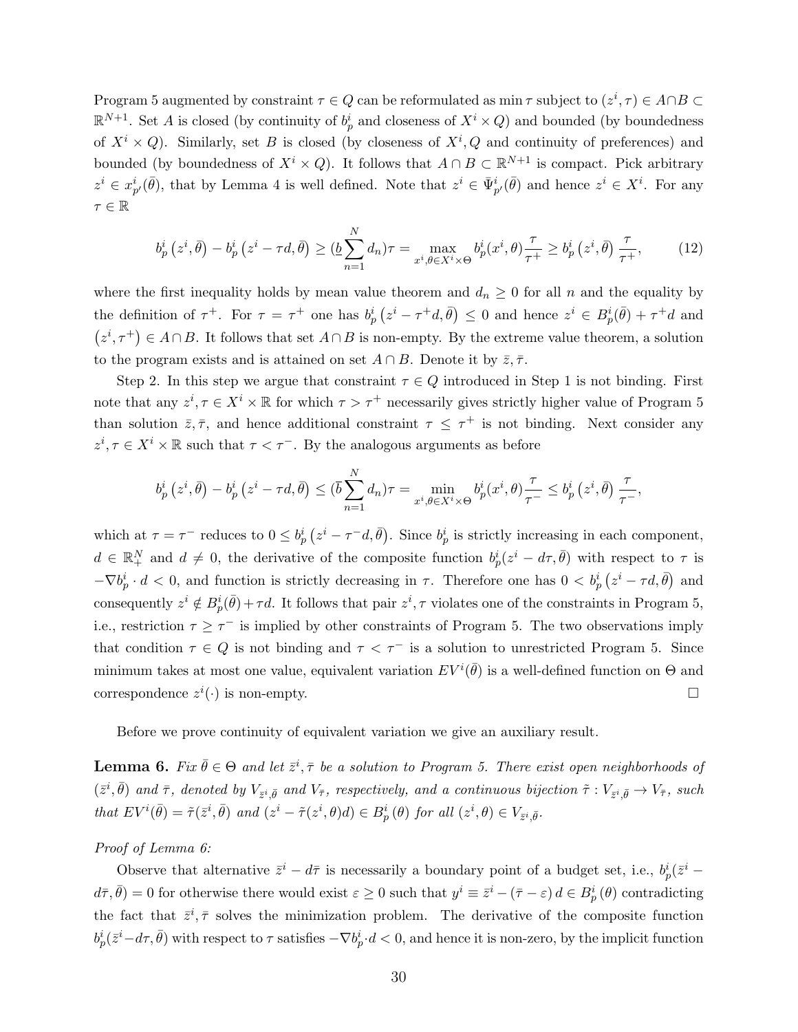Program 5 augmented by constraint $\tau \in Q$ can be reformulated as $\min \tau$ subject to $(z^i, \tau) \in A \cap B \subset \mathbb{R}^{N+1}$. Set $A$ is closed (by continuity of $b_p^i$ and closeness of $X^i \times Q$) and bounded (by boundedness of $X^i \times Q$). Similarly, set $B$ is closed (by closeness of $X^i, Q$ and continuity of preferences) and bounded (by boundedness of $X^i \times Q$). It follows that $A \cap B \subset \mathbb{R}^{N+1}$ is compact. Pick arbitrary $z^i \in x_{p'}^i(\bar{\theta})$, that by Lemma 4 is well defined. Note that $z^i \in \bar{\Psi}_{p'}^i(\bar{\theta})$ and hence $z^i \in X^i$. For any $\tau \in \mathbb{R}$

$$b_p^i\left(z^i, \bar{\theta}\right) - b_p^i\left(z^i - \tau d, \bar{\theta}\right) \geq (\underline{b}\sum_{n=1}^{N} d_n)\tau = \max_{x^i, \theta \in X^i \times \Theta} b_p^i(x^i, \theta)\frac{\tau}{\tau^+} \geq b_p^i\left(z^i, \bar{\theta}\right)\frac{\tau}{\tau^+}, \tag{12}$$

where the first inequality holds by mean value theorem and $d_n \geq 0$ for all $n$ and the equality by the definition of $\tau^+$. For $\tau = \tau^+$ one has $b_p^i\left(z^i - \tau^+ d, \bar{\theta}\right) \leq 0$ and hence $z^i \in B_p^i(\bar{\theta}) + \tau^+ d$ and $\left(z^i, \tau^+\right) \in A \cap B$. It follows that set $A \cap B$ is non-empty. By the extreme value theorem, a solution to the program exists and is attained on set $A \cap B$. Denote it by $\bar{z}, \bar{\tau}$.

Step 2. In this step we argue that constraint $\tau \in Q$ introduced in Step 1 is not binding. First note that any $z^i, \tau \in X^i \times \mathbb{R}$ for which $\tau > \tau^+$ necessarily gives strictly higher value of Program 5 than solution $\bar{z}, \bar{\tau}$, and hence additional constraint $\tau \leq \tau^+$ is not binding. Next consider any $z^i, \tau \in X^i \times \mathbb{R}$ such that $\tau < \tau^-$. By the analogous arguments as before

$$b_p^i\left(z^i, \bar{\theta}\right) - b_p^i\left(z^i - \tau d, \bar{\theta}\right) \leq (\bar{b}\sum_{n=1}^{N} d_n)\tau = \min_{x^i, \theta \in X^i \times \Theta} b_p^i(x^i, \theta)\frac{\tau}{\tau^-} \leq b_p^i\left(z^i, \bar{\theta}\right)\frac{\tau}{\tau^-},$$

which at $\tau = \tau^-$ reduces to $0 \leq b_p^i\left(z^i - \tau^- d, \bar{\theta}\right)$. Since $b_p^i$ is strictly increasing in each component, $d \in \mathbb{R}_+^N$ and $d \neq 0$, the derivative of the composite function $b_p^i(z^i - d\tau, \bar{\theta})$ with respect to $\tau$ is $-\nabla b_p^i \cdot d < 0$, and function is strictly decreasing in $\tau$. Therefore one has $0 < b_p^i\left(z^i - \tau d, \bar{\theta}\right)$ and consequently $z^i \notin B_p^i(\bar{\theta}) + \tau d$. It follows that pair $z^i, \tau$ violates one of the constraints in Program 5, i.e., restriction $\tau \geq \tau^-$ is implied by other constraints of Program 5. The two observations imply that condition $\tau \in Q$ is not binding and $\tau < \tau^-$ is a solution to unrestricted Program 5. Since minimum takes at most one value, equivalent variation $EV^i(\bar{\theta})$ is a well-defined function on $\Theta$ and correspondence $z^i(\cdot)$ is non-empty. $\square$

Before we prove continuity of equivalent variation we give an auxiliary result.

**Lemma 6.** *Fix $\bar{\theta} \in \Theta$ and let $\bar{z}^i, \bar{\tau}$ be a solution to Program 5. There exist open neighborhoods of $(\bar{z}^i, \bar{\theta})$ and $\bar{\tau}$, denoted by $V_{\bar{z}^i, \bar{\theta}}$ and $V_{\bar{\tau}}$, respectively, and a continuous bijection $\tilde{\tau} : V_{\bar{z}^i, \bar{\theta}} \to V_{\bar{\tau}}$, such that $EV^i(\bar{\theta}) = \tilde{\tau}(\bar{z}^i, \bar{\theta})$ and $(z^i - \tilde{\tau}(z^i, \theta)d) \in B_p^i(\theta)$ for all $(z^i, \theta) \in V_{\bar{z}^i, \bar{\theta}}$.*

*Proof of Lemma 6:*

Observe that alternative $\bar{z}^i - d\bar{\tau}$ is necessarily a boundary point of a budget set, i.e., $b_p^i(\bar{z}^i - d\bar{\tau}, \bar{\theta}) = 0$ for otherwise there would exist $\varepsilon \geq 0$ such that $y^i \equiv \bar{z}^i - (\bar{\tau} - \varepsilon)\, d \in B_p^i(\theta)$ contradicting the fact that $\bar{z}^i, \bar{\tau}$ solves the minimization problem. The derivative of the composite function $b_p^i(\bar{z}^i - d\tau, \bar{\theta})$ with respect to $\tau$ satisfies $-\nabla b_p^i \cdot d < 0$, and hence it is non-zero, by the implicit function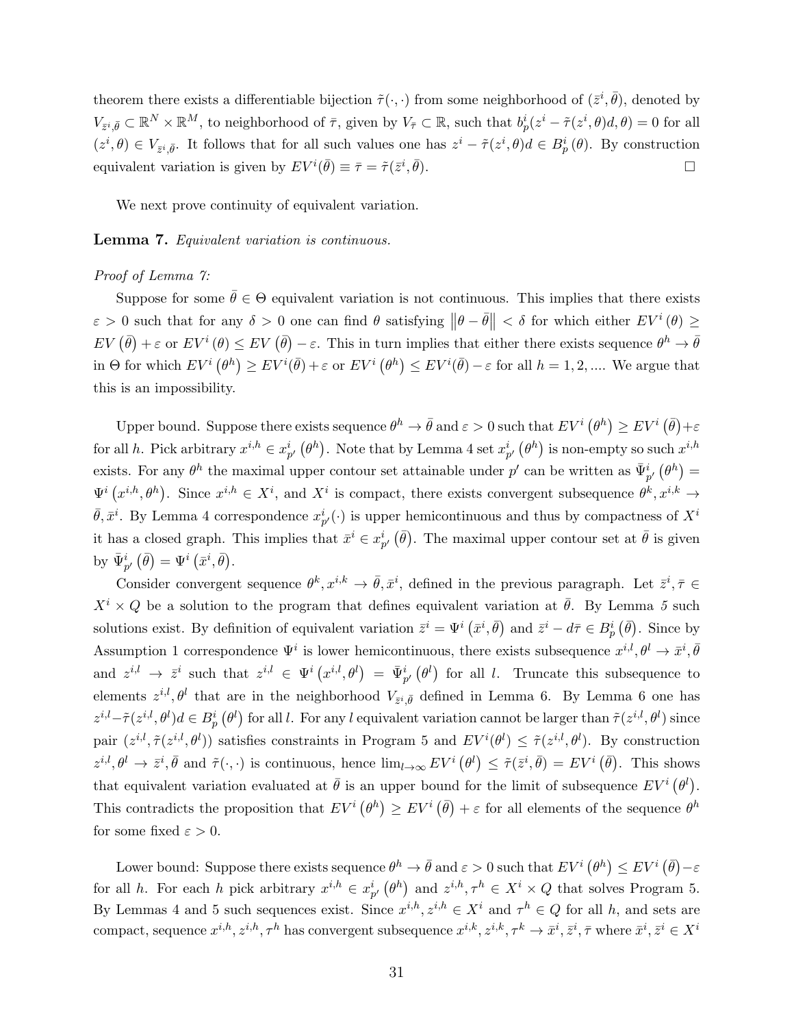theorem there exists a differentiable bijection $\tilde{\tau}(\cdot,\cdot)$ from some neighborhood of $(\bar{z}^i, \bar{\theta})$, denoted by $V_{\bar{z}^i,\bar{\theta}} \subset \mathbb{R}^N \times \mathbb{R}^M$, to neighborhood of $\bar{\tau}$, given by $V_{\bar{\tau}} \subset \mathbb{R}$, such that $b^i_p(z^i - \tilde{\tau}(z^i, \theta)d, \theta) = 0$ for all $(z^i, \theta) \in V_{\bar{z}^i,\bar{\theta}}$. It follows that for all such values one has $z^i - \tilde{\tau}(z^i, \theta)d \in B^i_p(\theta)$. By construction equivalent variation is given by $EV^i(\bar{\theta}) \equiv \bar{\tau} = \tilde{\tau}(\bar{z}^i, \bar{\theta})$. □

We next prove continuity of equivalent variation.

**Lemma 7.** *Equivalent variation is continuous.*

*Proof of Lemma 7:*

Suppose for some $\bar{\theta} \in \Theta$ equivalent variation is not continuous. This implies that there exists $\varepsilon > 0$ such that for any $\delta > 0$ one can find $\theta$ satisfying $\|\theta - \bar{\theta}\| < \delta$ for which either $EV^i(\theta) \geq EV(\bar{\theta}) + \varepsilon$ or $EV^i(\theta) \leq EV(\bar{\theta}) - \varepsilon$. This in turn implies that either there exists sequence $\theta^h \to \bar{\theta}$ in $\Theta$ for which $EV^i(\theta^h) \geq EV^i(\bar{\theta}) + \varepsilon$ or $EV^i(\theta^h) \leq EV^i(\bar{\theta}) - \varepsilon$ for all $h = 1, 2, ....$ We argue that this is an impossibility.

Upper bound. Suppose there exists sequence $\theta^h \to \bar{\theta}$ and $\varepsilon > 0$ such that $EV^i(\theta^h) \geq EV^i(\bar{\theta}) + \varepsilon$ for all $h$. Pick arbitrary $x^{i,h} \in x^i_{p'}(\theta^h)$. Note that by Lemma 4 set $x^i_{p'}(\theta^h)$ is non-empty so such $x^{i,h}$ exists. For any $\theta^h$ the maximal upper contour set attainable under $p'$ can be written as $\bar{\Psi}^i_{p'}(\theta^h) = \Psi^i(x^{i,h}, \theta^h)$. Since $x^{i,h} \in X^i$, and $X^i$ is compact, there exists convergent subsequence $\theta^k, x^{i,k} \to \bar{\theta}, \bar{x}^i$. By Lemma 4 correspondence $x^i_{p'}(\cdot)$ is upper hemicontinuous and thus by compactness of $X^i$ it has a closed graph. This implies that $\bar{x}^i \in x^i_{p'}(\bar{\theta})$. The maximal upper contour set at $\bar{\theta}$ is given by $\bar{\Psi}^i_{p'}(\bar{\theta}) = \Psi^i(\bar{x}^i, \bar{\theta})$.

Consider convergent sequence $\theta^k, x^{i,k} \to \bar{\theta}, \bar{x}^i$, defined in the previous paragraph. Let $\bar{z}^i, \bar{\tau} \in X^i \times Q$ be a solution to the program that defines equivalent variation at $\bar{\theta}$. By Lemma 5 such solutions exist. By definition of equivalent variation $\bar{z}^i = \Psi^i(\bar{x}^i, \bar{\theta})$ and $\bar{z}^i - d\bar{\tau} \in B^i_p(\bar{\theta})$. Since by Assumption 1 correspondence $\Psi^i$ is lower hemicontinuous, there exists subsequence $x^{i,l}, \theta^l \to \bar{x}^i, \bar{\theta}$ and $z^{i,l} \to \bar{z}^i$ such that $z^{i,l} \in \Psi^i(x^{i,l}, \theta^l) = \bar{\Psi}^i_{p'}(\theta^l)$ for all $l$. Truncate this subsequence to elements $z^{i,l}, \theta^l$ that are in the neighborhood $V_{\bar{z}^i,\bar{\theta}}$ defined in Lemma 6. By Lemma 6 one has $z^{i,l} - \tilde{\tau}(z^{i,l}, \theta^l)d \in B^i_p(\theta^l)$ for all $l$. For any $l$ equivalent variation cannot be larger than $\tilde{\tau}(z^{i,l}, \theta^l)$ since pair $(z^{i,l}, \tilde{\tau}(z^{i,l}, \theta^l))$ satisfies constraints in Program 5 and $EV^i(\theta^l) \leq \tilde{\tau}(z^{i,l}, \theta^l)$. By construction $z^{i,l}, \theta^l \to \bar{z}^i, \bar{\theta}$ and $\tilde{\tau}(\cdot,\cdot)$ is continuous, hence $\lim_{l\to\infty} EV^i(\theta^l) \leq \tilde{\tau}(\bar{z}^i, \bar{\theta}) = EV^i(\bar{\theta})$. This shows that equivalent variation evaluated at $\bar{\theta}$ is an upper bound for the limit of subsequence $EV^i(\theta^l)$. This contradicts the proposition that $EV^i(\theta^h) \geq EV^i(\bar{\theta}) + \varepsilon$ for all elements of the sequence $\theta^h$ for some fixed $\varepsilon > 0$.

Lower bound: Suppose there exists sequence $\theta^h \to \bar{\theta}$ and $\varepsilon > 0$ such that $EV^i(\theta^h) \leq EV^i(\bar{\theta}) - \varepsilon$ for all $h$. For each $h$ pick arbitrary $x^{i,h} \in x^i_{p'}(\theta^h)$ and $z^{i,h}, \tau^h \in X^i \times Q$ that solves Program 5. By Lemmas 4 and 5 such sequences exist. Since $x^{i,h}, z^{i,h} \in X^i$ and $\tau^h \in Q$ for all $h$, and sets are compact, sequence $x^{i,h}, z^{i,h}, \tau^h$ has convergent subsequence $x^{i,k}, z^{i,k}, \tau^k \to \bar{x}^i, \bar{z}^i, \bar{\tau}$ where $\bar{x}^i, \bar{z}^i \in X^i$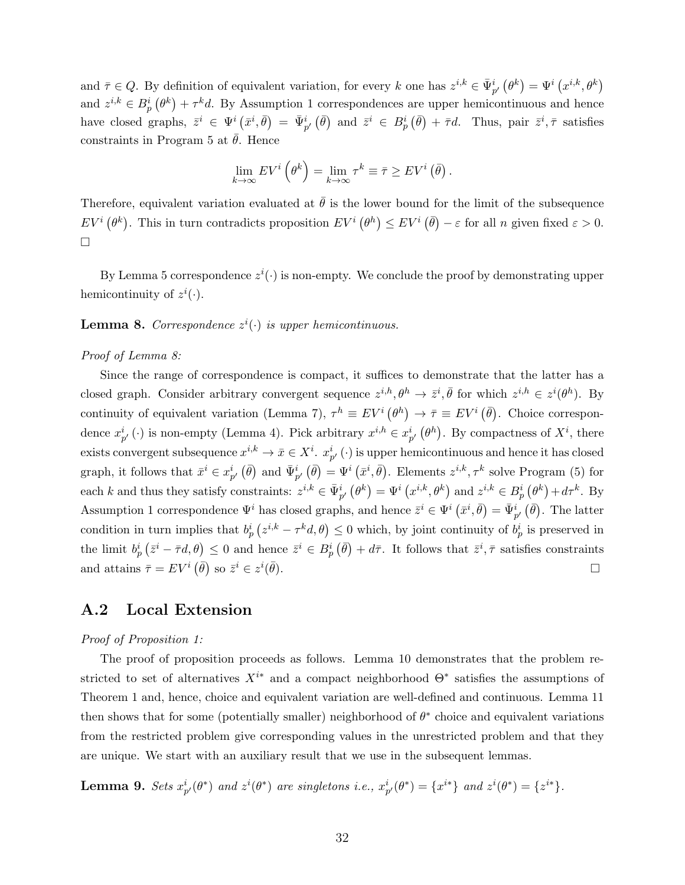and $\bar{\tau} \in Q$. By definition of equivalent variation, for every $k$ one has $z^{i,k} \in \bar{\Psi}^i_{p'}\left(\theta^k\right) = \Psi^i\left(x^{i,k}, \theta^k\right)$ and $z^{i,k} \in B^i_p\left(\theta^k\right) + \tau^k d$. By Assumption 1 correspondences are upper hemicontinuous and hence have closed graphs, $\bar{z}^i \in \Psi^i\left(\bar{x}^i, \bar{\theta}\right) = \bar{\Psi}^i_{p'}\left(\bar{\theta}\right)$ and $\bar{z}^i \in B^i_p\left(\bar{\theta}\right) + \bar{\tau}d$. Thus, pair $\bar{z}^i, \bar{\tau}$ satisfies constraints in Program 5 at $\bar{\theta}$. Hence

$$\lim_{k\to\infty} EV^i\left(\theta^k\right) = \lim_{k\to\infty} \tau^k \equiv \bar{\tau} \geq EV^i\left(\bar{\theta}\right).$$

Therefore, equivalent variation evaluated at $\bar{\theta}$ is the lower bound for the limit of the subsequence $EV^i\left(\theta^k\right)$. This in turn contradicts proposition $EV^i\left(\theta^h\right) \leq EV^i\left(\bar{\theta}\right) - \varepsilon$ for all $n$ given fixed $\varepsilon > 0$. □

By Lemma 5 correspondence $z^i(\cdot)$ is non-empty. We conclude the proof by demonstrating upper hemicontinuity of $z^i(\cdot)$.

**Lemma 8.** *Correspondence $z^i(\cdot)$ is upper hemicontinuous.*

*Proof of Lemma 8:*

Since the range of correspondence is compact, it suffices to demonstrate that the latter has a closed graph. Consider arbitrary convergent sequence $z^{i,h}, \theta^h \to \bar{z}^i, \bar{\theta}$ for which $z^{i,h} \in z^i(\theta^h)$. By continuity of equivalent variation (Lemma 7), $\tau^h \equiv EV^i\left(\theta^h\right) \to \bar{\tau} \equiv EV^i\left(\bar{\theta}\right)$. Choice correspondence $x^i_{p'}(\cdot)$ is non-empty (Lemma 4). Pick arbitrary $x^{i,h} \in x^i_{p'}\left(\theta^h\right)$. By compactness of $X^i$, there exists convergent subsequence $x^{i,k} \to \bar{x} \in X^i$. $x^i_{p'}(\cdot)$ is upper hemicontinuous and hence it has closed graph, it follows that $\bar{x}^i \in x^i_{p'}\left(\bar{\theta}\right)$ and $\bar{\Psi}^i_{p'}\left(\bar{\theta}\right) = \Psi^i\left(\bar{x}^i, \bar{\theta}\right)$. Elements $z^{i,k}, \tau^k$ solve Program (5) for each $k$ and thus they satisfy constraints: $z^{i,k} \in \bar{\Psi}^i_{p'}\left(\theta^k\right) = \Psi^i\left(x^{i,k}, \theta^k\right)$ and $z^{i,k} \in B^i_p\left(\theta^k\right) + d\tau^k$. By Assumption 1 correspondence $\Psi^i$ has closed graphs, and hence $\bar{z}^i \in \Psi^i\left(\bar{x}^i, \bar{\theta}\right) = \bar{\Psi}^i_{p'}\left(\bar{\theta}\right)$. The latter condition in turn implies that $b^i_p\left(z^{i,k} - \tau^k d, \theta\right) \leq 0$ which, by joint continuity of $b^i_p$ is preserved in the limit $b^i_p\left(\bar{z}^i - \bar{\tau}d, \theta\right) \leq 0$ and hence $\bar{z}^i \in B^i_p\left(\bar{\theta}\right) + d\bar{\tau}$. It follows that $\bar{z}^i, \bar{\tau}$ satisfies constraints and attains $\bar{\tau} = EV^i\left(\bar{\theta}\right)$ so $\bar{z}^i \in z^i(\bar{\theta})$. □

## A.2 Local Extension

*Proof of Proposition 1:*

The proof of proposition proceeds as follows. Lemma 10 demonstrates that the problem restricted to set of alternatives $X^{i*}$ and a compact neighborhood $\Theta^*$ satisfies the assumptions of Theorem 1 and, hence, choice and equivalent variation are well-defined and continuous. Lemma 11 then shows that for some (potentially smaller) neighborhood of $\theta^*$ choice and equivalent variations from the restricted problem give corresponding values in the unrestricted problem and that they are unique. We start with an auxiliary result that we use in the subsequent lemmas.

**Lemma 9.** *Sets $x^i_{p'}(\theta^*)$ and $z^i(\theta^*)$ are singletons i.e., $x^i_{p'}(\theta^*) = \{x^{i*}\}$ and $z^i(\theta^*) = \{z^{i*}\}$.*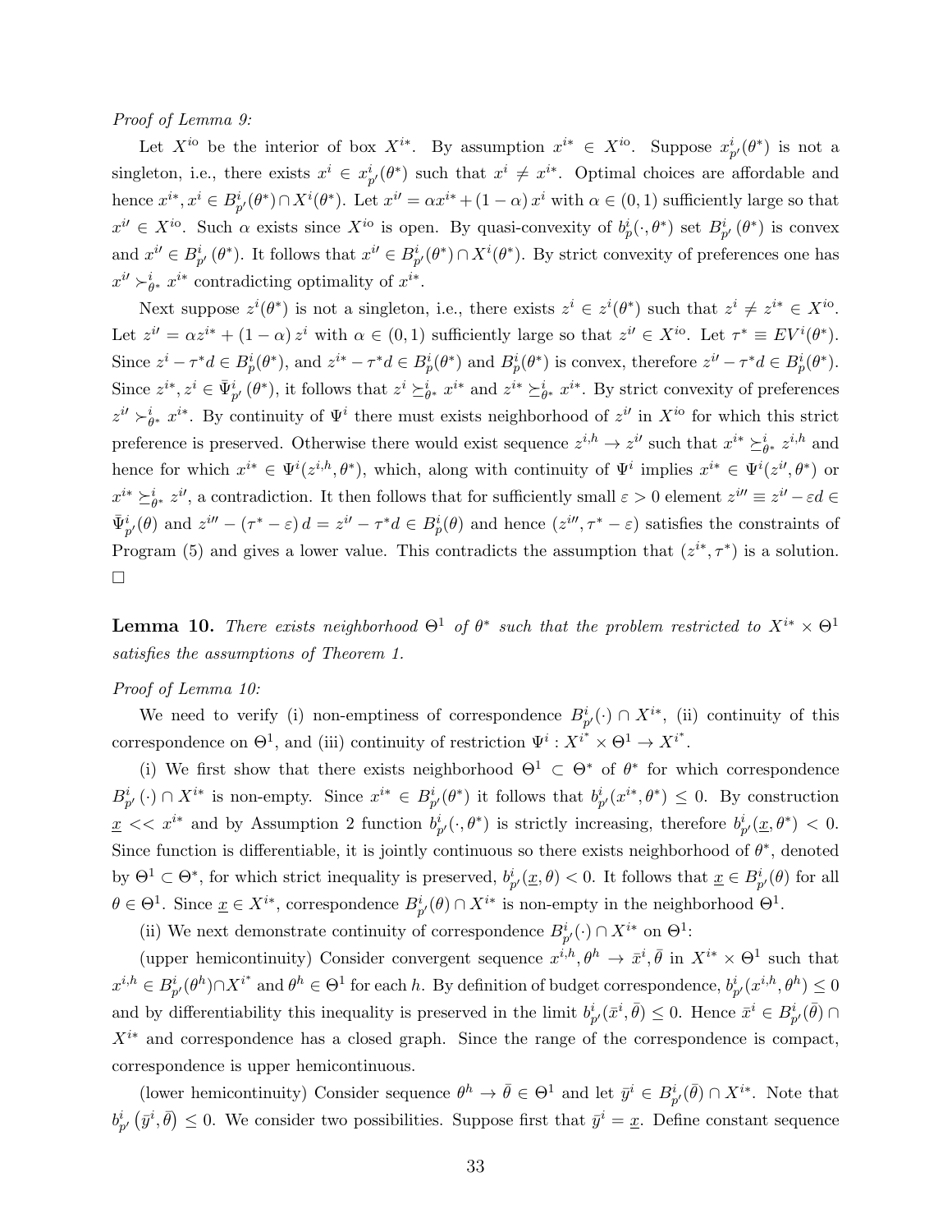*Proof of Lemma 9:*

Let $X^{io}$ be the interior of box $X^{i*}$. By assumption $x^{i*} \in X^{io}$. Suppose $x^i_{p'}(\theta^*)$ is not a singleton, i.e., there exists $x^i \in x^i_{p'}(\theta^*)$ such that $x^i \neq x^{i*}$. Optimal choices are affordable and hence $x^{i*}, x^i \in B^i_{p'}(\theta^*) \cap X^i(\theta^*)$. Let $x^{i\prime} = \alpha x^{i*} + (1-\alpha)\, x^i$ with $\alpha \in (0,1)$ sufficiently large so that $x^{i\prime} \in X^{io}$. Such $\alpha$ exists since $X^{io}$ is open. By quasi-convexity of $b^i_p(\cdot, \theta^*)$ set $B^i_{p'}(\theta^*)$ is convex and $x^{i\prime} \in B^i_{p'}(\theta^*)$. It follows that $x^{i\prime} \in B^i_{p'}(\theta^*) \cap X^i(\theta^*)$. By strict convexity of preferences one has $x^{i\prime} \succ^i_{\theta^*} x^{i*}$ contradicting optimality of $x^{i*}$.

Next suppose $z^i(\theta^*)$ is not a singleton, i.e., there exists $z^i \in z^i(\theta^*)$ such that $z^i \neq z^{i*} \in X^{io}$. Let $z^{i\prime} = \alpha z^{i*} + (1-\alpha)\, z^i$ with $\alpha \in (0,1)$ sufficiently large so that $z^{i\prime} \in X^{io}$. Let $\tau^* \equiv EV^i(\theta^*)$. Since $z^i - \tau^* d \in B^i_p(\theta^*)$, and $z^{i*} - \tau^* d \in B^i_p(\theta^*)$ and $B^i_p(\theta^*)$ is convex, therefore $z^{i\prime} - \tau^* d \in B^i_p(\theta^*)$. Since $z^{i*}, z^i \in \bar{\Psi}^i_{p'}(\theta^*)$, it follows that $z^i \succeq^i_{\theta^*} x^{i*}$ and $z^{i*} \succeq^i_{\theta^*} x^{i*}$. By strict convexity of preferences $z^{i\prime} \succ^i_{\theta^*} x^{i*}$. By continuity of $\Psi^i$ there must exists neighborhood of $z^{i\prime}$ in $X^{io}$ for which this strict preference is preserved. Otherwise there would exist sequence $z^{i,h} \to z^{i\prime}$ such that $x^{i*} \succeq^i_{\theta^*} z^{i,h}$ and hence for which $x^{i*} \in \Psi^i(z^{i,h}, \theta^*)$, which, along with continuity of $\Psi^i$ implies $x^{i*} \in \Psi^i(z^{i\prime}, \theta^*)$ or $x^{i*} \succeq^i_{\theta^*} z^{i\prime}$, a contradiction. It then follows that for sufficiently small $\varepsilon > 0$ element $z^{i\prime\prime} \equiv z^{i\prime} - \varepsilon d \in \bar{\Psi}^i_{p'}(\theta)$ and $z^{i\prime\prime} - (\tau^* - \varepsilon)\, d = z^{i\prime} - \tau^* d \in B^i_p(\theta)$ and hence $(z^{i\prime\prime}, \tau^* - \varepsilon)$ satisfies the constraints of Program (5) and gives a lower value. This contradicts the assumption that $(z^{i*}, \tau^*)$ is a solution. $\square$

**Lemma 10.** *There exists neighborhood $\Theta^1$ of $\theta^*$ such that the problem restricted to $X^{i*} \times \Theta^1$ satisfies the assumptions of Theorem 1.*

*Proof of Lemma 10:*

We need to verify (i) non-emptiness of correspondence $B^i_{p'}(\cdot) \cap X^{i*}$, (ii) continuity of this correspondence on $\Theta^1$, and (iii) continuity of restriction $\Psi^i : X^{i^*} \times \Theta^1 \to X^{i^*}$.

(i) We first show that there exists neighborhood $\Theta^1 \subset \Theta^*$ of $\theta^*$ for which correspondence $B^i_{p'}(\cdot) \cap X^{i*}$ is non-empty. Since $x^{i*} \in B^i_{p'}(\theta^*)$ it follows that $b^i_{p'}(x^{i*}, \theta^*) \leq 0$. By construction $\underline{x} << x^{i*}$ and by Assumption 2 function $b^i_{p'}(\cdot, \theta^*)$ is strictly increasing, therefore $b^i_{p'}(\underline{x}, \theta^*) < 0$. Since function is differentiable, it is jointly continuous so there exists neighborhood of $\theta^*$, denoted by $\Theta^1 \subset \Theta^*$, for which strict inequality is preserved, $b^i_{p'}(\underline{x}, \theta) < 0$. It follows that $\underline{x} \in B^i_{p'}(\theta)$ for all $\theta \in \Theta^1$. Since $\underline{x} \in X^{i*}$, correspondence $B^i_{p'}(\theta) \cap X^{i*}$ is non-empty in the neighborhood $\Theta^1$.

(ii) We next demonstrate continuity of correspondence $B^i_{p'}(\cdot) \cap X^{i*}$ on $\Theta^1$:

(upper hemicontinuity) Consider convergent sequence $x^{i,h}, \theta^h \to \bar{x}^i, \bar{\theta}$ in $X^{i*} \times \Theta^1$ such that $x^{i,h} \in B^i_{p'}(\theta^h) \cap X^{i^*}$ and $\theta^h \in \Theta^1$ for each $h$. By definition of budget correspondence, $b^i_{p'}(x^{i,h}, \theta^h) \leq 0$ and by differentiability this inequality is preserved in the limit $b^i_{p'}(\bar{x}^i, \bar{\theta}) \leq 0$. Hence $\bar{x}^i \in B^i_{p'}(\bar{\theta}) \cap X^{i*}$ and correspondence has a closed graph. Since the range of the correspondence is compact, correspondence is upper hemicontinuous.

(lower hemicontinuity) Consider sequence $\theta^h \to \bar{\theta} \in \Theta^1$ and let $\bar{y}^i \in B^i_{p'}(\bar{\theta}) \cap X^{i*}$. Note that $b^i_{p'}\left(\bar{y}^i, \bar{\theta}\right) \leq 0$. We consider two possibilities. Suppose first that $\bar{y}^i = \underline{x}$. Define constant sequence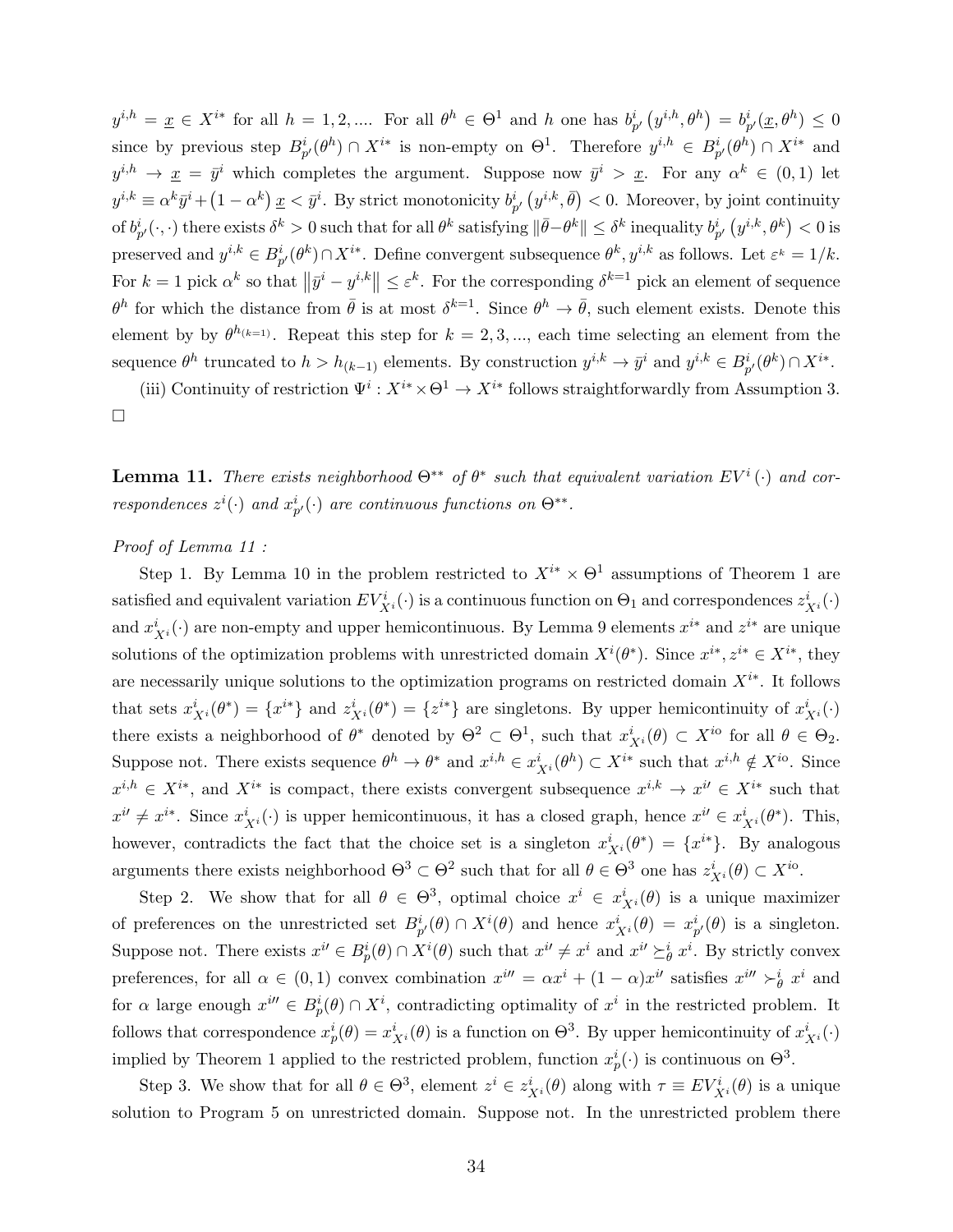$y^{i,h} = \underline{x} \in X^{i*}$ for all $h = 1, 2, ....$ For all $\theta^h \in \Theta^1$ and $h$ one has $b^i_{p'}\left(y^{i,h}, \theta^h\right) = b^i_{p'}(\underline{x}, \theta^h) \leq 0$ since by previous step $B^i_{p'}(\theta^h) \cap X^{i*}$ is non-empty on $\Theta^1$. Therefore $y^{i,h} \in B^i_{p'}(\theta^h) \cap X^{i*}$ and $y^{i,h} \to \underline{x} = \bar{y}^i$ which completes the argument. Suppose now $\bar{y}^i > \underline{x}$. For any $\alpha^k \in (0, 1)$ let $y^{i,k} \equiv \alpha^k \bar{y}^i + \left(1 - \alpha^k\right) \underline{x} < \bar{y}^i$. By strict monotonicity $b^i_{p'}\left(y^{i,k}, \bar{\theta}\right) < 0$. Moreover, by joint continuity of $b^i_{p'}(\cdot, \cdot)$ there exists $\delta^k > 0$ such that for all $\theta^k$ satisfying $\|\bar{\theta} - \theta^k\| \leq \delta^k$ inequality $b^i_{p'}\left(y^{i,k}, \theta^k\right) < 0$ is preserved and $y^{i,k} \in B^i_{p'}(\theta^k) \cap X^{i*}$. Define convergent subsequence $\theta^k, y^{i,k}$ as follows. Let $\varepsilon^k = 1/k$. For $k = 1$ pick $\alpha^k$ so that $\left\|\bar{y}^i - y^{i,k}\right\| \leq \varepsilon^k$. For the corresponding $\delta^{k=1}$ pick an element of sequence $\theta^h$ for which the distance from $\bar{\theta}$ is at most $\delta^{k=1}$. Since $\theta^h \to \bar{\theta}$, such element exists. Denote this element by by $\theta^{h_{(k=1)}}$. Repeat this step for $k = 2, 3, ...$, each time selecting an element from the sequence $\theta^h$ truncated to $h > h_{(k-1)}$ elements. By construction $y^{i,k} \to \bar{y}^i$ and $y^{i,k} \in B^i_{p'}(\theta^k) \cap X^{i*}$.

(iii) Continuity of restriction $\Psi^i : X^{i*} \times \Theta^1 \to X^{i*}$ follows straightforwardly from Assumption 3. □

**Lemma 11.** *There exists neighborhood $\Theta^{**}$ of $\theta^*$ such that equivalent variation $EV^i(\cdot)$ and correspondences $z^i(\cdot)$ and $x^i_{p'}(\cdot)$ are continuous functions on $\Theta^{**}$.*

*Proof of Lemma 11 :*

Step 1. By Lemma 10 in the problem restricted to $X^{i*} \times \Theta^1$ assumptions of Theorem 1 are satisfied and equivalent variation $EV^i_{X^i}(\cdot)$ is a continuous function on $\Theta_1$ and correspondences $z^i_{X^i}(\cdot)$ and $x^i_{X^i}(\cdot)$ are non-empty and upper hemicontinuous. By Lemma 9 elements $x^{i*}$ and $z^{i*}$ are unique solutions of the optimization problems with unrestricted domain $X^i(\theta^*)$. Since $x^{i*}, z^{i*} \in X^{i*}$, they are necessarily unique solutions to the optimization programs on restricted domain $X^{i*}$. It follows that sets $x^i_{X^i}(\theta^*) = \{x^{i*}\}$ and $z^i_{X^i}(\theta^*) = \{z^{i*}\}$ are singletons. By upper hemicontinuity of $x^i_{X^i}(\cdot)$ there exists a neighborhood of $\theta^*$ denoted by $\Theta^2 \subset \Theta^1$, such that $x^i_{X^i}(\theta) \subset X^{io}$ for all $\theta \in \Theta_2$. Suppose not. There exists sequence $\theta^h \to \theta^*$ and $x^{i,h} \in x^i_{X^i}(\theta^h) \subset X^{i*}$ such that $x^{i,h} \notin X^{io}$. Since $x^{i,h} \in X^{i*}$, and $X^{i*}$ is compact, there exists convergent subsequence $x^{i,k} \to x^{i\prime} \in X^{i*}$ such that $x^{i\prime} \neq x^{i*}$. Since $x^i_{X^i}(\cdot)$ is upper hemicontinuous, it has a closed graph, hence $x^{i\prime} \in x^i_{X^i}(\theta^*)$. This, however, contradicts the fact that the choice set is a singleton $x^i_{X^i}(\theta^*) = \{x^{i*}\}$. By analogous arguments there exists neighborhood $\Theta^3 \subset \Theta^2$ such that for all $\theta \in \Theta^3$ one has $z^i_{X^i}(\theta) \subset X^{io}$.

Step 2. We show that for all $\theta \in \Theta^3$, optimal choice $x^i \in x^i_{X^i}(\theta)$ is a unique maximizer of preferences on the unrestricted set $B^i_{p'}(\theta) \cap X^i(\theta)$ and hence $x^i_{X^i}(\theta) = x^i_{p'}(\theta)$ is a singleton. Suppose not. There exists $x^{i\prime} \in B^i_p(\theta) \cap X^i(\theta)$ such that $x^{i\prime} \neq x^i$ and $x^{i\prime} \succeq^i_\theta x^i$. By strictly convex preferences, for all $\alpha \in (0, 1)$ convex combination $x^{i\prime\prime} = \alpha x^i + (1 - \alpha) x^{i\prime}$ satisfies $x^{i\prime\prime} \succ^i_\theta x^i$ and for $\alpha$ large enough $x^{i\prime\prime} \in B^i_p(\theta) \cap X^i$, contradicting optimality of $x^i$ in the restricted problem. It follows that correspondence $x^i_p(\theta) = x^i_{X^i}(\theta)$ is a function on $\Theta^3$. By upper hemicontinuity of $x^i_{X^i}(\cdot)$ implied by Theorem 1 applied to the restricted problem, function $x^i_p(\cdot)$ is continuous on $\Theta^3$.

Step 3. We show that for all $\theta \in \Theta^3$, element $z^i \in z^i_{X^i}(\theta)$ along with $\tau \equiv EV^i_{X^i}(\theta)$ is a unique solution to Program 5 on unrestricted domain. Suppose not. In the unrestricted problem there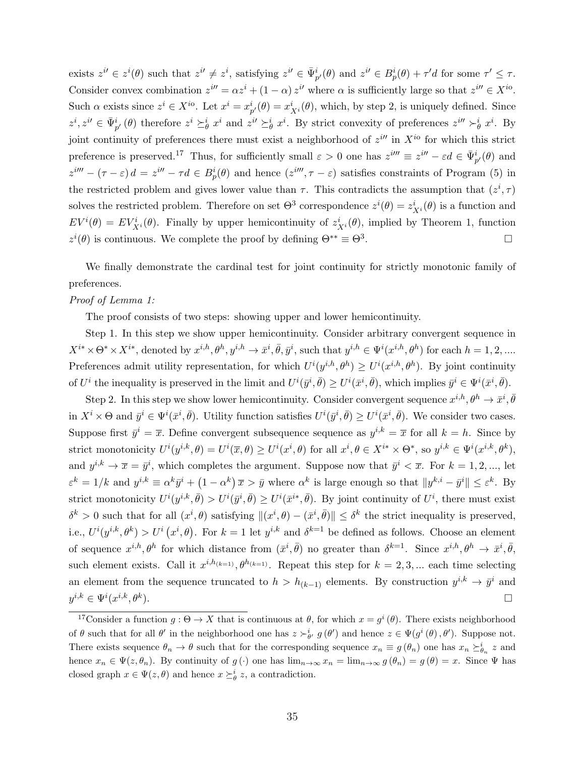exists $z^{i\prime} \in z^i(\theta)$ such that $z^{i\prime} \neq z^i$, satisfying $z^{i\prime} \in \bar{\Psi}^i_{p'}(\theta)$ and $z^{i\prime} \in B^i_p(\theta) + \tau' d$ for some $\tau' \leq \tau$. Consider convex combination $z^{i\prime\prime} = \alpha z^i + (1-\alpha) z^{i\prime}$ where $\alpha$ is sufficiently large so that $z^{i\prime\prime} \in X^{io}$. Such $\alpha$ exists since $z^i \in X^{io}$. Let $x^i = x^i_{p'}(\theta) = x^i_{X^i}(\theta)$, which, by step 2, is uniquely defined. Since $z^i, z^{i\prime} \in \bar{\Psi}^i_{p'}(\theta)$ therefore $z^i \succeq^i_\theta x^i$ and $z^{i\prime} \succeq^i_\theta x^i$. By strict convexity of preferences $z^{i\prime\prime} \succ^i_\theta x^i$. By joint continuity of preferences there must exist a neighborhood of $z^{i\prime\prime}$ in $X^{io}$ for which this strict preference is preserved.[17] Thus, for sufficiently small $\varepsilon > 0$ one has $z^{i\prime\prime\prime} \equiv z^{i\prime\prime} - \varepsilon d \in \bar{\Psi}^i_{p'}(\theta)$ and $z^{i\prime\prime\prime} - (\tau - \varepsilon) d = z^{i\prime\prime} - \tau d \in B^i_p(\theta)$ and hence $(z^{i\prime\prime\prime}, \tau - \varepsilon)$ satisfies constraints of Program (5) in the restricted problem and gives lower value than $\tau$. This contradicts the assumption that $(z^i, \tau)$ solves the restricted problem. Therefore on set $\Theta^3$ correspondence $z^i(\theta) = z^i_{X^i}(\theta)$ is a function and $EV^i(\theta) = EV^i_{X^i}(\theta)$. Finally by upper hemicontinuity of $z^i_{X^i}(\theta)$, implied by Theorem 1, function $z^i(\theta)$ is continuous. We complete the proof by defining $\Theta^{**} \equiv \Theta^3$. □

We finally demonstrate the cardinal test for joint continuity for strictly monotonic family of preferences.

*Proof of Lemma 1:*

The proof consists of two steps: showing upper and lower hemicontinuity.

Step 1. In this step we show upper hemicontinuity. Consider arbitrary convergent sequence in $X^{i*} \times \Theta^* \times X^{i*}$, denoted by $x^{i,h}, \theta^h, y^{i,h} \to \bar{x}^i, \bar{\theta}, \bar{y}^i$, such that $y^{i,h} \in \Psi^i(x^{i,h}, \theta^h)$ for each $h = 1, 2, ....$ Preferences admit utility representation, for which $U^i(y^{i,h}, \theta^h) \geq U^i(x^{i,h}, \theta^h)$. By joint continuity of $U^i$ the inequality is preserved in the limit and $U^i(\bar{y}^i, \bar{\theta}) \geq U^i(\bar{x}^i, \bar{\theta})$, which implies $\bar{y}^i \in \Psi^i(\bar{x}^i, \bar{\theta})$.

Step 2. In this step we show lower hemicontinuity. Consider convergent sequence $x^{i,h}, \theta^h \to \bar{x}^i, \bar{\theta}$ in $X^i \times \Theta$ and $\bar{y}^i \in \Psi^i(\bar{x}^i, \bar{\theta})$. Utility function satisfies $U^i(\bar{y}^i, \bar{\theta}) \geq U^i(\bar{x}^i, \bar{\theta})$. We consider two cases. Suppose first $\bar{y}^i = \overline{x}$. Define convergent subsequence sequence as $y^{i,k} = \overline{x}$ for all $k = h$. Since by strict monotonicity $U^i(y^{i,k}, \theta) = U^i(\overline{x}, \theta) \geq U^i(x^i, \theta)$ for all $x^i, \theta \in X^{i*} \times \Theta^*$, so $y^{i,k} \in \Psi^i(x^{i,k}, \theta^k)$, and $y^{i,k} \to \overline{x} = \bar{y}^i$, which completes the argument. Suppose now that $\bar{y}^i < \overline{x}$. For $k = 1, 2, ...,$ let $\varepsilon^k = 1/k$ and $y^{i,k} \equiv \alpha^k \bar{y}^i + (1 - \alpha^k) \overline{x} > \bar{y}$ where $\alpha^k$ is large enough so that $\|y^{k,i} - \bar{y}^i\| \leq \varepsilon^k$. By strict monotonicity $U^i(y^{i,k}, \bar{\theta}) > U^i(\bar{y}^i, \bar{\theta}) \geq U^i(\bar{x}^{i*}, \bar{\theta})$. By joint continuity of $U^i$, there must exist $\delta^k > 0$ such that for all $(x^i, \theta)$ satisfying $\|(x^i, \theta) - (\bar{x}^i, \bar{\theta})\| \leq \delta^k$ the strict inequality is preserved, i.e., $U^i(y^{i,k}, \theta^k) > U^i(x^i, \theta)$. For $k = 1$ let $y^{i,k}$ and $\delta^{k=1}$ be defined as follows. Choose an element of sequence $x^{i,h}, \theta^h$ for which distance from $(\bar{x}^i, \bar{\theta})$ no greater than $\delta^{k=1}$. Since $x^{i,h}, \theta^h \to \bar{x}^i, \bar{\theta}$, such element exists. Call it $x^{i,h_{(k=1)}}, \theta^{h_{(k=1)}}$. Repeat this step for $k = 2, 3, ...$ each time selecting an element from the sequence truncated to $h > h_{(k-1)}$ elements. By construction $y^{i,k} \to \bar{y}^i$ and $y^{i,k} \in \Psi^i(x^{i,k}, \theta^k)$. □

[17] Consider a function $g : \Theta \to X$ that is continuous at $\theta$, for which $x = g^i(\theta)$. There exists neighborhood of $\theta$ such that for all $\theta'$ in the neighborhood one has $z \succ^i_{\theta'} g(\theta')$ and hence $z \in \Psi(g^i(\theta), \theta')$. Suppose not. There exists sequence $\theta_n \to \theta$ such that for the corresponding sequence $x_n \equiv g(\theta_n)$ one has $x_n \succeq^i_{\theta_n} z$ and hence $x_n \in \Psi(z, \theta_n)$. By continuity of $g(\cdot)$ one has $\lim_{n\to\infty} x_n = \lim_{n\to\infty} g(\theta_n) = g(\theta) = x$. Since $\Psi$ has closed graph $x \in \Psi(z, \theta)$ and hence $x \succeq^i_\theta z$, a contradiction.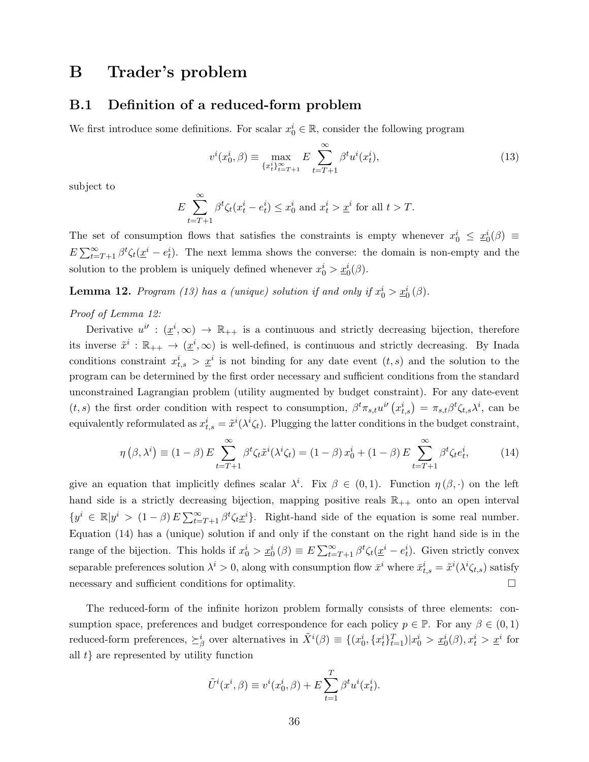# B Trader's problem

## B.1 Definition of a reduced-form problem

We first introduce some definitions. For scalar $x_0^i \in \mathbb{R}$, consider the following program

$$v^i(x_0^i, \beta) \equiv \max_{\{x_t^i\}_{t=T+1}^{\infty}} E \sum_{t=T+1}^{\infty} \beta^t u^i(x_t^i), \tag{13}$$

subject to

$$E \sum_{t=T+1}^{\infty} \beta^t \zeta_t (x_t^i - e_t^i) \leq x_0^i \text{ and } x_t^i > \underline{x}^i \text{ for all } t > T.$$

The set of consumption flows that satisfies the constraints is empty whenever $x_0^i \leq \underline{x}_0^i(\beta) \equiv E \sum_{t=T+1}^{\infty} \beta^t \zeta_t (\underline{x}^i - e_t^i)$. The next lemma shows the converse: the domain is non-empty and the solution to the problem is uniquely defined whenever $x_0^i > \underline{x}_0^i(\beta)$.

**Lemma 12.** *Program (13) has a (unique) solution if and only if $x_0^i > \underline{x}_0^i(\beta)$.*

*Proof of Lemma 12:*

Derivative $u^{i\prime} : (\underline{x}^i, \infty) \to \mathbb{R}_{++}$ is a continuous and strictly decreasing bijection, therefore its inverse $\tilde{x}^i : \mathbb{R}_{++} \to (\underline{x}^i, \infty)$ is well-defined, is continuous and strictly decreasing. By Inada conditions constraint $x_{t,s}^i > \underline{x}^i$ is not binding for any date event $(t,s)$ and the solution to the program can be determined by the first order necessary and sufficient conditions from the standard unconstrained Lagrangian problem (utility augmented by budget constraint). For any date-event $(t,s)$ the first order condition with respect to consumption, $\beta^t \pi_{s,t} u^{i\prime}(x_{t,s}^i) = \pi_{s,t} \beta^t \zeta_{t,s} \lambda^i$, can be equivalently reformulated as $x_{t,s}^i = \tilde{x}^i(\lambda^i \zeta_t)$. Plugging the latter conditions in the budget constraint,

$$\eta(\beta, \lambda^i) \equiv (1-\beta) E \sum_{t=T+1}^{\infty} \beta^t \zeta_t \tilde{x}^i(\lambda^i \zeta_t) = (1-\beta) x_0^i + (1-\beta) E \sum_{t=T+1}^{\infty} \beta^t \zeta_t e_t^i, \tag{14}$$

give an equation that implicitly defines scalar $\lambda^i$. Fix $\beta \in (0,1)$. Function $\eta(\beta, \cdot)$ on the left hand side is a strictly decreasing bijection, mapping positive reals $\mathbb{R}_{++}$ onto an open interval $\{y^i \in \mathbb{R} | y^i > (1-\beta) E \sum_{t=T+1}^{\infty} \beta^t \zeta_t \underline{x}^i\}$. Right-hand side of the equation is some real number. Equation (14) has a (unique) solution if and only if the constant on the right hand side is in the range of the bijection. This holds if $x_0^i > \underline{x}_0^i(\beta) \equiv E \sum_{t=T+1}^{\infty} \beta^t \zeta_t (\underline{x}^i - e_t^i)$. Given strictly convex separable preferences solution $\lambda^i > 0$, along with consumption flow $\bar{x}^i$ where $\bar{x}_{t,s}^i = \tilde{x}^i(\lambda^i \zeta_{t,s})$ satisfy necessary and sufficient conditions for optimality. $\square$

The reduced-form of the infinite horizon problem formally consists of three elements: consumption space, preferences and budget correspondence for each policy $p \in \mathbb{P}$. For any $\beta \in (0,1)$ reduced-form preferences, $\succeq_\beta^i$ over alternatives in $\tilde{X}^i(\beta) \equiv \{(x_0^i, \{x_t^i\}_{t=1}^T) | x_0^i > \underline{x}_0^i(\beta), x_t^i > \underline{x}^i$ for all $t\}$ are represented by utility function

$$\tilde{U}^i(x^i, \beta) \equiv v^i(x_0^i, \beta) + E \sum_{t=1}^{T} \beta^t u^i(x_t^i).$$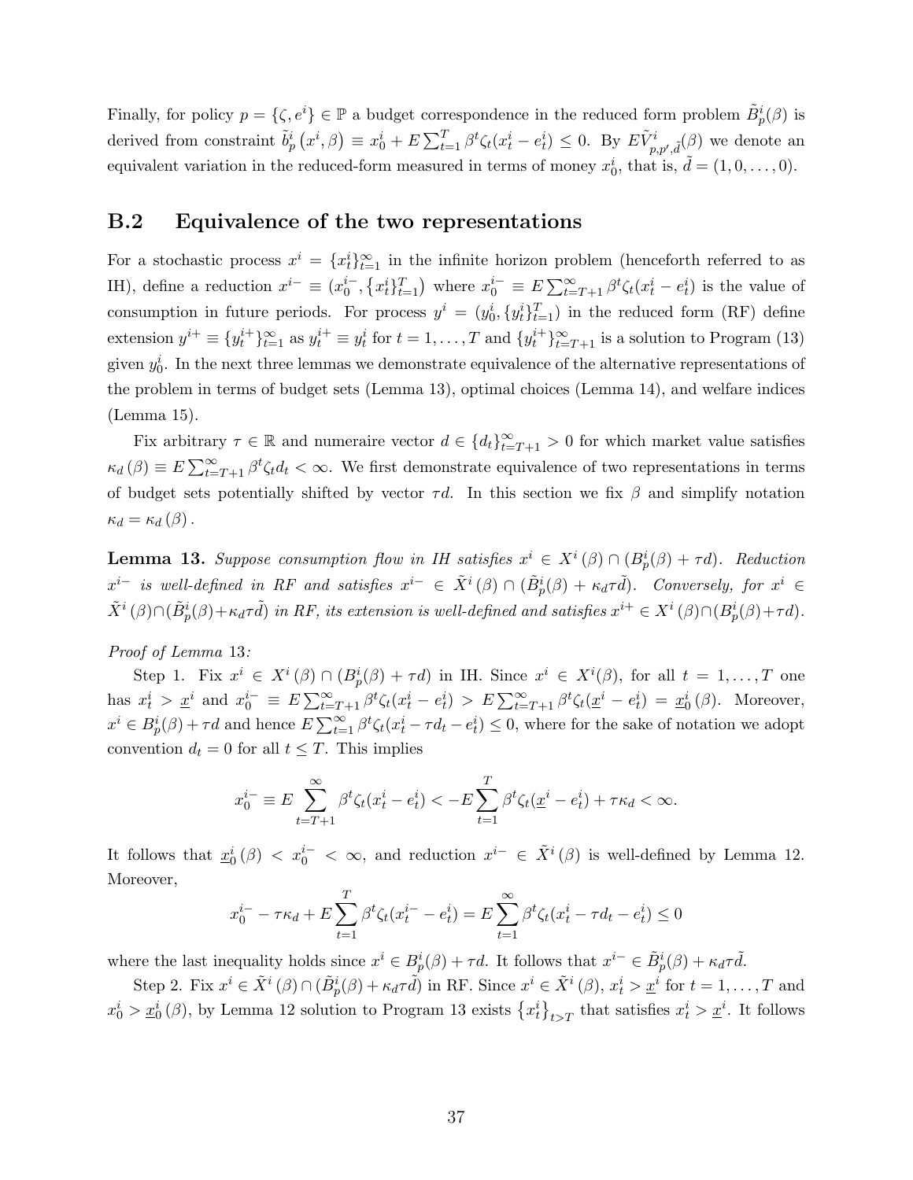Finally, for policy $p = \{\zeta, e^i\} \in \mathbb{P}$ a budget correspondence in the reduced form problem $\tilde{B}^i_p(\beta)$ is derived from constraint $\tilde{b}^i_p(x^i, \beta) \equiv x^i_0 + E\sum_{t=1}^{T} \beta^t \zeta_t(x^i_t - e^i_t) \leq 0$. By $E\tilde{V}^i_{p,p',\tilde{d}}(\beta)$ we denote an equivalent variation in the reduced-form measured in terms of money $x^i_0$, that is, $\tilde{d} = (1, 0, \ldots, 0)$.

## B.2 Equivalence of the two representations

For a stochastic process $x^i = \{x^i_t\}_{t=1}^{\infty}$ in the infinite horizon problem (henceforth referred to as IH), define a reduction $x^{i-} \equiv (x^{i-}_0, \{x^i_t\}_{t=1}^{T})$ where $x^{i-}_0 \equiv E\sum_{t=T+1}^{\infty} \beta^t \zeta_t(x^i_t - e^i_t)$ is the value of consumption in future periods. For process $y^i = (y^i_0, \{y^i_t\}_{t=1}^{T})$ in the reduced form (RF) define extension $y^{i+} \equiv \{y^{i+}_t\}_{t=1}^{\infty}$ as $y^{i+}_t \equiv y^i_t$ for $t = 1, \ldots, T$ and $\{y^{i+}_t\}_{t=T+1}^{\infty}$ is a solution to Program (13) given $y^i_0$. In the next three lemmas we demonstrate equivalence of the alternative representations of the problem in terms of budget sets (Lemma 13), optimal choices (Lemma 14), and welfare indices (Lemma 15).

Fix arbitrary $\tau \in \mathbb{R}$ and numeraire vector $d \in \{d_t\}_{t=T+1}^{\infty} > 0$ for which market value satisfies $\kappa_d(\beta) \equiv E\sum_{t=T+1}^{\infty} \beta^t \zeta_t d_t < \infty$. We first demonstrate equivalence of two representations in terms of budget sets potentially shifted by vector $\tau d$. In this section we fix $\beta$ and simplify notation $\kappa_d = \kappa_d(\beta)$.

**Lemma 13.** *Suppose consumption flow in IH satisfies $x^i \in X^i(\beta) \cap (B^i_p(\beta) + \tau d)$. Reduction $x^{i-}$ is well-defined in RF and satisfies $x^{i-} \in \tilde{X}^i(\beta) \cap (\tilde{B}^i_p(\beta) + \kappa_d \tau \tilde{d})$. Conversely, for $x^i \in \tilde{X}^i(\beta) \cap (\tilde{B}^i_p(\beta) + \kappa_d \tau \tilde{d})$ in RF, its extension is well-defined and satisfies $x^{i+} \in X^i(\beta) \cap (B^i_p(\beta) + \tau d)$.*

*Proof of Lemma 13:*

Step 1. Fix $x^i \in X^i(\beta) \cap (B^i_p(\beta) + \tau d)$ in IH. Since $x^i \in X^i(\beta)$, for all $t = 1, \ldots, T$ one has $x^i_t > \underline{x}^i$ and $x^{i-}_0 \equiv E\sum_{t=T+1}^{\infty} \beta^t \zeta_t(x^i_t - e^i_t) > E\sum_{t=T+1}^{\infty} \beta^t \zeta_t(\underline{x}^i - e^i_t) = \underline{x}^i_0(\beta)$. Moreover, $x^i \in B^i_p(\beta) + \tau d$ and hence $E\sum_{t=1}^{\infty} \beta^t \zeta_t(x^i_t - \tau d_t - e^i_t) \leq 0$, where for the sake of notation we adopt convention $d_t = 0$ for all $t \leq T$. This implies

$$x^{i-}_0 \equiv E\sum_{t=T+1}^{\infty} \beta^t \zeta_t(x^i_t - e^i_t) < -E\sum_{t=1}^{T} \beta^t \zeta_t(\underline{x}^i - e^i_t) + \tau \kappa_d < \infty.$$

It follows that $\underline{x}^i_0(\beta) < x^{i-}_0 < \infty$, and reduction $x^{i-} \in \tilde{X}^i(\beta)$ is well-defined by Lemma 12. Moreover,

$$x^{i-}_0 - \tau \kappa_d + E\sum_{t=1}^{T} \beta^t \zeta_t(x^{i-}_t - e^i_t) = E\sum_{t=1}^{\infty} \beta^t \zeta_t(x^i_t - \tau d_t - e^i_t) \leq 0$$

where the last inequality holds since $x^i \in B^i_p(\beta) + \tau d$. It follows that $x^{i-} \in \tilde{B}^i_p(\beta) + \kappa_d \tau \tilde{d}$.

Step 2. Fix $x^i \in \tilde{X}^i(\beta) \cap (\tilde{B}^i_p(\beta) + \kappa_d \tau \tilde{d})$ in RF. Since $x^i \in \tilde{X}^i(\beta)$, $x^i_t > \underline{x}^i$ for $t = 1, \ldots, T$ and $x^i_0 > \underline{x}^i_0(\beta)$, by Lemma 12 solution to Program 13 exists $\{x^i_t\}_{t>T}$ that satisfies $x^i_t > \underline{x}^i$. It follows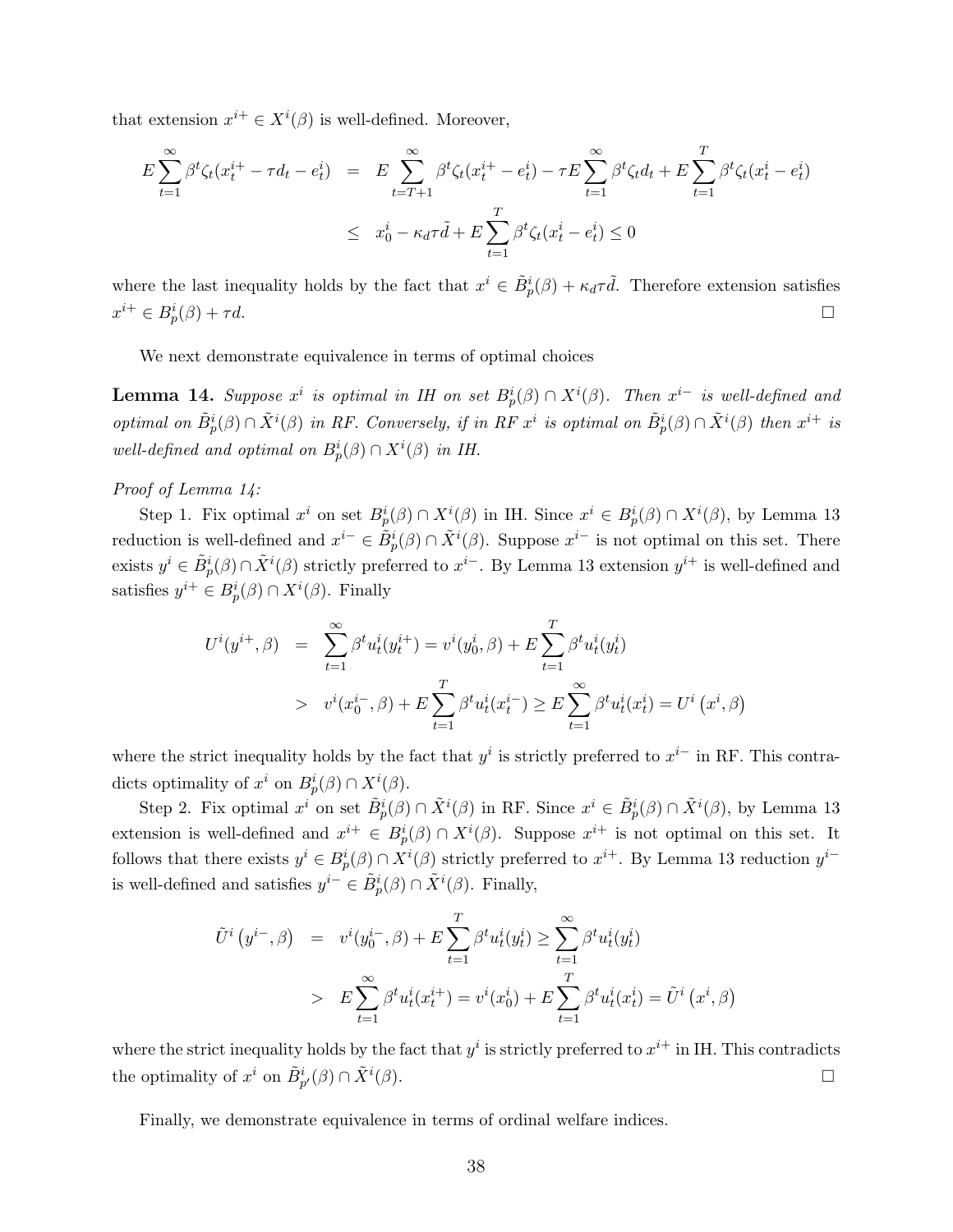that extension $x^{i+} \in X^i(\beta)$ is well-defined. Moreover,

$$
\begin{aligned}
E\sum_{t=1}^{\infty}\beta^t\zeta_t(x_t^{i+}-\tau d_t - e_t^i) &= E\sum_{t=T+1}^{\infty}\beta^t\zeta_t(x_t^{i+}-e_t^i) - \tau E\sum_{t=1}^{\infty}\beta^t\zeta_t d_t + E\sum_{t=1}^{T}\beta^t\zeta_t(x_t^i - e_t^i) \\
&\leq x_0^i - \kappa_d\tau\tilde{d} + E\sum_{t=1}^{T}\beta^t\zeta_t(x_t^i - e_t^i) \leq 0
\end{aligned}
$$

where the last inequality holds by the fact that $x^i \in \tilde{B}_p^i(\beta) + \kappa_d\tau\tilde{d}$. Therefore extension satisfies $x^{i+} \in B_p^i(\beta) + \tau d$. $\square$

We next demonstrate equivalence in terms of optimal choices

**Lemma 14.** *Suppose $x^i$ is optimal in IH on set $B_p^i(\beta)\cap X^i(\beta)$. Then $x^{i-}$ is well-defined and optimal on $\tilde{B}_p^i(\beta)\cap\tilde{X}^i(\beta)$ in RF. Conversely, if in RF $x^i$ is optimal on $\tilde{B}_p^i(\beta)\cap\tilde{X}^i(\beta)$ then $x^{i+}$ is well-defined and optimal on $B_p^i(\beta)\cap X^i(\beta)$ in IH.*

*Proof of Lemma 14:*

Step 1. Fix optimal $x^i$ on set $B_p^i(\beta)\cap X^i(\beta)$ in IH. Since $x^i \in B_p^i(\beta)\cap X^i(\beta)$, by Lemma 13 reduction is well-defined and $x^{i-} \in \tilde{B}_p^i(\beta)\cap\tilde{X}^i(\beta)$. Suppose $x^{i-}$ is not optimal on this set. There exists $y^i \in \tilde{B}_p^i(\beta)\cap\tilde{X}^i(\beta)$ strictly preferred to $x^{i-}$. By Lemma 13 extension $y^{i+}$ is well-defined and satisfies $y^{i+} \in B_p^i(\beta)\cap X^i(\beta)$. Finally

$$
\begin{aligned}
U^i(y^{i+},\beta) &= \sum_{t=1}^{\infty}\beta^t u_t^i(y_t^{i+}) = v^i(y_0^i,\beta) + E\sum_{t=1}^{T}\beta^t u_t^i(y_t^i) \\
&> v^i(x_0^{i-},\beta) + E\sum_{t=1}^{T}\beta^t u_t^i(x_t^{i-}) \geq E\sum_{t=1}^{\infty}\beta^t u_t^i(x_t^i) = U^i\left(x^i,\beta\right)
\end{aligned}
$$

where the strict inequality holds by the fact that $y^i$ is strictly preferred to $x^{i-}$ in RF. This contradicts optimality of $x^i$ on $B_p^i(\beta)\cap X^i(\beta)$.

Step 2. Fix optimal $x^i$ on set $\tilde{B}_p^i(\beta)\cap\tilde{X}^i(\beta)$ in RF. Since $x^i \in \tilde{B}_p^i(\beta)\cap\tilde{X}^i(\beta)$, by Lemma 13 extension is well-defined and $x^{i+} \in B_p^i(\beta)\cap X^i(\beta)$. Suppose $x^{i+}$ is not optimal on this set. It follows that there exists $y^i \in B_p^i(\beta)\cap X^i(\beta)$ strictly preferred to $x^{i+}$. By Lemma 13 reduction $y^{i-}$ is well-defined and satisfies $y^{i-} \in \tilde{B}_p^i(\beta)\cap\tilde{X}^i(\beta)$. Finally,

$$
\begin{aligned}
\tilde{U}^i\left(y^{i-},\beta\right) &= v^i(y_0^{i-},\beta) + E\sum_{t=1}^{T}\beta^t u_t^i(y_t^i) \geq \sum_{t=1}^{\infty}\beta^t u_t^i(y_t^i) \\
&> E\sum_{t=1}^{\infty}\beta^t u_t^i(x_t^{i+}) = v^i(x_0^i) + E\sum_{t=1}^{T}\beta^t u_t^i(x_t^i) = \tilde{U}^i\left(x^i,\beta\right)
\end{aligned}
$$

where the strict inequality holds by the fact that $y^i$ is strictly preferred to $x^{i+}$ in IH. This contradicts the optimality of $x^i$ on $\tilde{B}_{p'}^i(\beta)\cap\tilde{X}^i(\beta)$. $\square$

Finally, we demonstrate equivalence in terms of ordinal welfare indices.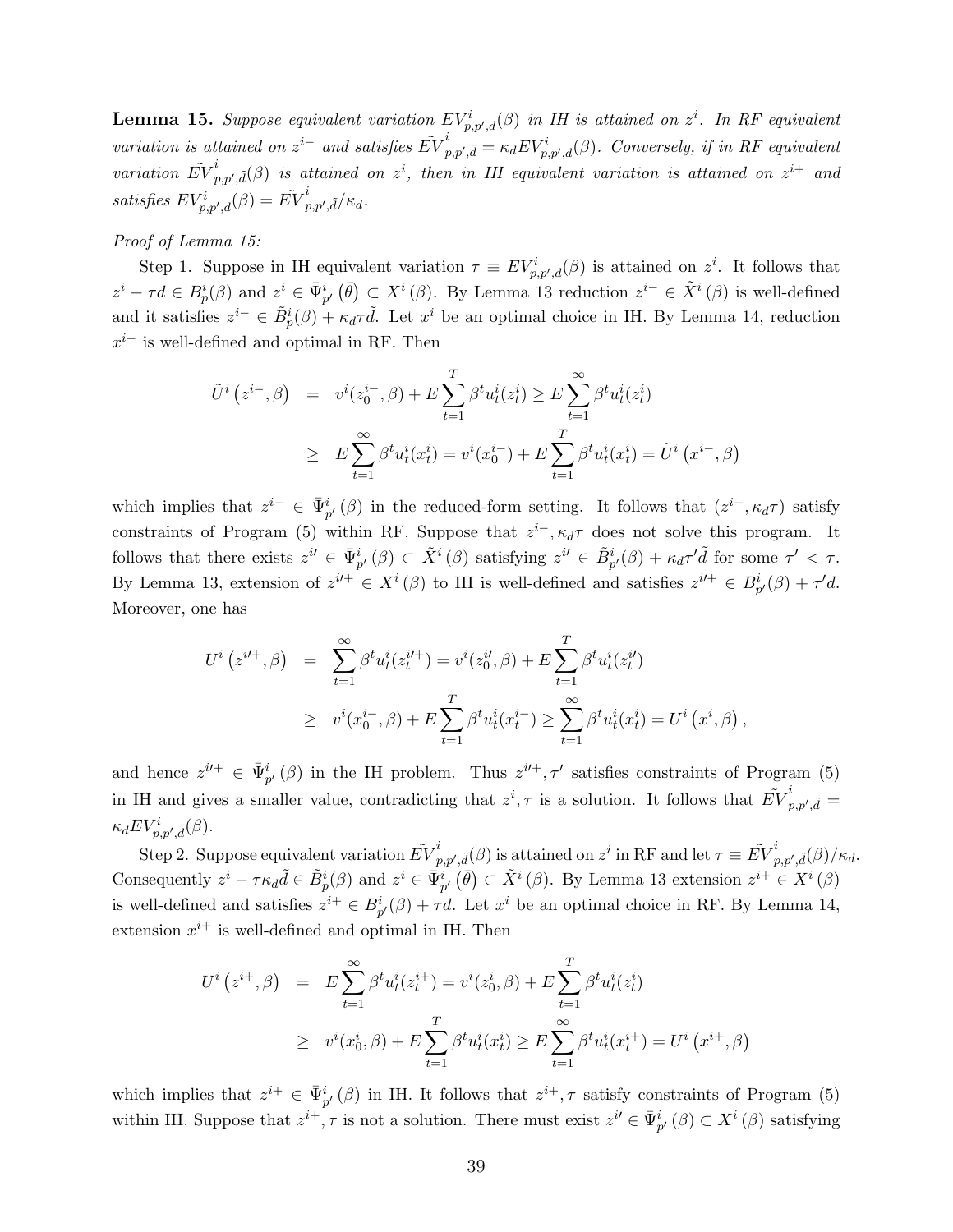**Lemma 15.** *Suppose equivalent variation $EV^i_{p,p',d}(\beta)$ in IH is attained on $z^i$. In RF equivalent variation is attained on $z^{i-}$ and satisfies $\tilde{EV}^i_{p,p',\tilde{d}} = \kappa_d EV^i_{p,p',d}(\beta)$. Conversely, if in RF equivalent variation $\tilde{EV}^i_{p,p',\tilde{d}}(\beta)$ is attained on $z^i$, then in IH equivalent variation is attained on $z^{i+}$ and satisfies $EV^i_{p,p',d}(\beta) = \tilde{EV}^i_{p,p',\tilde{d}}/\kappa_d$.*

*Proof of Lemma 15:*

Step 1. Suppose in IH equivalent variation $\tau \equiv EV^i_{p,p',d}(\beta)$ is attained on $z^i$. It follows that $z^i - \tau d \in B^i_p(\beta)$ and $z^i \in \bar{\Psi}^i_{p'}\left(\bar{\theta}\right) \subset X^i\left(\beta\right)$. By Lemma 13 reduction $z^{i-} \in \tilde{X}^i\left(\beta\right)$ is well-defined and it satisfies $z^{i-} \in \tilde{B}^i_p(\beta) + \kappa_d \tau \tilde{d}$. Let $x^i$ be an optimal choice in IH. By Lemma 14, reduction $x^{i-}$ is well-defined and optimal in RF. Then

$$
\begin{aligned}
\tilde{U}^i\left(z^{i-},\beta\right) &= v^i(z^{i-}_0,\beta) + E\sum_{t=1}^{T}\beta^t u^i_t(z^i_t) \geq E\sum_{t=1}^{\infty}\beta^t u^i_t(z^i_t) \\
&\geq E\sum_{t=1}^{\infty}\beta^t u^i_t(x^i_t) = v^i(x^{i-}_0) + E\sum_{t=1}^{T}\beta^t u^i_t(x^i_t) = \tilde{U}^i\left(x^{i-},\beta\right)
\end{aligned}
$$

which implies that $z^{i-} \in \bar{\Psi}^i_{p'}\left(\beta\right)$ in the reduced-form setting. It follows that $(z^{i-}, \kappa_d\tau)$ satisfy constraints of Program (5) within RF. Suppose that $z^{i-}, \kappa_d\tau$ does not solve this program. It follows that there exists $z^{i\prime} \in \bar{\Psi}^i_{p'}\left(\beta\right) \subset \tilde{X}^i\left(\beta\right)$ satisfying $z^{i\prime} \in \tilde{B}^i_{p'}(\beta) + \kappa_d\tau'\tilde{d}$ for some $\tau' < \tau$. By Lemma 13, extension of $z^{i\prime+} \in X^i\left(\beta\right)$ to IH is well-defined and satisfies $z^{i\prime+} \in B^i_{p'}(\beta) + \tau' d$. Moreover, one has

$$
\begin{aligned}
U^i\left(z^{i\prime+},\beta\right) &= \sum_{t=1}^{\infty}\beta^t u^i_t(z^{i\prime+}_t) = v^i(z^{i\prime}_0,\beta) + E\sum_{t=1}^{T}\beta^t u^i_t(z^{i\prime}_t) \\
&\geq v^i(x^{i-}_0,\beta) + E\sum_{t=1}^{T}\beta^t u^i_t(x^{i-}_t) \geq \sum_{t=1}^{\infty}\beta^t u^i_t(x^i_t) = U^i\left(x^i,\beta\right),
\end{aligned}
$$

and hence $z^{i\prime+} \in \bar{\Psi}^i_{p'}\left(\beta\right)$ in the IH problem. Thus $z^{i\prime+}, \tau'$ satisfies constraints of Program (5) in IH and gives a smaller value, contradicting that $z^i, \tau$ is a solution. It follows that $\tilde{EV}^i_{p,p',\tilde{d}} = \kappa_d EV^i_{p,p',d}(\beta)$.

Step 2. Suppose equivalent variation $\tilde{EV}^i_{p,p',\tilde{d}}(\beta)$ is attained on $z^i$ in RF and let $\tau \equiv \tilde{EV}^i_{p,p',\tilde{d}}(\beta)/\kappa_d$. Consequently $z^i - \tau\kappa_d\tilde{d} \in \tilde{B}^i_p(\beta)$ and $z^i \in \bar{\Psi}^i_{p'}\left(\bar{\theta}\right) \subset \tilde{X}^i\left(\beta\right)$. By Lemma 13 extension $z^{i+} \in X^i\left(\beta\right)$ is well-defined and satisfies $z^{i+} \in B^i_{p'}(\beta) + \tau d$. Let $x^i$ be an optimal choice in RF. By Lemma 14, extension $x^{i+}$ is well-defined and optimal in IH. Then

$$
\begin{aligned}
U^i\left(z^{i+},\beta\right) &= E\sum_{t=1}^{\infty}\beta^t u^i_t(z^{i+}_t) = v^i(z^i_0,\beta) + E\sum_{t=1}^{T}\beta^t u^i_t(z^i_t) \\
&\geq v^i(x^i_0,\beta) + E\sum_{t=1}^{T}\beta^t u^i_t(x^i_t) \geq E\sum_{t=1}^{\infty}\beta^t u^i_t(x^{i+}_t) = U^i\left(x^{i+},\beta\right)
\end{aligned}
$$

which implies that $z^{i+} \in \bar{\Psi}^i_{p'}\left(\beta\right)$ in IH. It follows that $z^{i+}, \tau$ satisfy constraints of Program (5) within IH. Suppose that $z^{i+}, \tau$ is not a solution. There must exist $z^{i\prime} \in \bar{\Psi}^i_{p'}\left(\beta\right) \subset X^i\left(\beta\right)$ satisfying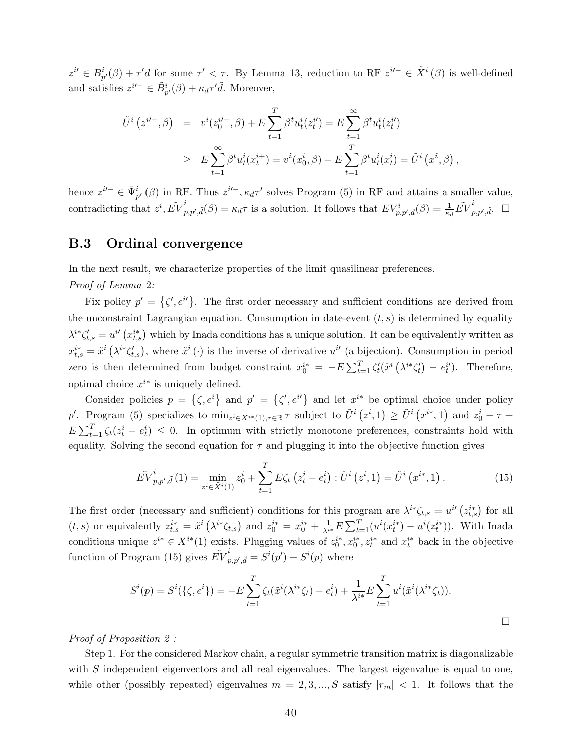$z^{i\prime} \in B^i_{p'}(\beta) + \tau' d$ for some $\tau' < \tau$. By Lemma 13, reduction to RF $z^{i\prime -} \in \tilde{X}^i(\beta)$ is well-defined and satisfies $z^{i\prime -} \in \tilde{B}^i_{p'}(\beta) + \kappa_d \tau' \tilde{d}$. Moreover,

$$
\begin{aligned}
\tilde{U}^i\left(z^{i\prime -}, \beta\right) &= v^i(z^{i\prime -}_0, \beta) + E\sum_{t=1}^{T} \beta^t u^i_t(z^{i\prime}_t) = E\sum_{t=1}^{\infty} \beta^t u^i_t(z^{i\prime}_t) \\
&\geq E\sum_{t=1}^{\infty} \beta^t u^i_t(x^{i+}_t) = v^i(x^i_0, \beta) + E\sum_{t=1}^{T} \beta^t u^i_t(x^i_t) = \tilde{U}^i\left(x^i, \beta\right),
\end{aligned}
$$

hence $z^{i\prime -} \in \bar{\Psi}^i_{p'}(\beta)$ in RF. Thus $z^{i\prime -}, \kappa_d \tau'$ solves Program (5) in RF and attains a smaller value, contradicting that $z^i, \tilde{EV}^i_{p,p',\tilde{d}}(\beta) = \kappa_d \tau$ is a solution. It follows that $EV^i_{p,p',d}(\beta) = \frac{1}{\kappa_d} \tilde{EV}^i_{p,p',\tilde{d}}$. $\square$

## B.3 Ordinal convergence

In the next result, we characterize properties of the limit quasilinear preferences.

*Proof of Lemma 2:*

Fix policy $p' = \{\zeta', e^{i\prime}\}$. The first order necessary and sufficient conditions are derived from the unconstraint Lagrangian equation. Consumption in date-event $(t,s)$ is determined by equality $\lambda^{i*}\zeta'_{t,s} = u^{i\prime}\left(x^{i*}_{t,s}\right)$ which by Inada conditions has a unique solution. It can be equivalently written as $x^{i*}_{t,s} = \tilde{x}^i\left(\lambda^{i*}\zeta'_{t,s}\right)$, where $\tilde{x}^i(\cdot)$ is the inverse of derivative $u^{i\prime}$ (a bijection). Consumption in period zero is then determined from budget constraint $x^{i*}_0 = -E\sum_{t=1}^{T} \zeta'_t(\tilde{x}^i\left(\lambda^{i*}\zeta'_t\right) - e^{i\prime}_t)$. Therefore, optimal choice $x^{i*}$ is uniquely defined.

Consider policies $p = \{\zeta, e^i\}$ and $p' = \{\zeta', e^{i\prime}\}$ and let $x^{i*}$ be optimal choice under policy $p'$. Program (5) specializes to $\min_{z^i \in X^{i*}(1), \tau \in \mathbb{R}} \tau$ subject to $\tilde{U}^i\left(z^i, 1\right) \geq \tilde{U}^i\left(x^{i*}, 1\right)$ and $z^i_0 - \tau + E\sum_{t=1}^{T} \zeta_t(z^i_t - e^i_t) \leq 0$. In optimum with strictly monotone preferences, constraints hold with equality. Solving the second equation for $\tau$ and plugging it into the objective function gives

$$
\tilde{EV}^i_{p,p',\tilde{d}}(1) = \min_{z^i \in \tilde{X}^i(1)} z^i_0 + \sum_{t=1}^{T} E\zeta_t\left(z^i_t - e^i_t\right) : \tilde{U}^i\left(z^i, 1\right) = \tilde{U}^i\left(x^{i*}, 1\right). \tag{15}
$$

The first order (necessary and sufficient) conditions for this program are $\lambda^{i*}\zeta_{t,s} = u^{i\prime}\left(z^{i*}_{t,s}\right)$ for all $(t,s)$ or equivalently $z^{i*}_{t,s} = \tilde{x}^i\left(\lambda^{i*}\zeta_{t,s}\right)$ and $z^{i*}_0 = x^{i*}_0 + \frac{1}{\lambda^{i*}} E\sum_{t=1}^{T}(u^i(x^{i*}_t) - u^i(z^{i*}_t))$. With Inada conditions unique $z^{i*} \in X^{i*}(1)$ exists. Plugging values of $z^{i*}_0, x^{i*}_0, z^{i*}_t$ and $x^{i*}_t$ back in the objective function of Program (15) gives $\tilde{EV}^i_{p,p',\tilde{d}} = S^i(p') - S^i(p)$ where

$$
S^i(p) = S^i(\{\zeta, e^i\}) = -E\sum_{t=1}^{T} \zeta_t(\tilde{x}^i(\lambda^{i*}\zeta_t) - e^i_t) + \frac{1}{\lambda^{i*}} E\sum_{t=1}^{T} u^i(\tilde{x}^i(\lambda^{i*}\zeta_t)).
$$

$\square$

*Proof of Proposition 2 :*

Step 1. For the considered Markov chain, a regular symmetric transition matrix is diagonalizable with $S$ independent eigenvectors and all real eigenvalues. The largest eigenvalue is equal to one, while other (possibly repeated) eigenvalues $m = 2, 3, ..., S$ satisfy $|r_m| < 1$. It follows that the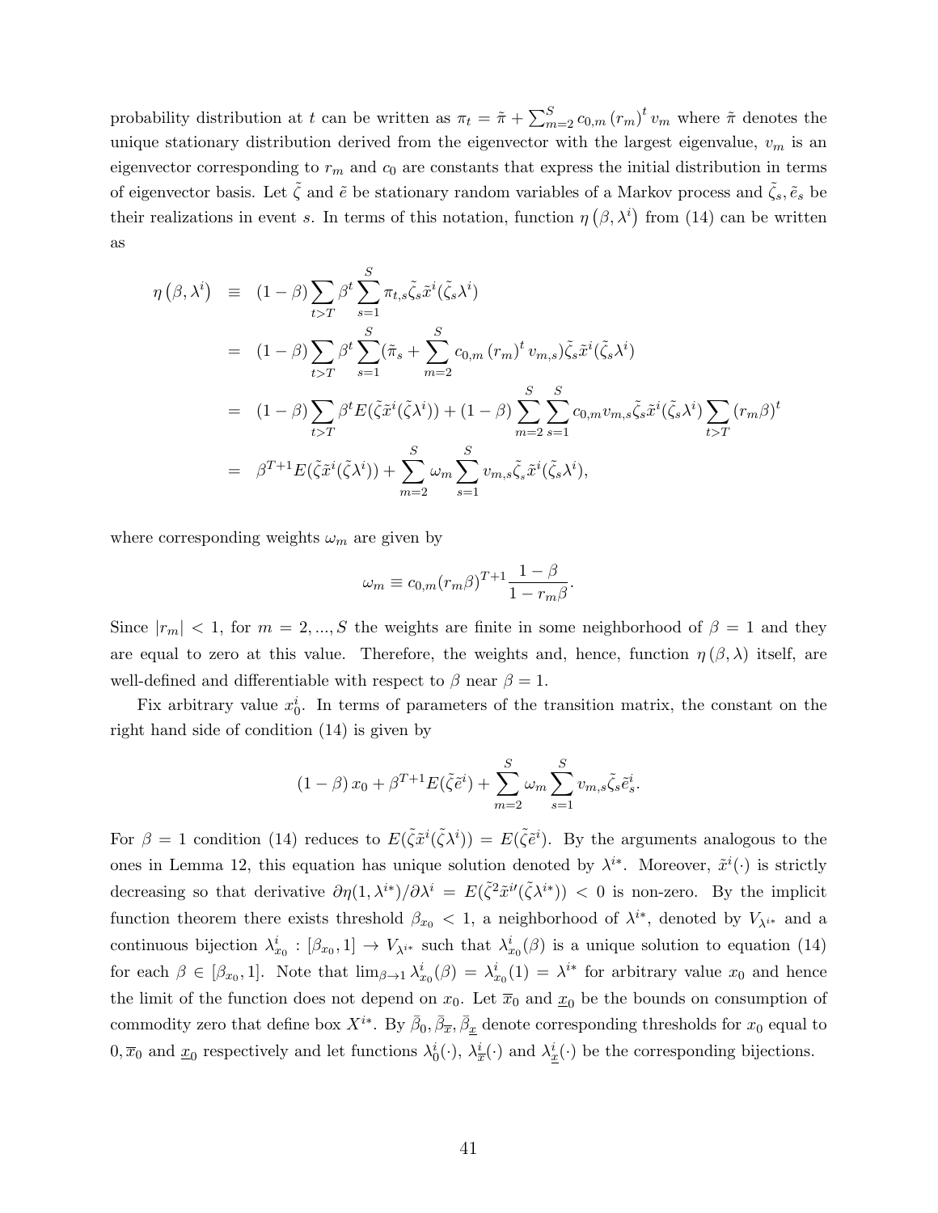probability distribution at $t$ can be written as $\pi_t = \tilde{\pi} + \sum_{m=2}^{S} c_{0,m} (r_m)^t v_m$ where $\tilde{\pi}$ denotes the unique stationary distribution derived from the eigenvector with the largest eigenvalue, $v_m$ is an eigenvector corresponding to $r_m$ and $c_0$ are constants that express the initial distribution in terms of eigenvector basis. Let $\tilde{\zeta}$ and $\tilde{e}$ be stationary random variables of a Markov process and $\tilde{\zeta}_s, \tilde{e}_s$ be their realizations in event $s$. In terms of this notation, function $\eta(\beta, \lambda^i)$ from (14) can be written as

$$
\begin{aligned}
\eta(\beta, \lambda^i) &\equiv (1-\beta) \sum_{t>T} \beta^t \sum_{s=1}^{S} \pi_{t,s} \tilde{\zeta}_s \tilde{x}^i(\tilde{\zeta}_s \lambda^i) \\
&= (1-\beta) \sum_{t>T} \beta^t \sum_{s=1}^{S} (\tilde{\pi}_s + \sum_{m=2}^{S} c_{0,m} (r_m)^t v_{m,s}) \tilde{\zeta}_s \tilde{x}^i(\tilde{\zeta}_s \lambda^i) \\
&= (1-\beta) \sum_{t>T} \beta^t E(\tilde{\zeta} \tilde{x}^i(\tilde{\zeta}\lambda^i)) + (1-\beta) \sum_{m=2}^{S} \sum_{s=1}^{S} c_{0,m} v_{m,s} \tilde{\zeta}_s \tilde{x}^i(\tilde{\zeta}_s \lambda^i) \sum_{t>T} (r_m \beta)^t \\
&= \beta^{T+1} E(\tilde{\zeta} \tilde{x}^i(\tilde{\zeta}\lambda^i)) + \sum_{m=2}^{S} \omega_m \sum_{s=1}^{S} v_{m,s} \tilde{\zeta}_s \tilde{x}^i(\tilde{\zeta}_s \lambda^i),
\end{aligned}
$$

where corresponding weights $\omega_m$ are given by

$$
\omega_m \equiv c_{0,m} (r_m \beta)^{T+1} \frac{1-\beta}{1 - r_m \beta}.
$$

Since $|r_m| < 1$, for $m = 2, ..., S$ the weights are finite in some neighborhood of $\beta = 1$ and they are equal to zero at this value. Therefore, the weights and, hence, function $\eta(\beta, \lambda)$ itself, are well-defined and differentiable with respect to $\beta$ near $\beta = 1$.

Fix arbitrary value $x_0^i$. In terms of parameters of the transition matrix, the constant on the right hand side of condition (14) is given by

$$
(1-\beta) x_0 + \beta^{T+1} E(\tilde{\zeta} \tilde{e}^i) + \sum_{m=2}^{S} \omega_m \sum_{s=1}^{S} v_{m,s} \tilde{\zeta}_s \tilde{e}_s^i.
$$

For $\beta = 1$ condition (14) reduces to $E(\tilde{\zeta} \tilde{x}^i(\tilde{\zeta}\lambda^i)) = E(\tilde{\zeta}\tilde{e}^i)$. By the arguments analogous to the ones in Lemma 12, this equation has unique solution denoted by $\lambda^{i*}$. Moreover, $\tilde{x}^i(\cdot)$ is strictly decreasing so that derivative $\partial \eta(1, \lambda^{i*})/\partial \lambda^i = E(\tilde{\zeta}^2 \tilde{x}^{i\prime}(\tilde{\zeta}\lambda^{i*})) < 0$ is non-zero. By the implicit function theorem there exists threshold $\beta_{x_0} < 1$, a neighborhood of $\lambda^{i*}$, denoted by $V_{\lambda^{i*}}$ and a continuous bijection $\lambda_{x_0}^i : [\beta_{x_0}, 1] \rightarrow V_{\lambda^{i*}}$ such that $\lambda_{x_0}^i(\beta)$ is a unique solution to equation (14) for each $\beta \in [\beta_{x_0}, 1]$. Note that $\lim_{\beta \to 1} \lambda_{x_0}^i(\beta) = \lambda_{x_0}^i(1) = \lambda^{i*}$ for arbitrary value $x_0$ and hence the limit of the function does not depend on $x_0$. Let $\overline{x}_0$ and $\underline{x}_0$ be the bounds on consumption of commodity zero that define box $X^{i*}$. By $\bar{\beta}_0, \bar{\beta}_{\overline{x}}, \bar{\beta}_{\underline{x}}$ denote corresponding thresholds for $x_0$ equal to $0, \overline{x}_0$ and $\underline{x}_0$ respectively and let functions $\lambda_0^i(\cdot)$, $\lambda_{\overline{x}}^i(\cdot)$ and $\lambda_{\underline{x}}^i(\cdot)$ be the corresponding bijections.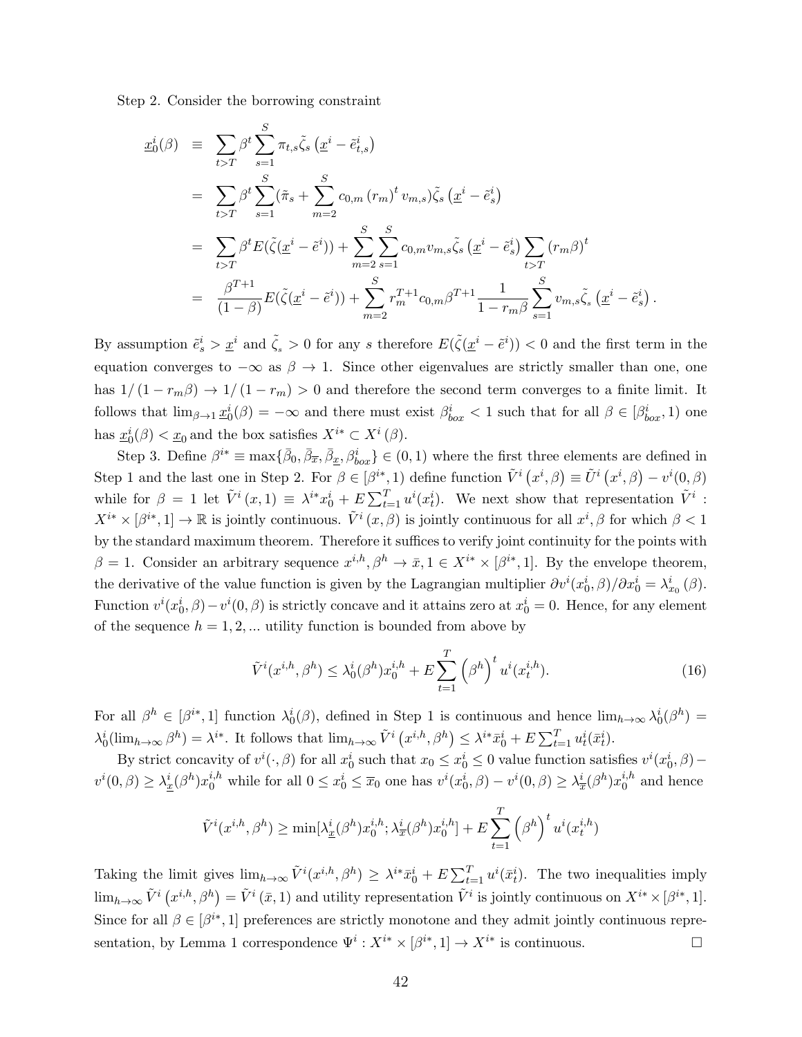Step 2. Consider the borrowing constraint

$$
\begin{aligned}
\underline{x}_0^i(\beta) &\equiv \sum_{t>T} \beta^t \sum_{s=1}^{S} \pi_{t,s} \tilde{\zeta}_s \left(\underline{x}^i - \tilde{e}_{t,s}^i\right) \\
&= \sum_{t>T} \beta^t \sum_{s=1}^{S} (\tilde{\pi}_s + \sum_{m=2}^{S} c_{0,m} \left(r_m\right)^t v_{m,s}) \tilde{\zeta}_s \left(\underline{x}^i - \tilde{e}_s^i\right) \\
&= \sum_{t>T} \beta^t E(\tilde{\zeta}(\underline{x}^i - \tilde{e}^i)) + \sum_{m=2}^{S} \sum_{s=1}^{S} c_{0,m} v_{m,s} \tilde{\zeta}_s \left(\underline{x}^i - \tilde{e}_s^i\right) \sum_{t>T} \left(r_m \beta\right)^t \\
&= \frac{\beta^{T+1}}{(1-\beta)} E(\tilde{\zeta}(\underline{x}^i - \tilde{e}^i)) + \sum_{m=2}^{S} r_m^{T+1} c_{0,m} \beta^{T+1} \frac{1}{1 - r_m \beta} \sum_{s=1}^{S} v_{m,s} \tilde{\zeta}_s \left(\underline{x}^i - \tilde{e}_s^i\right).
\end{aligned}
$$

By assumption $\tilde{e}_s^i > \underline{x}^i$ and $\tilde{\zeta}_s > 0$ for any $s$ therefore $E(\tilde{\zeta}(\underline{x}^i - \tilde{e}^i)) < 0$ and the first term in the equation converges to $-\infty$ as $\beta \to 1$. Since other eigenvalues are strictly smaller than one, one has $1/\left(1 - r_m \beta\right) \to 1/\left(1 - r_m\right) > 0$ and therefore the second term converges to a finite limit. It follows that $\lim_{\beta \to 1} \underline{x}_0^i(\beta) = -\infty$ and there must exist $\beta_{box}^i < 1$ such that for all $\beta \in [\beta_{box}^i, 1)$ one has $\underline{x}_0^i(\beta) < \underline{x}_0$ and the box satisfies $X^{i*} \subset X^i\left(\beta\right)$.

Step 3. Define $\beta^{i*} \equiv \max\{\bar{\beta}_0, \bar{\beta}_{\overline{x}}, \bar{\beta}_{\underline{x}}, \beta_{box}^i\} \in (0,1)$ where the first three elements are defined in Step 1 and the last one in Step 2. For $\beta \in [\beta^{i*}, 1)$ define function $\tilde{V}^i\left(x^i, \beta\right) \equiv \tilde{U}^i\left(x^i, \beta\right) - v^i(0, \beta)$ while for $\beta = 1$ let $\tilde{V}^i\left(x, 1\right) \equiv \lambda^{i*} x_0^i + E \sum_{t=1}^{T} u^i(x_t^i)$. We next show that representation $\tilde{V}^i : X^{i*} \times [\beta^{i*}, 1] \to \mathbb{R}$ is jointly continuous. $\tilde{V}^i\left(x, \beta\right)$ is jointly continuous for all $x^i, \beta$ for which $\beta < 1$ by the standard maximum theorem. Therefore it suffices to verify joint continuity for the points with $\beta = 1$. Consider an arbitrary sequence $x^{i,h}, \beta^h \to \bar{x}, 1 \in X^{i*} \times [\beta^{i*}, 1]$. By the envelope theorem, the derivative of the value function is given by the Lagrangian multiplier $\partial v^i(x_0^i, \beta)/\partial x_0^i = \lambda_{x_0}^i\left(\beta\right)$. Function $v^i(x_0^i, \beta) - v^i(0, \beta)$ is strictly concave and it attains zero at $x_0^i = 0$. Hence, for any element of the sequence $h = 1, 2, \ldots$ utility function is bounded from above by

$$
\tilde{V}^i(x^{i,h}, \beta^h) \leq \lambda_0^i(\beta^h) x_0^{i,h} + E \sum_{t=1}^{T} \left(\beta^h\right)^t u^i(x_t^{i,h}). \tag{16}
$$

For all $\beta^h \in [\beta^{i*}, 1]$ function $\lambda_0^i(\beta)$, defined in Step 1 is continuous and hence $\lim_{h \to \infty} \lambda_0^i(\beta^h) = \lambda_0^i(\lim_{h \to \infty} \beta^h) = \lambda^{i*}$. It follows that $\lim_{h \to \infty} \tilde{V}^i\left(x^{i,h}, \beta^h\right) \leq \lambda^{i*} \bar{x}_0^i + E \sum_{t=1}^{T} u_t^i(\bar{x}_t^i)$.

By strict concavity of $v^i(\cdot, \beta)$ for all $x_0^i$ such that $x_0 \leq x_0^i \leq 0$ value function satisfies $v^i(x_0^i, \beta) - v^i(0, \beta) \geq \lambda_{\underline{x}}^i(\beta^h) x_0^{i,h}$ while for all $0 \leq x_0^i \leq \overline{x}_0$ one has $v^i(x_0^i, \beta) - v^i(0, \beta) \geq \lambda_{\overline{x}}^i(\beta^h) x_0^{i,h}$ and hence

$$
\tilde{V}^i(x^{i,h}, \beta^h) \geq \min[\lambda_{\underline{x}}^i(\beta^h) x_0^{i,h}; \lambda_{\overline{x}}^i(\beta^h) x_0^{i,h}] + E \sum_{t=1}^{T} \left(\beta^h\right)^t u^i(x_t^{i,h})
$$

Taking the limit gives $\lim_{h \to \infty} \tilde{V}^i(x^{i,h}, \beta^h) \geq \lambda^{i*} \bar{x}_0^i + E \sum_{t=1}^{T} u^i(\bar{x}_t^i)$. The two inequalities imply $\lim_{h \to \infty} \tilde{V}^i\left(x^{i,h}, \beta^h\right) = \tilde{V}^i\left(\bar{x}, 1\right)$ and utility representation $\tilde{V}^i$ is jointly continuous on $X^{i*} \times [\beta^{i*}, 1]$. Since for all $\beta \in [\beta^{i*}, 1]$ preferences are strictly monotone and they admit jointly continuous representation, by Lemma 1 correspondence $\Psi^i : X^{i*} \times [\beta^{i*}, 1] \to X^{i*}$ is continuous. □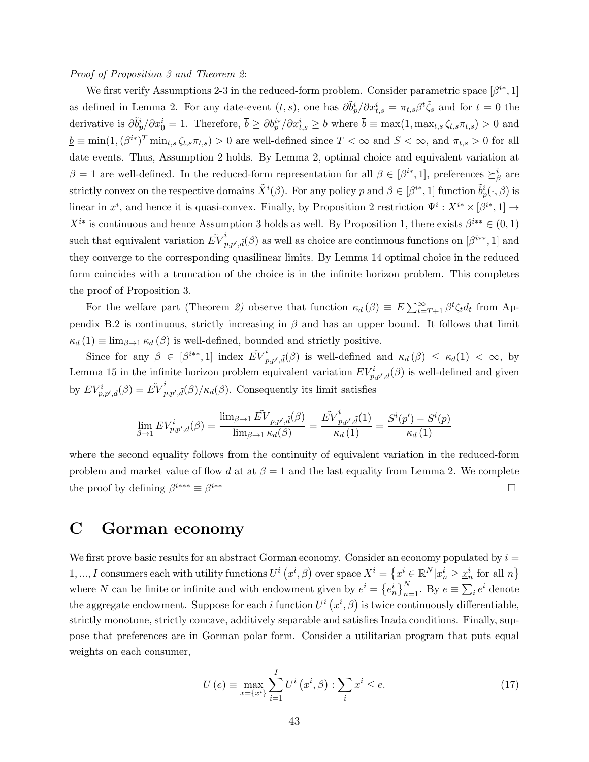*Proof of Proposition 3 and Theorem 2*:

We first verify Assumptions 2-3 in the reduced-form problem. Consider parametric space $[\beta^{i*}, 1]$ as defined in Lemma 2. For any date-event $(t, s)$, one has $\partial \tilde{b}^i_p / \partial x^i_{t,s} = \pi_{t,s} \beta^t \tilde{\zeta}_s$ and for $t = 0$ the derivative is $\partial \tilde{b}^i_p / \partial x^i_0 = 1$. Therefore, $\overline{b} \geq \partial b^{i*}_p / \partial x^i_{t,s} \geq \underline{b}$ where $\overline{b} \equiv \max(1, \max_{t,s} \zeta_{t,s} \pi_{t,s}) > 0$ and $\underline{b} \equiv \min(1, (\beta^{i*})^T \min_{t,s} \zeta_{t,s} \pi_{t,s}) > 0$ are well-defined since $T < \infty$ and $S < \infty$, and $\pi_{t,s} > 0$ for all date events. Thus, Assumption 2 holds. By Lemma 2, optimal choice and equivalent variation at $\beta = 1$ are well-defined. In the reduced-form representation for all $\beta \in [\beta^{i*}, 1]$, preferences $\succeq^i_\beta$ are strictly convex on the respective domains $\tilde{X}^i(\beta)$. For any policy $p$ and $\beta \in [\beta^{i*}, 1]$ function $\tilde{b}^i_p(\cdot, \beta)$ is linear in $x^i$, and hence it is quasi-convex. Finally, by Proposition 2 restriction $\Psi^i : X^{i*} \times [\beta^{i*}, 1] \rightarrow X^{i*}$ is continuous and hence Assumption 3 holds as well. By Proposition 1, there exists $\beta^{i**} \in (0, 1)$ such that equivalent variation $\tilde{EV}^i_{p,p',\tilde{d}}(\beta)$ as well as choice are continuous functions on $[\beta^{i**}, 1]$ and they converge to the corresponding quasilinear limits. By Lemma 14 optimal choice in the reduced form coincides with a truncation of the choice is in the infinite horizon problem. This completes the proof of Proposition 3.

For the welfare part (Theorem *2)* observe that function $\kappa_d(\beta) \equiv E \sum_{t=T+1}^{\infty} \beta^t \zeta_t d_t$ from Appendix B.2 is continuous, strictly increasing in $\beta$ and has an upper bound. It follows that limit $\kappa_d(1) \equiv \lim_{\beta \rightarrow 1} \kappa_d(\beta)$ is well-defined, bounded and strictly positive.

Since for any $\beta \in [\beta^{i**}, 1]$ index $\tilde{EV}^i_{p,p',\tilde{d}}(\beta)$ is well-defined and $\kappa_d(\beta) \leq \kappa_d(1) < \infty$, by Lemma 15 in the infinite horizon problem equivalent variation $EV^i_{p,p',d}(\beta)$ is well-defined and given by $EV^i_{p,p',d}(\beta) = \tilde{EV}^i_{p,p',\tilde{d}}(\beta) / \kappa_d(\beta)$. Consequently its limit satisfies

$$\lim_{\beta \rightarrow 1} EV^i_{p,p',d}(\beta) = \frac{\lim_{\beta \rightarrow 1} \tilde{EV}_{p,p',\tilde{d}}(\beta)}{\lim_{\beta \rightarrow 1} \kappa_d(\beta)} = \frac{\tilde{EV}^i_{p,p',\tilde{d}}(1)}{\kappa_d(1)} = \frac{S^i(p') - S^i(p)}{\kappa_d(1)}$$

where the second equality follows from the continuity of equivalent variation in the reduced-form problem and market value of flow $d$ at at $\beta = 1$ and the last equality from Lemma 2. We complete the proof by defining $\beta^{i***} \equiv \beta^{i**}$ $\square$

# C Gorman economy

We first prove basic results for an abstract Gorman economy. Consider an economy populated by $i = 1, ..., I$ consumers each with utility functions $U^i(x^i, \beta)$ over space $X^i = \{x^i \in \mathbb{R}^N | x^i_n \geq \underline{x}^i_n \text{ for all } n\}$ where $N$ can be finite or infinite and with endowment given by $e^i = \{e^i_n\}_{n=1}^N$. By $e \equiv \sum_i e^i$ denote the aggregate endowment. Suppose for each $i$ function $U^i(x^i, \beta)$ is twice continuously differentiable, strictly monotone, strictly concave, additively separable and satisfies Inada conditions. Finally, suppose that preferences are in Gorman polar form. Consider a utilitarian program that puts equal weights on each consumer,

$$U(e) \equiv \max_{x = \{x^i\}} \sum_{i=1}^{I} U^i(x^i, \beta) : \sum_i x^i \leq e. \tag{17}$$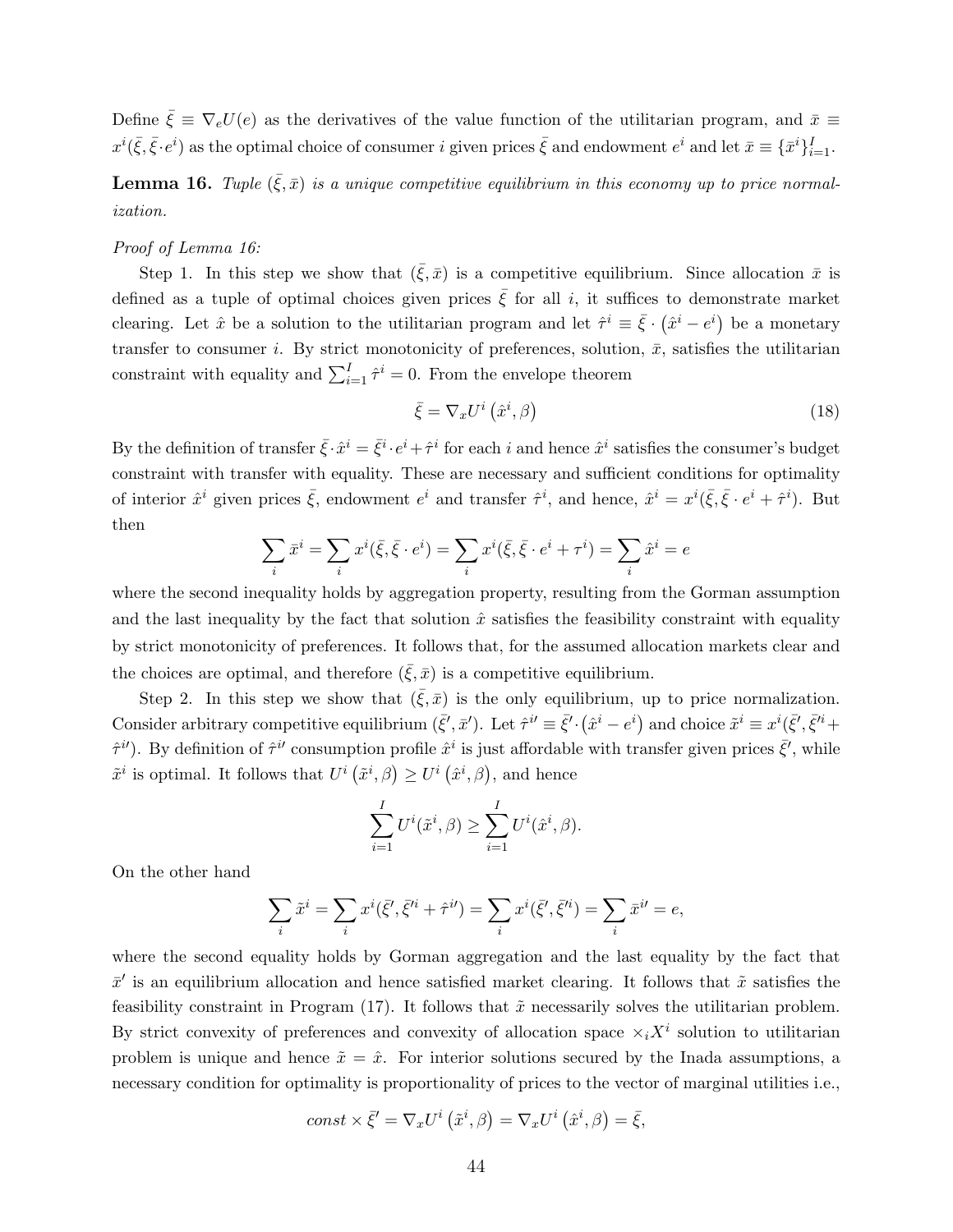Define $\bar{\xi} \equiv \nabla_e U(e)$ as the derivatives of the value function of the utilitarian program, and $\bar{x} \equiv x^i(\bar{\xi}, \bar{\xi} \cdot e^i)$ as the optimal choice of consumer $i$ given prices $\bar{\xi}$ and endowment $e^i$ and let $\bar{x} \equiv \{\bar{x}^i\}_{i=1}^I$.

**Lemma 16.** *Tuple $(\bar{\xi}, \bar{x})$ is a unique competitive equilibrium in this economy up to price normalization.*

*Proof of Lemma 16:*

Step 1. In this step we show that $(\bar{\xi}, \bar{x})$ is a competitive equilibrium. Since allocation $\bar{x}$ is defined as a tuple of optimal choices given prices $\bar{\xi}$ for all $i$, it suffices to demonstrate market clearing. Let $\hat{x}$ be a solution to the utilitarian program and let $\hat{\tau}^i \equiv \bar{\xi} \cdot \left(\hat{x}^i - e^i\right)$ be a monetary transfer to consumer $i$. By strict monotonicity of preferences, solution, $\bar{x}$, satisfies the utilitarian constraint with equality and $\sum_{i=1}^I \hat{\tau}^i = 0$. From the envelope theorem

$$\bar{\xi} = \nabla_x U^i\left(\hat{x}^i, \beta\right) \tag{18}$$

By the definition of transfer $\bar{\xi} \cdot \hat{x}^i = \bar{\xi}^i \cdot e^i + \hat{\tau}^i$ for each $i$ and hence $\hat{x}^i$ satisfies the consumer's budget constraint with transfer with equality. These are necessary and sufficient conditions for optimality of interior $\hat{x}^i$ given prices $\bar{\xi}$, endowment $e^i$ and transfer $\hat{\tau}^i$, and hence, $\hat{x}^i = x^i(\bar{\xi}, \bar{\xi} \cdot e^i + \hat{\tau}^i)$. But then

$$\sum_i \bar{x}^i = \sum_i x^i(\bar{\xi}, \bar{\xi} \cdot e^i) = \sum_i x^i(\bar{\xi}, \bar{\xi} \cdot e^i + \tau^i) = \sum_i \hat{x}^i = e$$

where the second inequality holds by aggregation property, resulting from the Gorman assumption and the last inequality by the fact that solution $\hat{x}$ satisfies the feasibility constraint with equality by strict monotonicity of preferences. It follows that, for the assumed allocation markets clear and the choices are optimal, and therefore $(\bar{\xi}, \bar{x})$ is a competitive equilibrium.

Step 2. In this step we show that $(\bar{\xi}, \bar{x})$ is the only equilibrium, up to price normalization. Consider arbitrary competitive equilibrium $(\bar{\xi}', \bar{x}')$. Let $\hat{\tau}^{i\prime} \equiv \bar{\xi}' \cdot \left(\hat{x}^i - e^i\right)$ and choice $\tilde{x}^i \equiv x^i(\bar{\xi}', \bar{\xi}'^i + \hat{\tau}^{i\prime})$. By definition of $\hat{\tau}^{i\prime}$ consumption profile $\hat{x}^i$ is just affordable with transfer given prices $\bar{\xi}'$, while $\tilde{x}^i$ is optimal. It follows that $U^i\left(\tilde{x}^i, \beta\right) \geq U^i\left(\hat{x}^i, \beta\right)$, and hence

$$\sum_{i=1}^I U^i(\tilde{x}^i, \beta) \geq \sum_{i=1}^I U^i(\hat{x}^i, \beta).$$

On the other hand

$$\sum_i \tilde{x}^i = \sum_i x^i(\bar{\xi}', \bar{\xi}'^i + \hat{\tau}^{i\prime}) = \sum_i x^i(\bar{\xi}', \bar{\xi}'^i) = \sum_i \bar{x}^{i\prime} = e,$$

where the second equality holds by Gorman aggregation and the last equality by the fact that $\bar{x}'$ is an equilibrium allocation and hence satisfied market clearing. It follows that $\tilde{x}$ satisfies the feasibility constraint in Program (17). It follows that $\tilde{x}$ necessarily solves the utilitarian problem. By strict convexity of preferences and convexity of allocation space $\times_i X^i$ solution to utilitarian problem is unique and hence $\tilde{x} = \hat{x}$. For interior solutions secured by the Inada assumptions, a necessary condition for optimality is proportionality of prices to the vector of marginal utilities i.e.,

$$const \times \bar{\xi}' = \nabla_x U^i\left(\tilde{x}^i, \beta\right) = \nabla_x U^i\left(\hat{x}^i, \beta\right) = \bar{\xi},$$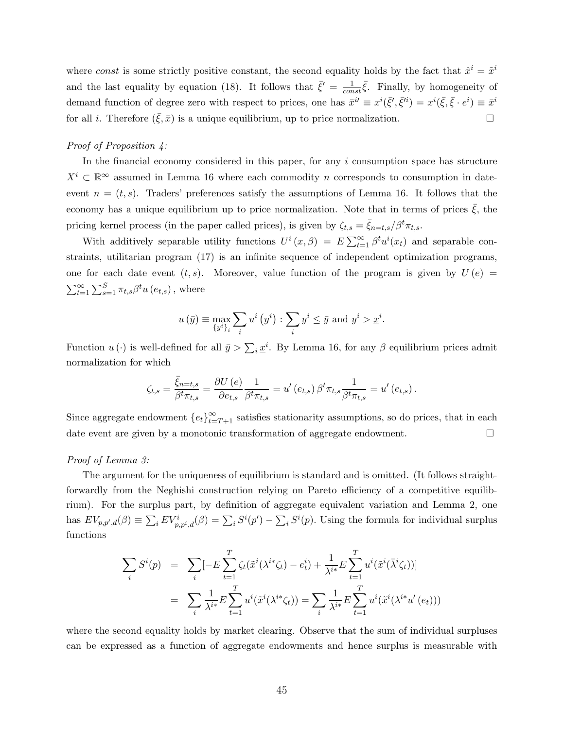where *const* is some strictly positive constant, the second equality holds by the fact that $\hat{x}^i = \tilde{x}^i$ and the last equality by equation (18). It follows that $\bar{\xi}' = \frac{1}{const}\bar{\xi}$. Finally, by homogeneity of demand function of degree zero with respect to prices, one has $\bar{x}^{i\prime} \equiv x^i(\bar{\xi}', \bar{\xi}'^i) = x^i(\bar{\xi}, \bar{\xi} \cdot e^i) \equiv \bar{x}^i$ for all $i$. Therefore $(\bar{\xi}, \bar{x})$ is a unique equilibrium, up to price normalization. $\square$

*Proof of Proposition 4:*

In the financial economy considered in this paper, for any $i$ consumption space has structure $X^i \subset \mathbb{R}^\infty$ assumed in Lemma 16 where each commodity $n$ corresponds to consumption in date-event $n = (t, s)$. Traders' preferences satisfy the assumptions of Lemma 16. It follows that the economy has a unique equilibrium up to price normalization. Note that in terms of prices $\bar{\xi}$, the pricing kernel process (in the paper called prices), is given by $\zeta_{t,s} = \bar{\xi}_{n=t,s}/\beta^t \pi_{t,s}$.

With additively separable utility functions $U^i(x, \beta) = E\sum_{t=1}^{\infty} \beta^t u^i(x_t)$ and separable constraints, utilitarian program (17) is an infinite sequence of independent optimization programs, one for each date event $(t, s)$. Moreover, value function of the program is given by $U(e) = \sum_{t=1}^{\infty}\sum_{s=1}^{S} \pi_{t,s}\beta^t u(e_{t,s})$, where

$$u(\bar{y}) \equiv \max_{\{y^i\}_i} \sum_i u^i(y^i) : \sum_i y^i \leq \bar{y} \text{ and } y^i > \underline{x}^i.$$

Function $u(\cdot)$ is well-defined for all $\bar{y} > \sum_i \underline{x}^i$. By Lemma 16, for any $\beta$ equilibrium prices admit normalization for which

$$\zeta_{t,s} = \frac{\bar{\xi}_{n=t,s}}{\beta^t \pi_{t,s}} = \frac{\partial U(e)}{\partial e_{t,s}} \frac{1}{\beta^t \pi_{t,s}} = u'(e_{t,s})\,\beta^t \pi_{t,s} \frac{1}{\beta^t \pi_{t,s}} = u'(e_{t,s}).$$

Since aggregate endowment $\{e_t\}_{t=T+1}^{\infty}$ satisfies stationarity assumptions, so do prices, that in each date event are given by a monotonic transformation of aggregate endowment. $\square$

*Proof of Lemma 3:*

The argument for the uniqueness of equilibrium is standard and is omitted. (It follows straightforwardly from the Neghishi construction relying on Pareto efficiency of a competitive equilibrium). For the surplus part, by definition of aggregate equivalent variation and Lemma 2, one has $EV_{p,p',d}(\beta) \equiv \sum_i EV^i_{p,p^i,d}(\beta) = \sum_i S^i(p') - \sum_i S^i(p)$. Using the formula for individual surplus functions

$$\begin{aligned}
\sum_i S^i(p) &= \sum_i [-E\sum_{t=1}^{T} \zeta_t(\tilde{x}^i(\lambda^{i*}\zeta_t) - e^i_t) + \frac{1}{\lambda^{i*}} E\sum_{t=1}^{T} u^i(\tilde{x}^i(\bar{\lambda}^i\zeta_t))] \\
&= \sum_i \frac{1}{\lambda^{i*}} E\sum_{t=1}^{T} u^i(\tilde{x}^i(\lambda^{i*}\zeta_t)) = \sum_i \frac{1}{\lambda^{i*}} E\sum_{t=1}^{T} u^i(\tilde{x}^i(\lambda^{i*}u'(e_t)))
\end{aligned}$$

where the second equality holds by market clearing. Observe that the sum of individual surpluses can be expressed as a function of aggregate endowments and hence surplus is measurable with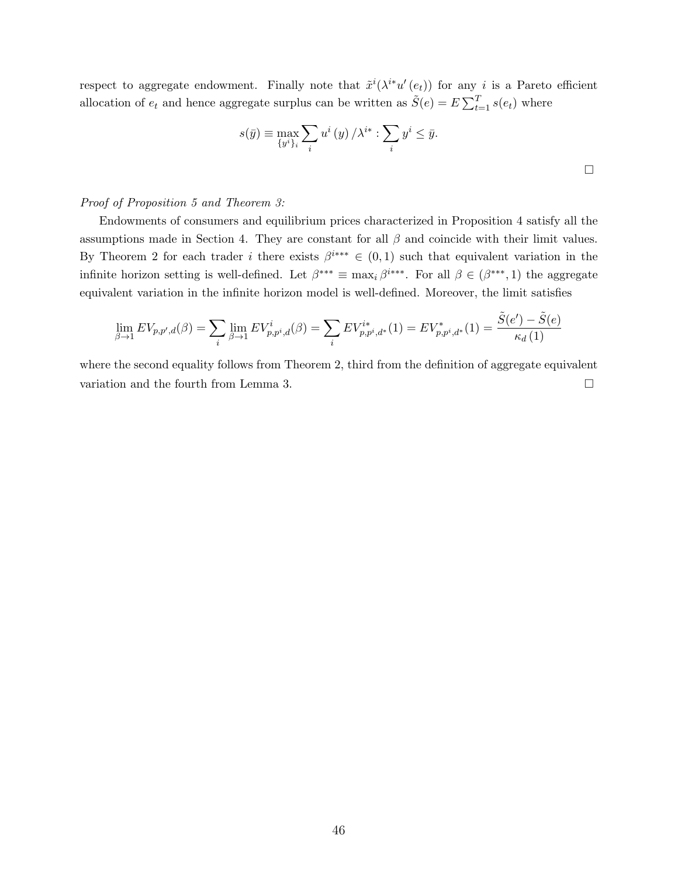respect to aggregate endowment. Finally note that $\tilde{x}^i(\lambda^{i*}u'(e_t))$ for any $i$ is a Pareto efficient allocation of $e_t$ and hence aggregate surplus can be written as $\tilde{S}(e) = E\sum_{t=1}^{T} s(e_t)$ where

$$s(\bar{y}) \equiv \max_{\{y^i\}_i} \sum_i u^i(y)/\lambda^{i*} : \sum_i y^i \leq \bar{y}.$$

□

*Proof of Proposition 5 and Theorem 3:*

Endowments of consumers and equilibrium prices characterized in Proposition 4 satisfy all the assumptions made in Section 4. They are constant for all $\beta$ and coincide with their limit values. By Theorem 2 for each trader $i$ there exists $\beta^{i***} \in (0,1)$ such that equivalent variation in the infinite horizon setting is well-defined. Let $\beta^{***} \equiv \max_i \beta^{i***}$. For all $\beta \in (\beta^{***}, 1)$ the aggregate equivalent variation in the infinite horizon model is well-defined. Moreover, the limit satisfies

$$\lim_{\beta\to 1} EV_{p,p',d}(\beta) = \sum_i \lim_{\beta\to 1} EV^i_{p,p^i,d}(\beta) = \sum_i EV^{i*}_{p,p^i,d^*}(1) = EV^*_{p,p^i,d^*}(1) = \frac{\tilde{S}(e') - \tilde{S}(e)}{\kappa_d(1)}$$

where the second equality follows from Theorem 2, third from the definition of aggregate equivalent variation and the fourth from Lemma 3. □